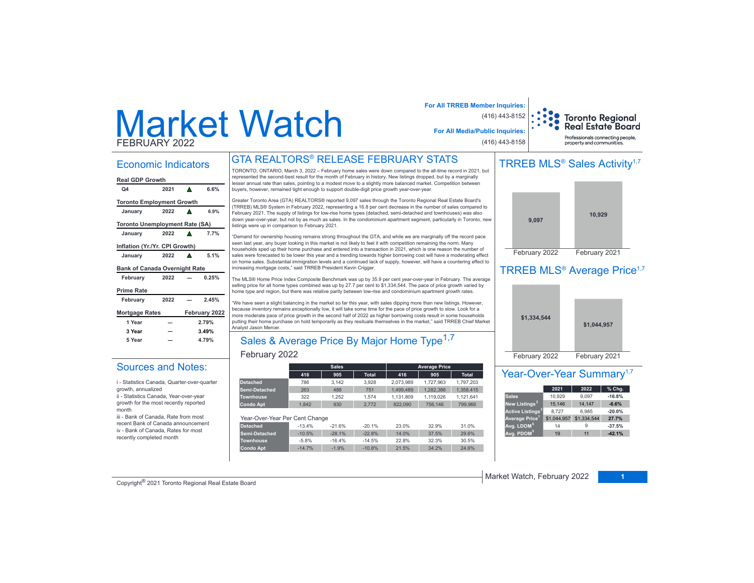# Market Watch

FEBRUARY 2022

**For All TRREB Member Inquiries:** (416) 443-8152

**For All Media/Public Inquiries:** (416) 443-8158

Toronto Regional Real Estate Board — Professionals connecting people, property and communities.

## Economic Indicators

| **Real GDP Growth** | | | |
|---|---|---|---|
| Q4 | 2021 | ▲ | 6.6% |
| **Toronto Employment Growth** | | | |
| January | 2022 | ▲ | 6.9% |
| **Toronto Unemployment Rate (SA)** | | | |
| January | 2022 | ▲ | 7.7% |
| **Inflation (Yr./Yr. CPI Growth)** | | | |
| January | 2022 | ▲ | 5.1% |
| **Bank of Canada Overnight Rate** | | | |
| February | 2022 | — | 0.25% |
| **Prime Rate** | | | |
| February | 2022 | — | 2.45% |

| **Mortgage Rates** | | **February 2022** |
|---|---|---|
| 1 Year | — | 2.79% |
| 3 Year | — | 3.49% |
| 5 Year | — | 4.79% |

## Sources and Notes:

i - Statistics Canada, Quarter-over-quarter growth, annualized

ii - Statistics Canada, Year-over-year growth for the most recently reported month

iii - Bank of Canada, Rate from most recent Bank of Canada announcement

iv - Bank of Canada, Rates for most recently completed month

## GTA REALTORS® RELEASE FEBRUARY STATS

TORONTO, ONTARIO, March 3, 2022 – February home sales were down compared to the all-time record in 2021, but represented the second-best result for the month of February in history. New listings dropped, but by a marginally lesser annual rate than sales, pointing to a modest move to a slightly more balanced market. Competition between buyers, however, remained tight enough to support double-digit price growth year-over-year.

Greater Toronto Area (GTA) REALTORS® reported 9,097 sales through the Toronto Regional Real Estate Board's (TRREB) MLS® System in February 2022, representing a 16.8 per cent decrease in the number of sales compared to February 2021. The supply of listings for low-rise home types (detached, semi-detached and townhouses) was also down year-over-year, but not by as much as sales. In the condominium apartment segment, particularly in Toronto, new listings were up in comparison to February 2021.

"Demand for ownership housing remains strong throughout the GTA, and while we are marginally off the record pace seen last year, any buyer looking in this market is not likely to feel it with competition remaining the norm. Many households sped up their home purchase and entered into a transaction in 2021, which is one reason the number of sales were forecasted to be lower this year and a trending towards higher borrowing cost will have a moderating effect on home sales. Substantial immigration levels and a continued lack of supply, however, will have a countering effect to increasing mortgage costs," said TRREB President Kevin Crigger.

The MLS® Home Price Index Composite Benchmark was up by 35.9 per cent year-over-year in February. The average selling price for all home types combined was up by 27.7 per cent to $1,334,544. The pace of price growth varied by home type and region, but there was relative parity between low-rise and condominium apartment growth rates.

"We have seen a slight balancing in the market so far this year, with sales dipping more than new listings. However, because inventory remains exceptionally low, it will take some time for the pace of price growth to slow. Look for a more moderate pace of price growth in the second half of 2022 as higher borrowing costs result in some households putting their home purchase on hold temporarily as they resituate themselves in the market," said TRREB Chief Market Analyst Jason Mercer.

## Sales & Average Price By Major Home Type[1,7]

### February 2022

| | Sales | | | Average Price | | |
|---|---|---|---|---|---|---|
| | 416 | 905 | Total | 416 | 905 | Total |
| Detached | 786 | 3,142 | 3,928 | 2,073,989 | 1,727,963 | 1,797,203 |
| Semi-Detached | 263 | 488 | 751 | 1,499,489 | 1,282,386 | 1,358,415 |
| Townhouse | 322 | 1,252 | 1,574 | 1,131,809 | 1,119,026 | 1,121,641 |
| Condo Apt | 1,842 | 930 | 2,772 | 822,090 | 756,146 | 799,966 |

Year-Over-Year Per Cent Change

| | 416 | 905 | Total | 416 | 905 | Total |
|---|---|---|---|---|---|---|
| Detached | -13.4% | -21.6% | -20.1% | 23.0% | 32.9% | 31.0% |
| Semi-Detached | -10.5% | -28.1% | -22.8% | 14.0% | 37.5% | 29.6% |
| Townhouse | -5.8% | -16.4% | -14.5% | 22.8% | 32.3% | 30.5% |
| Condo Apt | -14.7% | -1.9% | -10.8% | 21.5% | 34.2% | 24.6% |

## TRREB MLS® Sales Activity[1,7]

| February 2022 | February 2021 |
|---|---|
| 9,097 | 10,929 |

## TRREB MLS® Average Price[1,7]

| February 2022 | February 2021 |
|---|---|
| $1,334,544 | $1,044,957 |

## Year-Over-Year Summary[1,7]

| | 2021 | 2022 | % Chg. |
|---|---|---|---|
| Sales | 10,929 | 9,097 | -16.8% |
| New Listings[2] | 15,146 | 14,147 | -6.6% |
| Active Listings[3] | 8,727 | 6,985 | -20.0% |
| Average Price[1] | $1,044,957 | $1,334,544 | 27.7% |
| Avg. LDOM[5] | 14 | 9 | -37.5% |
| Avg. PDOM[5] | 19 | 11 | -42.1% |

Copyright® 2021 Toronto Regional Real Estate Board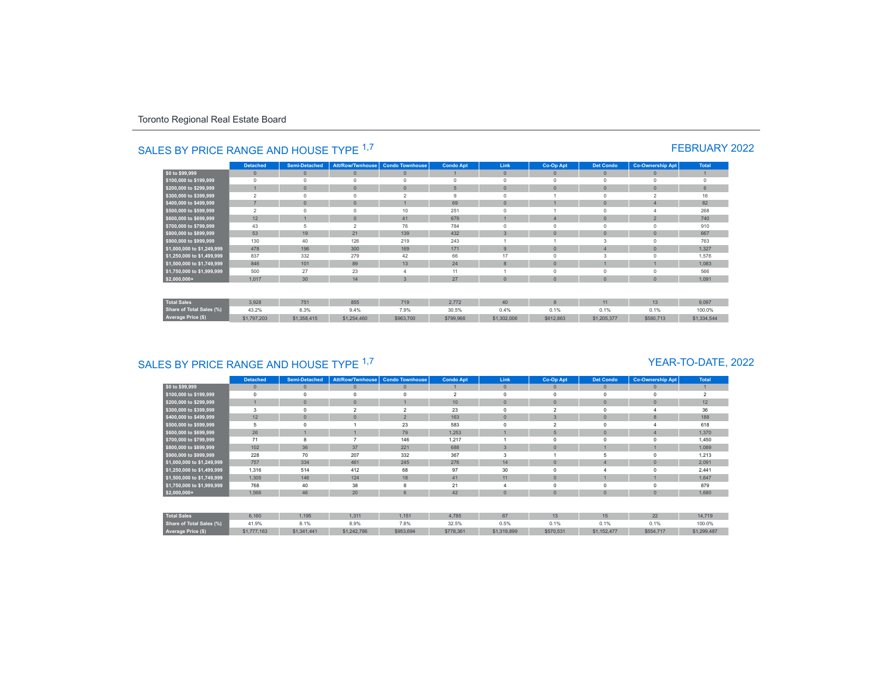Toronto Regional Real Estate Board

## SALES BY PRICE RANGE AND HOUSE TYPE [1,7]

### FEBRUARY 2022

| | Detached | Semi-Detached | Att/Row/Twnhouse | Condo Townhouse | Condo Apt | Link | Co-Op Apt | Det Condo | Co-Ownership Apt | Total |
|---|---|---|---|---|---|---|---|---|---|---|
| $0 to $99,999 | 0 | 0 | 0 | 0 | 1 | 0 | 0 | 0 | 0 | 1 |
| $100,000 to $199,999 | 0 | 0 | 0 | 0 | 0 | 0 | 0 | 0 | 0 | 0 |
| $200,000 to $299,999 | 1 | 0 | 0 | 0 | 5 | 0 | 0 | 0 | 0 | 6 |
| $300,000 to $399,999 | 2 | 0 | 0 | 2 | 9 | 0 | 1 | 0 | 2 | 16 |
| $400,000 to $499,999 | 7 | 0 | 0 | 1 | 69 | 0 | 1 | 0 | 4 | 82 |
| $500,000 to $599,999 | 2 | 0 | 0 | 10 | 251 | 0 | 1 | 0 | 4 | 268 |
| $600,000 to $699,999 | 12 | 1 | 0 | 41 | 679 | 1 | 4 | 0 | 2 | 740 |
| $700,000 to $799,999 | 43 | 5 | 2 | 76 | 784 | 0 | 0 | 0 | 0 | 910 |
| $800,000 to $899,999 | 53 | 19 | 21 | 139 | 432 | 3 | 0 | 0 | 0 | 667 |
| $900,000 to $999,999 | 130 | 40 | 126 | 219 | 243 | 1 | 1 | 3 | 0 | 763 |
| $1,000,000 to $1,249,999 | 478 | 196 | 300 | 169 | 171 | 9 | 0 | 4 | 0 | 1,327 |
| $1,250,000 to $1,499,999 | 837 | 332 | 279 | 42 | 66 | 17 | 0 | 3 | 0 | 1,576 |
| $1,500,000 to $1,749,999 | 846 | 101 | 89 | 13 | 24 | 8 | 0 | 1 | 1 | 1,083 |
| $1,750,000 to $1,999,999 | 500 | 27 | 23 | 4 | 11 | 1 | 0 | 0 | 0 | 566 |
| $2,000,000+ | 1,017 | 30 | 14 | 3 | 27 | 0 | 0 | 0 | 0 | 1,091 |
| Total Sales | 3,928 | 751 | 855 | 719 | 2,772 | 40 | 8 | 11 | 13 | 9,097 |
| Share of Total Sales (%) | 43.2% | 8.3% | 9.4% | 7.9% | 30.5% | 0.4% | 0.1% | 0.1% | 0.1% | 100.0% |
| Average Price ($) | $1,797,203 | $1,358,415 | $1,254,460 | $963,700 | $799,966 | $1,302,006 | $612,863 | $1,205,377 | $580,713 | $1,334,544 |

## SALES BY PRICE RANGE AND HOUSE TYPE [1,7]

### YEAR-TO-DATE, 2022

| | Detached | Semi-Detached | Att/Row/Twnhouse | Condo Townhouse | Condo Apt | Link | Co-Op Apt | Det Condo | Co-Ownership Apt | Total |
|---|---|---|---|---|---|---|---|---|---|---|
| $0 to $99,999 | 0 | 0 | 0 | 0 | 1 | 0 | 0 | 0 | 0 | 1 |
| $100,000 to $199,999 | 0 | 0 | 0 | 0 | 2 | 0 | 0 | 0 | 0 | 2 |
| $200,000 to $299,999 | 1 | 0 | 0 | 1 | 10 | 0 | 0 | 0 | 0 | 12 |
| $300,000 to $399,999 | 3 | 0 | 2 | 2 | 23 | 0 | 2 | 0 | 4 | 36 |
| $400,000 to $499,999 | 12 | 0 | 0 | 2 | 163 | 0 | 3 | 0 | 8 | 188 |
| $500,000 to $599,999 | 5 | 0 | 1 | 23 | 583 | 0 | 2 | 0 | 4 | 618 |
| $600,000 to $699,999 | 26 | 1 | 1 | 79 | 1,253 | 1 | 5 | 0 | 4 | 1,370 |
| $700,000 to $799,999 | 71 | 8 | 7 | 146 | 1,217 | 1 | 0 | 0 | 0 | 1,450 |
| $800,000 to $899,999 | 102 | 36 | 37 | 221 | 688 | 3 | 0 | 1 | 1 | 1,089 |
| $900,000 to $999,999 | 228 | 70 | 207 | 332 | 367 | 3 | 1 | 5 | 0 | 1,213 |
| $1,000,000 to $1,249,999 | 757 | 334 | 461 | 245 | 276 | 14 | 0 | 4 | 0 | 2,091 |
| $1,250,000 to $1,499,999 | 1,316 | 514 | 412 | 68 | 97 | 30 | 0 | 4 | 0 | 2,441 |
| $1,500,000 to $1,749,999 | 1,305 | 146 | 124 | 18 | 41 | 11 | 0 | 1 | 1 | 1,647 |
| $1,750,000 to $1,999,999 | 768 | 40 | 38 | 8 | 21 | 4 | 0 | 0 | 0 | 879 |
| $2,000,000+ | 1,566 | 46 | 20 | 6 | 42 | 0 | 0 | 0 | 0 | 1,680 |
| Total Sales | 6,160 | 1,195 | 1,311 | 1,151 | 4,785 | 67 | 13 | 15 | 22 | 14,719 |
| Share of Total Sales (%) | 41.9% | 8.1% | 8.9% | 7.8% | 32.5% | 0.5% | 0.1% | 0.1% | 0.1% | 100.0% |
| Average Price ($) | $1,777,163 | $1,341,441 | $1,242,786 | $953,694 | $778,361 | $1,319,899 | $570,531 | $1,152,477 | $554,717 | $1,299,487 |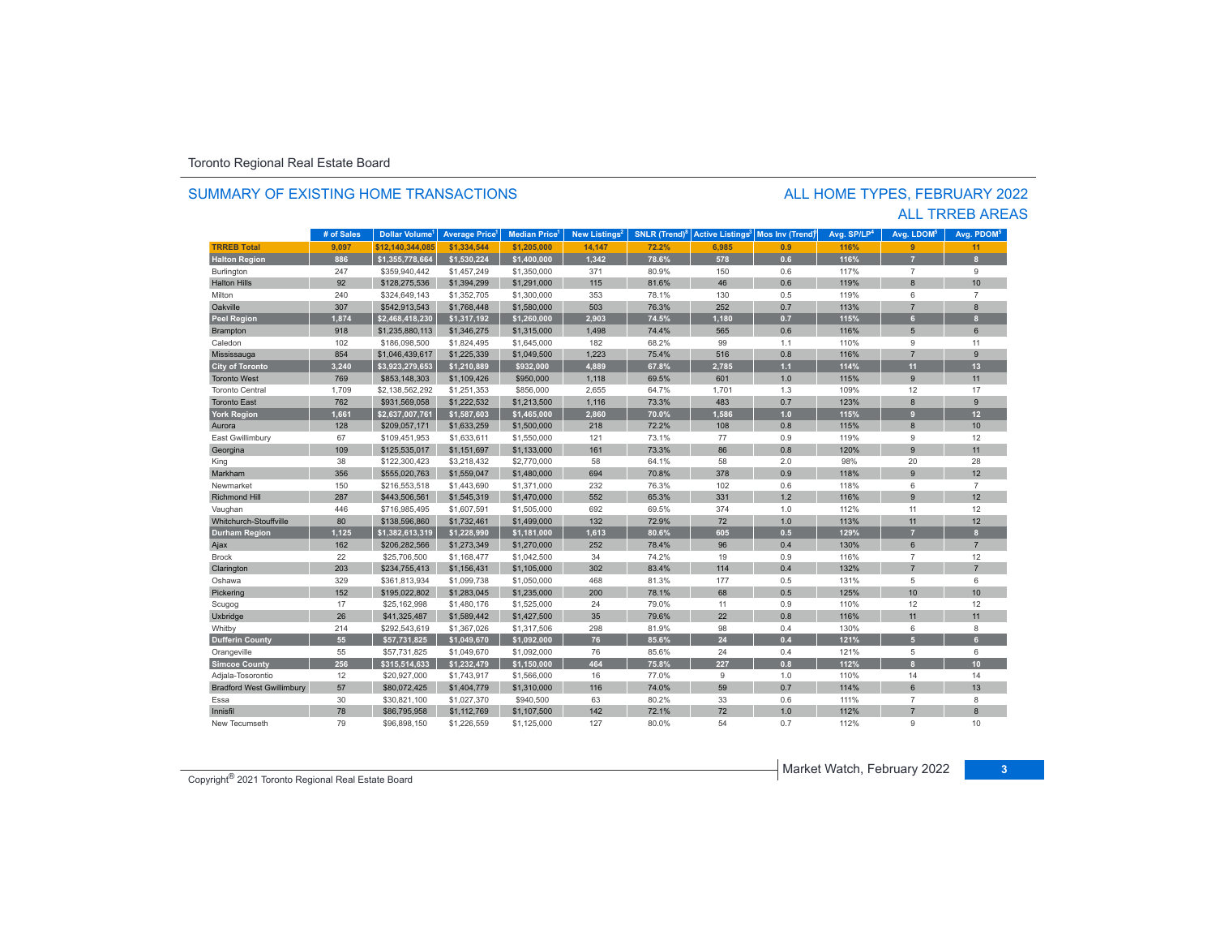Toronto Regional Real Estate Board

## SUMMARY OF EXISTING HOME TRANSACTIONS

## ALL HOME TYPES, FEBRUARY 2022
## ALL TRREB AREAS

| | # of Sales | Dollar Volume[1] | Average Price[1] | Median Price[1] | New Listings[2] | SNLR (Trend)[8] | Active Listings[3] | Mos Inv (Trend)[9] | Avg. SP/LP[4] | Avg. LDOM[5] | Avg. PDOM[5] |
|---|---|---|---|---|---|---|---|---|---|---|---|
| **TRREB Total** | **9,097** | **$12,140,344,085** | **$1,334,544** | **$1,205,000** | **14,147** | **72.2%** | **6,985** | **0.9** | **116%** | **9** | **11** |
| **Halton Region** | **886** | **$1,355,778,664** | **$1,530,224** | **$1,400,000** | **1,342** | **78.6%** | **578** | **0.6** | **116%** | **7** | **8** |
| Burlington | 247 | $359,940,442 | $1,457,249 | $1,350,000 | 371 | 80.9% | 150 | 0.6 | 117% | 7 | 9 |
| Halton Hills | 92 | $128,275,536 | $1,394,299 | $1,291,000 | 115 | 81.6% | 46 | 0.6 | 119% | 8 | 10 |
| Milton | 240 | $324,649,143 | $1,352,705 | $1,300,000 | 353 | 78.1% | 130 | 0.5 | 119% | 6 | 7 |
| Oakville | 307 | $542,913,543 | $1,768,448 | $1,580,000 | 503 | 76.3% | 252 | 0.7 | 113% | 7 | 8 |
| **Peel Region** | **1,874** | **$2,468,418,230** | **$1,317,192** | **$1,260,000** | **2,903** | **74.5%** | **1,180** | **0.7** | **115%** | **6** | **8** |
| Brampton | 918 | $1,235,880,113 | $1,346,275 | $1,315,000 | 1,498 | 74.4% | 565 | 0.6 | 116% | 5 | 6 |
| Caledon | 102 | $186,098,500 | $1,824,495 | $1,645,000 | 182 | 68.2% | 99 | 1.1 | 110% | 9 | 11 |
| Mississauga | 854 | $1,046,439,617 | $1,225,339 | $1,049,500 | 1,223 | 75.4% | 516 | 0.8 | 116% | 7 | 9 |
| **City of Toronto** | **3,240** | **$3,923,279,653** | **$1,210,889** | **$932,000** | **4,889** | **67.8%** | **2,785** | **1.1** | **114%** | **11** | **13** |
| Toronto West | 769 | $853,148,303 | $1,109,426 | $950,000 | 1,118 | 69.5% | 601 | 1.0 | 115% | 9 | 11 |
| Toronto Central | 1,709 | $2,138,562,292 | $1,251,353 | $856,000 | 2,655 | 64.7% | 1,701 | 1.3 | 109% | 12 | 17 |
| Toronto East | 762 | $931,569,058 | $1,222,532 | $1,213,500 | 1,116 | 73.3% | 483 | 0.7 | 123% | 8 | 9 |
| **York Region** | **1,661** | **$2,637,007,761** | **$1,587,603** | **$1,465,000** | **2,860** | **70.0%** | **1,586** | **1.0** | **115%** | **9** | **12** |
| Aurora | 128 | $209,057,171 | $1,633,259 | $1,500,000 | 218 | 72.2% | 108 | 0.8 | 115% | 8 | 10 |
| East Gwillimbury | 67 | $109,451,953 | $1,633,611 | $1,550,000 | 121 | 73.1% | 77 | 0.9 | 119% | 9 | 12 |
| Georgina | 109 | $125,535,017 | $1,151,697 | $1,133,000 | 161 | 73.3% | 86 | 0.8 | 120% | 9 | 11 |
| King | 38 | $122,300,423 | $3,218,432 | $2,770,000 | 58 | 64.1% | 58 | 2.0 | 98% | 20 | 28 |
| Markham | 356 | $555,020,763 | $1,559,047 | $1,480,000 | 694 | 70.8% | 378 | 0.9 | 118% | 9 | 12 |
| Newmarket | 150 | $216,553,518 | $1,443,690 | $1,371,000 | 232 | 76.3% | 102 | 0.6 | 118% | 6 | 7 |
| Richmond Hill | 287 | $443,506,561 | $1,545,319 | $1,470,000 | 552 | 65.3% | 331 | 1.2 | 116% | 9 | 12 |
| Vaughan | 446 | $716,985,495 | $1,607,591 | $1,505,000 | 692 | 69.5% | 374 | 1.0 | 112% | 11 | 12 |
| Whitchurch-Stouffville | 80 | $138,596,860 | $1,732,461 | $1,499,000 | 132 | 72.9% | 72 | 1.0 | 113% | 11 | 12 |
| **Durham Region** | **1,125** | **$1,382,613,319** | **$1,228,990** | **$1,181,000** | **1,613** | **80.6%** | **605** | **0.5** | **129%** | **7** | **8** |
| Ajax | 162 | $206,282,566 | $1,273,349 | $1,270,000 | 252 | 78.4% | 96 | 0.4 | 130% | 6 | 7 |
| Brock | 22 | $25,706,500 | $1,168,477 | $1,042,500 | 34 | 74.2% | 19 | 0.9 | 116% | 7 | 12 |
| Clarington | 203 | $234,755,413 | $1,156,431 | $1,105,000 | 302 | 83.4% | 114 | 0.4 | 132% | 7 | 7 |
| Oshawa | 329 | $361,813,934 | $1,099,738 | $1,050,000 | 468 | 81.3% | 177 | 0.5 | 131% | 5 | 6 |
| Pickering | 152 | $195,022,802 | $1,283,045 | $1,235,000 | 200 | 78.1% | 68 | 0.5 | 125% | 10 | 10 |
| Scugog | 17 | $25,162,998 | $1,480,176 | $1,525,000 | 24 | 79.0% | 11 | 0.9 | 110% | 12 | 12 |
| Uxbridge | 26 | $41,325,487 | $1,589,442 | $1,427,500 | 35 | 79.6% | 22 | 0.8 | 116% | 11 | 11 |
| Whitby | 214 | $292,543,619 | $1,367,026 | $1,317,506 | 298 | 81.9% | 98 | 0.4 | 130% | 6 | 8 |
| **Dufferin County** | **55** | **$57,731,825** | **$1,049,670** | **$1,092,000** | **76** | **85.6%** | **24** | **0.4** | **121%** | **5** | **6** |
| Orangeville | 55 | $57,731,825 | $1,049,670 | $1,092,000 | 76 | 85.6% | 24 | 0.4 | 121% | 5 | 6 |
| **Simcoe County** | **256** | **$315,514,633** | **$1,232,479** | **$1,150,000** | **464** | **75.8%** | **227** | **0.8** | **112%** | **8** | **10** |
| Adjala-Tosorontio | 12 | $20,927,000 | $1,743,917 | $1,566,000 | 16 | 77.0% | 9 | 1.0 | 110% | 14 | 14 |
| Bradford West Gwillimbury | 57 | $80,072,425 | $1,404,779 | $1,310,000 | 116 | 74.0% | 59 | 0.7 | 114% | 6 | 13 |
| Essa | 30 | $30,821,100 | $1,027,370 | $940,500 | 63 | 80.2% | 33 | 0.6 | 111% | 7 | 8 |
| Innisfil | 78 | $86,795,958 | $1,112,769 | $1,107,500 | 142 | 72.1% | 72 | 1.0 | 112% | 7 | 8 |
| New Tecumseth | 79 | $96,898,150 | $1,226,559 | $1,125,000 | 127 | 80.0% | 54 | 0.7 | 112% | 9 | 10 |

Copyright® 2021 Toronto Regional Real Estate Board

Market Watch, February 2022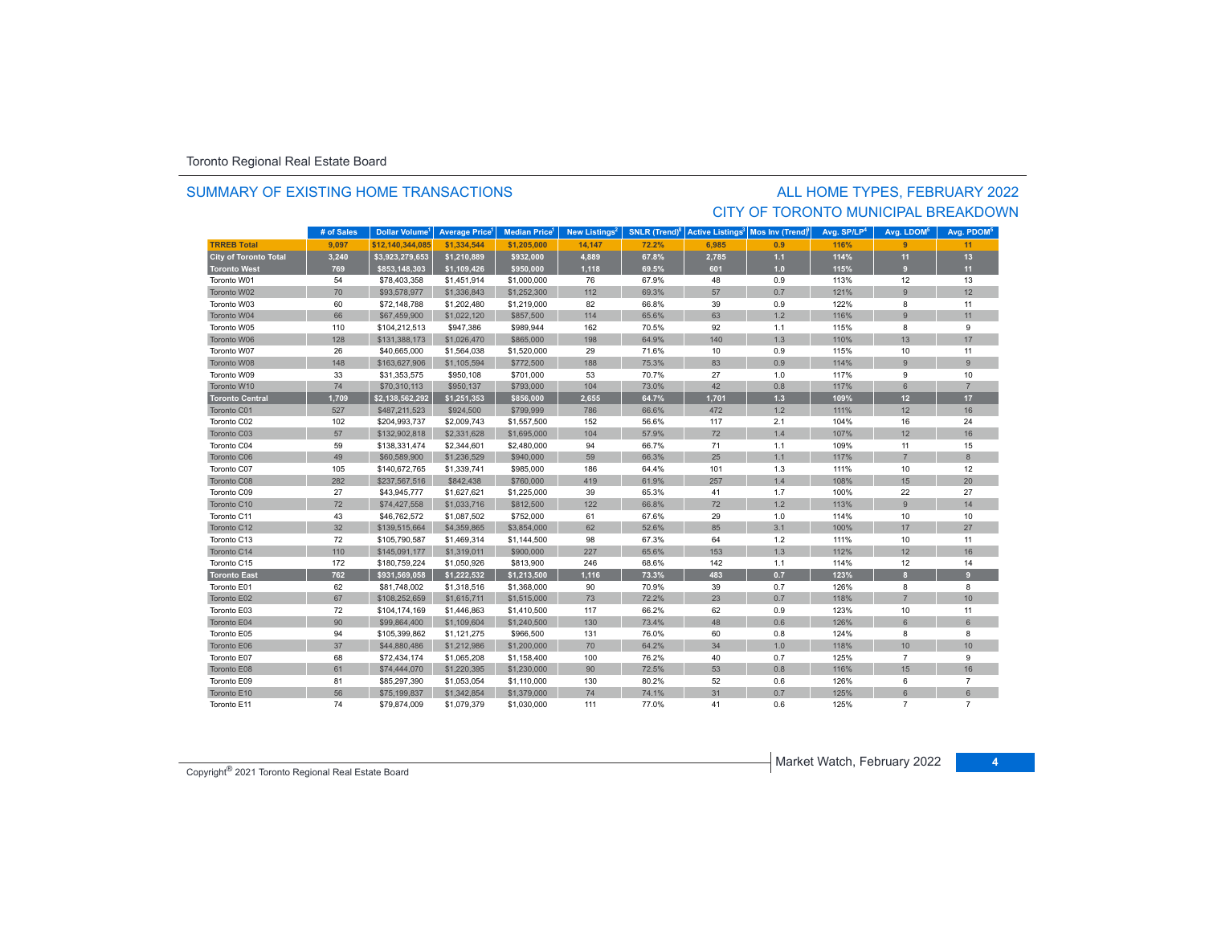Toronto Regional Real Estate Board

## SUMMARY OF EXISTING HOME TRANSACTIONS

## ALL HOME TYPES, FEBRUARY 2022
## CITY OF TORONTO MUNICIPAL BREAKDOWN

| | # of Sales | Dollar Volume[1] | Average Price[1] | Median Price[1] | New Listings[2] | SNLR (Trend)[8] | Active Listings[3] | Mos Inv (Trend)[9] | Avg. SP/LP[4] | Avg. LDOM[5] | Avg. PDOM[5] |
|---|---|---|---|---|---|---|---|---|---|---|---|
| **TRREB Total** | **9,097** | **$12,140,344,085** | **$1,334,544** | **$1,205,000** | **14,147** | **72.2%** | **6,985** | **0.9** | **116%** | **9** | **11** |
| **City of Toronto Total** | **3,240** | **$3,923,279,653** | **$1,210,889** | **$932,000** | **4,889** | **67.8%** | **2,785** | **1.1** | **114%** | **11** | **13** |
| **Toronto West** | **769** | **$853,148,303** | **$1,109,426** | **$950,000** | **1,118** | **69.5%** | **601** | **1.0** | **115%** | **9** | **11** |
| Toronto W01 | 54 | $78,403,358 | $1,451,914 | $1,000,000 | 76 | 67.9% | 48 | 0.9 | 113% | 12 | 13 |
| Toronto W02 | 70 | $93,578,977 | $1,336,843 | $1,252,300 | 112 | 69.3% | 57 | 0.7 | 121% | 9 | 12 |
| Toronto W03 | 60 | $72,148,788 | $1,202,480 | $1,219,000 | 82 | 66.8% | 39 | 0.9 | 122% | 8 | 11 |
| Toronto W04 | 66 | $67,459,900 | $1,022,120 | $857,500 | 114 | 65.6% | 63 | 1.2 | 116% | 9 | 11 |
| Toronto W05 | 110 | $104,212,513 | $947,386 | $989,944 | 162 | 70.5% | 92 | 1.1 | 115% | 8 | 9 |
| Toronto W06 | 128 | $131,388,173 | $1,026,470 | $865,000 | 198 | 64.9% | 140 | 1.3 | 110% | 13 | 17 |
| Toronto W07 | 26 | $40,665,000 | $1,564,038 | $1,520,000 | 29 | 71.6% | 10 | 0.9 | 115% | 10 | 11 |
| Toronto W08 | 148 | $163,627,906 | $1,105,594 | $772,500 | 188 | 75.3% | 83 | 0.9 | 114% | 9 | 9 |
| Toronto W09 | 33 | $31,353,575 | $950,108 | $701,000 | 53 | 70.7% | 27 | 1.0 | 117% | 9 | 10 |
| Toronto W10 | 74 | $70,310,113 | $950,137 | $793,000 | 104 | 73.0% | 42 | 0.8 | 117% | 6 | 7 |
| **Toronto Central** | **1,709** | **$2,138,562,292** | **$1,251,353** | **$856,000** | **2,655** | **64.7%** | **1,701** | **1.3** | **109%** | **12** | **17** |
| Toronto C01 | 527 | $487,211,523 | $924,500 | $799,999 | 786 | 66.6% | 472 | 1.2 | 111% | 12 | 16 |
| Toronto C02 | 102 | $204,993,737 | $2,009,743 | $1,557,500 | 152 | 56.6% | 117 | 2.1 | 104% | 16 | 24 |
| Toronto C03 | 57 | $132,902,818 | $2,331,628 | $1,695,000 | 104 | 57.9% | 72 | 1.4 | 107% | 12 | 16 |
| Toronto C04 | 59 | $138,331,474 | $2,344,601 | $2,480,000 | 94 | 66.7% | 71 | 1.1 | 109% | 11 | 15 |
| Toronto C06 | 49 | $60,589,900 | $1,236,529 | $940,000 | 59 | 66.3% | 25 | 1.1 | 117% | 7 | 8 |
| Toronto C07 | 105 | $140,672,765 | $1,339,741 | $985,000 | 186 | 64.4% | 101 | 1.3 | 111% | 10 | 12 |
| Toronto C08 | 282 | $237,567,516 | $842,438 | $760,000 | 419 | 61.9% | 257 | 1.4 | 108% | 15 | 20 |
| Toronto C09 | 27 | $43,945,777 | $1,627,621 | $1,225,000 | 39 | 65.3% | 41 | 1.7 | 100% | 22 | 27 |
| Toronto C10 | 72 | $74,427,558 | $1,033,716 | $812,500 | 122 | 66.8% | 72 | 1.2 | 113% | 9 | 14 |
| Toronto C11 | 43 | $46,762,572 | $1,087,502 | $752,000 | 61 | 67.6% | 29 | 1.0 | 114% | 10 | 10 |
| Toronto C12 | 32 | $139,515,664 | $4,359,865 | $3,854,000 | 62 | 52.6% | 85 | 3.1 | 100% | 17 | 27 |
| Toronto C13 | 72 | $105,790,587 | $1,469,314 | $1,144,500 | 98 | 67.3% | 64 | 1.2 | 111% | 10 | 11 |
| Toronto C14 | 110 | $145,091,177 | $1,319,011 | $900,000 | 227 | 65.6% | 153 | 1.3 | 112% | 12 | 16 |
| Toronto C15 | 172 | $180,759,224 | $1,050,926 | $813,900 | 246 | 68.6% | 142 | 1.1 | 114% | 12 | 14 |
| **Toronto East** | **762** | **$931,569,058** | **$1,222,532** | **$1,213,500** | **1,116** | **73.3%** | **483** | **0.7** | **123%** | **8** | **9** |
| Toronto E01 | 62 | $81,748,002 | $1,318,516 | $1,368,000 | 90 | 70.9% | 39 | 0.7 | 126% | 8 | 8 |
| Toronto E02 | 67 | $108,252,659 | $1,615,711 | $1,515,000 | 73 | 72.2% | 23 | 0.7 | 118% | 7 | 10 |
| Toronto E03 | 72 | $104,174,169 | $1,446,863 | $1,410,500 | 117 | 66.2% | 62 | 0.9 | 123% | 10 | 11 |
| Toronto E04 | 90 | $99,864,400 | $1,109,604 | $1,240,500 | 130 | 73.4% | 48 | 0.6 | 126% | 6 | 6 |
| Toronto E05 | 94 | $105,399,862 | $1,121,275 | $966,500 | 131 | 76.0% | 60 | 0.8 | 124% | 8 | 8 |
| Toronto E06 | 37 | $44,880,486 | $1,212,986 | $1,200,000 | 70 | 64.2% | 34 | 1.0 | 118% | 10 | 10 |
| Toronto E07 | 68 | $72,434,174 | $1,065,208 | $1,158,400 | 100 | 76.2% | 40 | 0.7 | 125% | 7 | 9 |
| Toronto E08 | 61 | $74,444,070 | $1,220,395 | $1,230,000 | 90 | 72.5% | 53 | 0.8 | 116% | 15 | 16 |
| Toronto E09 | 81 | $85,297,390 | $1,053,054 | $1,110,000 | 130 | 80.2% | 52 | 0.6 | 126% | 6 | 7 |
| Toronto E10 | 56 | $75,199,837 | $1,342,854 | $1,379,000 | 74 | 74.1% | 31 | 0.7 | 125% | 6 | 6 |
| Toronto E11 | 74 | $79,874,009 | $1,079,379 | $1,030,000 | 111 | 77.0% | 41 | 0.6 | 125% | 7 | 7 |

Copyright® 2021 Toronto Regional Real Estate Board

Market Watch, February 2022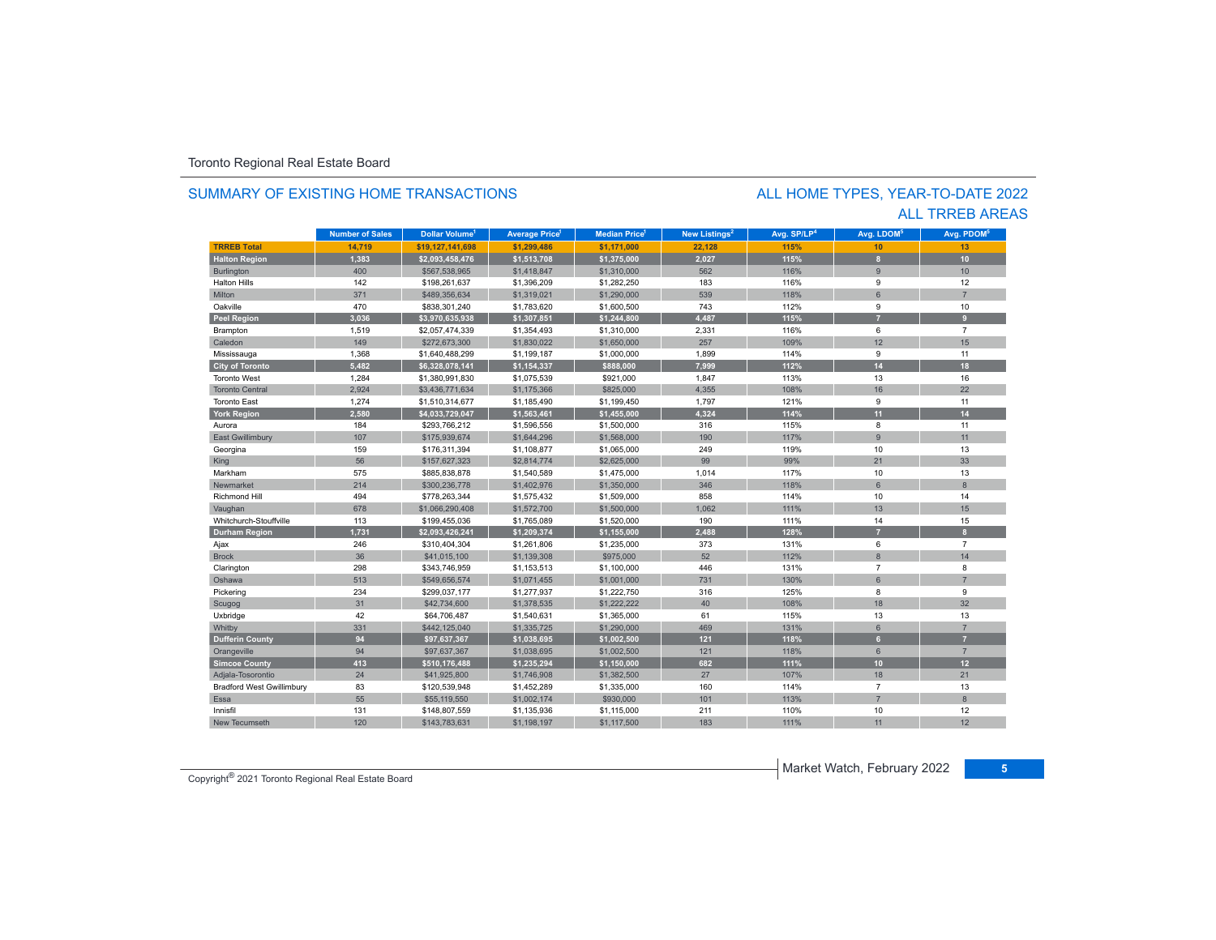Toronto Regional Real Estate Board

## SUMMARY OF EXISTING HOME TRANSACTIONS

## ALL HOME TYPES, YEAR-TO-DATE 2022
## ALL TRREB AREAS

| | Number of Sales | Dollar Volume[1] | Average Price[1] | Median Price[1] | New Listings[2] | Avg. SP/LP[4] | Avg. LDOM[5] | Avg. PDOM[5] |
|---|---|---|---|---|---|---|---|---|
| **TRREB Total** | **14,719** | **$19,127,141,698** | **$1,299,486** | **$1,171,000** | **22,128** | **115%** | **10** | **13** |
| **Halton Region** | **1,383** | **$2,093,458,476** | **$1,513,708** | **$1,375,000** | **2,027** | **115%** | **8** | **10** |
| Burlington | 400 | $567,538,965 | $1,418,847 | $1,310,000 | 562 | 116% | 9 | 10 |
| Halton Hills | 142 | $198,261,637 | $1,396,209 | $1,282,250 | 183 | 116% | 9 | 12 |
| Milton | 371 | $489,356,634 | $1,319,021 | $1,290,000 | 539 | 118% | 6 | 7 |
| Oakville | 470 | $838,301,240 | $1,783,620 | $1,600,500 | 743 | 112% | 9 | 10 |
| **Peel Region** | **3,036** | **$3,970,635,938** | **$1,307,851** | **$1,244,800** | **4,487** | **115%** | **7** | **9** |
| Brampton | 1,519 | $2,057,474,339 | $1,354,493 | $1,310,000 | 2,331 | 116% | 6 | 7 |
| Caledon | 149 | $272,673,300 | $1,830,022 | $1,650,000 | 257 | 109% | 12 | 15 |
| Mississauga | 1,368 | $1,640,488,299 | $1,199,187 | $1,000,000 | 1,899 | 114% | 9 | 11 |
| **City of Toronto** | **5,482** | **$6,328,078,141** | **$1,154,337** | **$888,000** | **7,999** | **112%** | **14** | **18** |
| Toronto West | 1,284 | $1,380,991,830 | $1,075,539 | $921,000 | 1,847 | 113% | 13 | 16 |
| Toronto Central | 2,924 | $3,436,771,634 | $1,175,366 | $825,000 | 4,355 | 108% | 16 | 22 |
| Toronto East | 1,274 | $1,510,314,677 | $1,185,490 | $1,199,450 | 1,797 | 121% | 9 | 11 |
| **York Region** | **2,580** | **$4,033,729,047** | **$1,563,461** | **$1,455,000** | **4,324** | **114%** | **11** | **14** |
| Aurora | 184 | $293,766,212 | $1,596,556 | $1,500,000 | 316 | 115% | 8 | 11 |
| East Gwillimbury | 107 | $175,939,674 | $1,644,296 | $1,568,000 | 190 | 117% | 9 | 11 |
| Georgina | 159 | $176,311,394 | $1,108,877 | $1,065,000 | 249 | 119% | 10 | 13 |
| King | 56 | $157,627,323 | $2,814,774 | $2,625,000 | 99 | 99% | 21 | 33 |
| Markham | 575 | $885,838,878 | $1,540,589 | $1,475,000 | 1,014 | 117% | 10 | 13 |
| Newmarket | 214 | $300,236,778 | $1,402,976 | $1,350,000 | 346 | 118% | 6 | 8 |
| Richmond Hill | 494 | $778,263,344 | $1,575,432 | $1,509,000 | 858 | 114% | 10 | 14 |
| Vaughan | 678 | $1,066,290,408 | $1,572,700 | $1,500,000 | 1,062 | 111% | 13 | 15 |
| Whitchurch-Stouffville | 113 | $199,455,036 | $1,765,089 | $1,520,000 | 190 | 111% | 14 | 15 |
| **Durham Region** | **1,731** | **$2,093,426,241** | **$1,209,374** | **$1,155,000** | **2,488** | **128%** | **7** | **8** |
| Ajax | 246 | $310,404,304 | $1,261,806 | $1,235,000 | 373 | 131% | 6 | 7 |
| Brock | 36 | $41,015,100 | $1,139,308 | $975,000 | 52 | 112% | 8 | 14 |
| Clarington | 298 | $343,746,959 | $1,153,513 | $1,100,000 | 446 | 131% | 7 | 8 |
| Oshawa | 513 | $549,656,574 | $1,071,455 | $1,001,000 | 731 | 130% | 6 | 7 |
| Pickering | 234 | $299,037,177 | $1,277,937 | $1,222,750 | 316 | 125% | 8 | 9 |
| Scugog | 31 | $42,734,600 | $1,378,535 | $1,222,222 | 40 | 108% | 18 | 32 |
| Uxbridge | 42 | $64,706,487 | $1,540,631 | $1,365,000 | 61 | 115% | 13 | 13 |
| Whitby | 331 | $442,125,040 | $1,335,725 | $1,290,000 | 469 | 131% | 6 | 7 |
| **Dufferin County** | **94** | **$97,637,367** | **$1,038,695** | **$1,002,500** | **121** | **118%** | **6** | **7** |
| Orangeville | 94 | $97,637,367 | $1,038,695 | $1,002,500 | 121 | 118% | 6 | 7 |
| **Simcoe County** | **413** | **$510,176,488** | **$1,235,294** | **$1,150,000** | **682** | **111%** | **10** | **12** |
| Adjala-Tosorontio | 24 | $41,925,800 | $1,746,908 | $1,382,500 | 27 | 107% | 18 | 21 |
| Bradford West Gwillimbury | 83 | $120,539,948 | $1,452,289 | $1,335,000 | 160 | 114% | 7 | 13 |
| Essa | 55 | $55,119,550 | $1,002,174 | $930,000 | 101 | 113% | 7 | 8 |
| Innisfil | 131 | $148,807,559 | $1,135,936 | $1,115,000 | 211 | 110% | 10 | 12 |
| New Tecumseth | 120 | $143,783,631 | $1,198,197 | $1,117,500 | 183 | 111% | 11 | 12 |

Copyright® 2021 Toronto Regional Real Estate Board

Market Watch, February 2022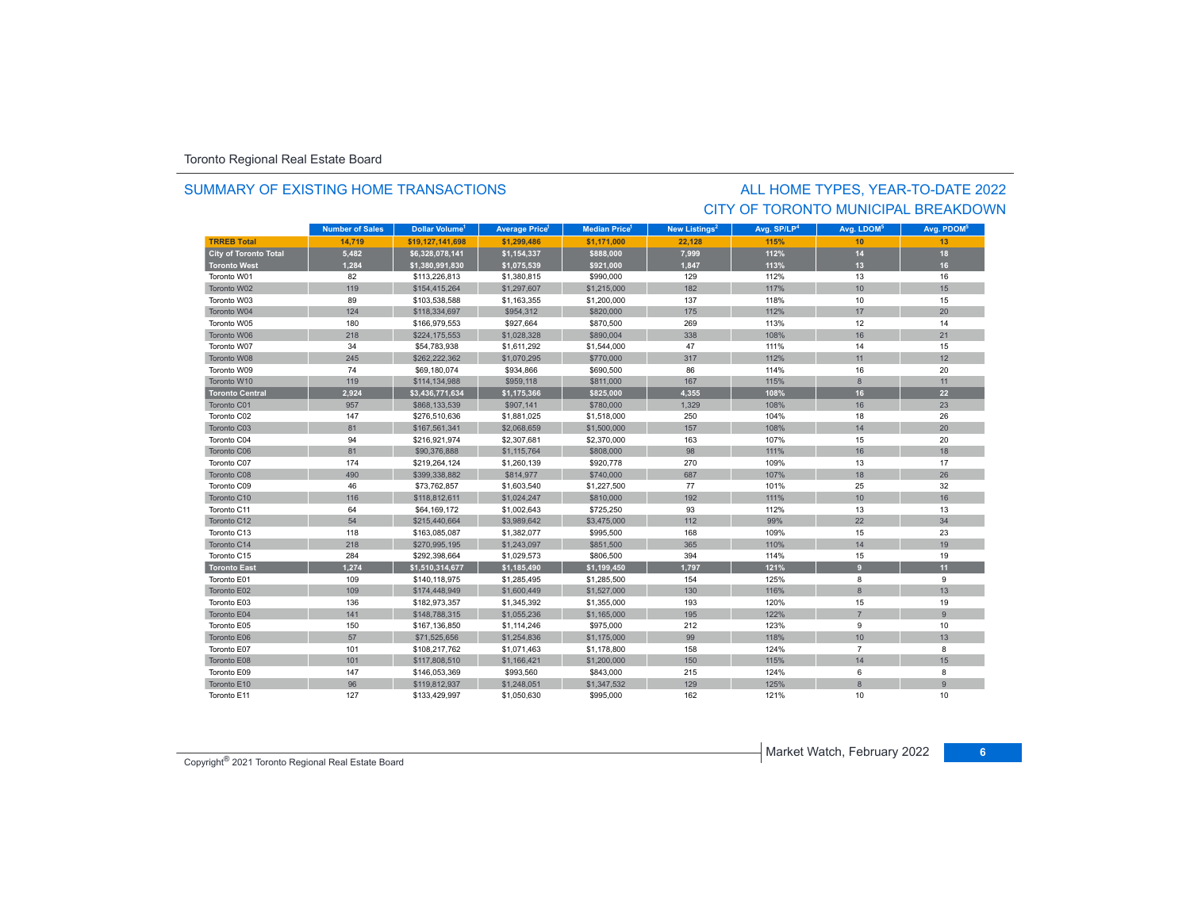Toronto Regional Real Estate Board

## SUMMARY OF EXISTING HOME TRANSACTIONS

## ALL HOME TYPES, YEAR-TO-DATE 2022
## CITY OF TORONTO MUNICIPAL BREAKDOWN

| | Number of Sales | Dollar Volume[1] | Average Price[1] | Median Price[1] | New Listings[2] | Avg. SP/LP[4] | Avg. LDOM[5] | Avg. PDOM[5] |
|---|---|---|---|---|---|---|---|---|
| **TRREB Total** | **14,719** | **$19,127,141,698** | **$1,299,486** | **$1,171,000** | **22,128** | **115%** | **10** | **13** |
| **City of Toronto Total** | **5,482** | **$6,328,078,141** | **$1,154,337** | **$888,000** | **7,999** | **112%** | **14** | **18** |
| **Toronto West** | **1,284** | **$1,380,991,830** | **$1,075,539** | **$921,000** | **1,847** | **113%** | **13** | **16** |
| Toronto W01 | 82 | $113,226,813 | $1,380,815 | $990,000 | 129 | 112% | 13 | 16 |
| Toronto W02 | 119 | $154,415,264 | $1,297,607 | $1,215,000 | 182 | 117% | 10 | 15 |
| Toronto W03 | 89 | $103,538,588 | $1,163,355 | $1,200,000 | 137 | 118% | 10 | 15 |
| Toronto W04 | 124 | $118,334,697 | $954,312 | $820,000 | 175 | 112% | 17 | 20 |
| Toronto W05 | 180 | $166,979,553 | $927,664 | $870,500 | 269 | 113% | 12 | 14 |
| Toronto W06 | 218 | $224,175,553 | $1,028,328 | $890,004 | 338 | 108% | 16 | 21 |
| Toronto W07 | 34 | $54,783,938 | $1,611,292 | $1,544,000 | 47 | 111% | 14 | 15 |
| Toronto W08 | 245 | $262,222,362 | $1,070,295 | $770,000 | 317 | 112% | 11 | 12 |
| Toronto W09 | 74 | $69,180,074 | $934,866 | $690,500 | 86 | 114% | 16 | 20 |
| Toronto W10 | 119 | $114,134,988 | $959,118 | $811,000 | 167 | 115% | 8 | 11 |
| **Toronto Central** | **2,924** | **$3,436,771,634** | **$1,175,366** | **$825,000** | **4,355** | **108%** | **16** | **22** |
| Toronto C01 | 957 | $868,133,539 | $907,141 | $780,000 | 1,329 | 108% | 16 | 23 |
| Toronto C02 | 147 | $276,510,636 | $1,881,025 | $1,518,000 | 250 | 104% | 18 | 26 |
| Toronto C03 | 81 | $167,561,341 | $2,068,659 | $1,500,000 | 157 | 108% | 14 | 20 |
| Toronto C04 | 94 | $216,921,974 | $2,307,681 | $2,370,000 | 163 | 107% | 15 | 20 |
| Toronto C06 | 81 | $90,376,888 | $1,115,764 | $808,000 | 98 | 111% | 16 | 18 |
| Toronto C07 | 174 | $219,264,124 | $1,260,139 | $920,778 | 270 | 109% | 13 | 17 |
| Toronto C08 | 490 | $399,338,882 | $814,977 | $740,000 | 687 | 107% | 18 | 26 |
| Toronto C09 | 46 | $73,762,857 | $1,603,540 | $1,227,500 | 77 | 101% | 25 | 32 |
| Toronto C10 | 116 | $118,812,611 | $1,024,247 | $810,000 | 192 | 111% | 10 | 16 |
| Toronto C11 | 64 | $64,169,172 | $1,002,643 | $725,250 | 93 | 112% | 13 | 13 |
| Toronto C12 | 54 | $215,440,664 | $3,989,642 | $3,475,000 | 112 | 99% | 22 | 34 |
| Toronto C13 | 118 | $163,085,087 | $1,382,077 | $995,500 | 168 | 109% | 15 | 23 |
| Toronto C14 | 218 | $270,995,195 | $1,243,097 | $851,500 | 365 | 110% | 14 | 19 |
| Toronto C15 | 284 | $292,398,664 | $1,029,573 | $806,500 | 394 | 114% | 15 | 19 |
| **Toronto East** | **1,274** | **$1,510,314,677** | **$1,185,490** | **$1,199,450** | **1,797** | **121%** | **9** | **11** |
| Toronto E01 | 109 | $140,118,975 | $1,285,495 | $1,285,500 | 154 | 125% | 8 | 9 |
| Toronto E02 | 109 | $174,448,949 | $1,600,449 | $1,527,000 | 130 | 116% | 8 | 13 |
| Toronto E03 | 136 | $182,973,357 | $1,345,392 | $1,355,000 | 193 | 120% | 15 | 19 |
| Toronto E04 | 141 | $148,788,315 | $1,055,236 | $1,165,000 | 195 | 122% | 7 | 9 |
| Toronto E05 | 150 | $167,136,850 | $1,114,246 | $975,000 | 212 | 123% | 9 | 10 |
| Toronto E06 | 57 | $71,525,656 | $1,254,836 | $1,175,000 | 99 | 118% | 10 | 13 |
| Toronto E07 | 101 | $108,217,762 | $1,071,463 | $1,178,800 | 158 | 124% | 7 | 8 |
| Toronto E08 | 101 | $117,808,510 | $1,166,421 | $1,200,000 | 150 | 115% | 14 | 15 |
| Toronto E09 | 147 | $146,053,369 | $993,560 | $843,000 | 215 | 124% | 6 | 8 |
| Toronto E10 | 96 | $119,812,937 | $1,248,051 | $1,347,532 | 129 | 125% | 8 | 9 |
| Toronto E11 | 127 | $133,429,997 | $1,050,630 | $995,000 | 162 | 121% | 10 | 10 |

Market Watch, February 2022

Copyright® 2021 Toronto Regional Real Estate Board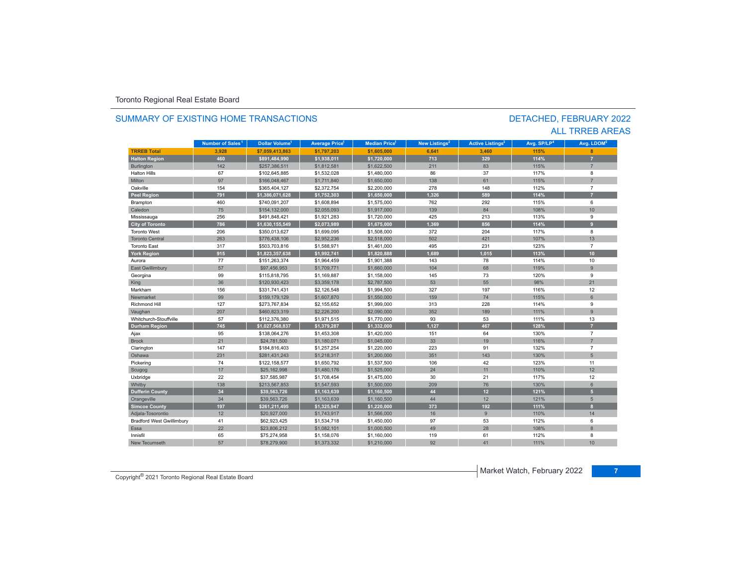Toronto Regional Real Estate Board

## SUMMARY OF EXISTING HOME TRANSACTIONS

## DETACHED, FEBRUARY 2022
## ALL TRREB AREAS

| | Number of Sales[1] | Dollar Volume[1] | Average Price[1] | Median Price[1] | New Listings[2] | Active Listings[3] | Avg. SP/LP[4] | Avg. LDOM[5] |
|---|---|---|---|---|---|---|---|---|
| **TRREB Total** | **3,928** | **$7,059,413,863** | **$1,797,203** | **$1,605,000** | **6,641** | **3,460** | **115%** | **8** |
| **Halton Region** | **460** | **$891,484,990** | **$1,938,011** | **$1,720,000** | **713** | **329** | **114%** | **7** |
| Burlington | 142 | $257,386,511 | $1,812,581 | $1,622,500 | 211 | 83 | 115% | 7 |
| Halton Hills | 67 | $102,645,885 | $1,532,028 | $1,480,000 | 86 | 37 | 117% | 8 |
| Milton | 97 | $166,048,467 | $1,711,840 | $1,650,000 | 138 | 61 | 115% | 7 |
| Oakville | 154 | $365,404,127 | $2,372,754 | $2,200,000 | 278 | 148 | 112% | 7 |
| **Peel Region** | **791** | **$1,386,071,628** | **$1,752,303** | **$1,650,000** | **1,326** | **589** | **114%** | **7** |
| Brampton | 460 | $740,091,207 | $1,608,894 | $1,575,000 | 762 | 292 | 115% | 6 |
| Caledon | 75 | $154,132,000 | $2,055,093 | $1,917,000 | 139 | 84 | 108% | 10 |
| Mississauga | 256 | $491,848,421 | $1,921,283 | $1,720,000 | 425 | 213 | 113% | 9 |
| **City of Toronto** | **786** | **$1,630,155,549** | **$2,073,989** | **$1,675,000** | **1,369** | **856** | **114%** | **9** |
| Toronto West | 206 | $350,013,627 | $1,699,095 | $1,508,000 | 372 | 204 | 117% | 8 |
| Toronto Central | 263 | $776,438,106 | $2,952,236 | $2,518,000 | 502 | 421 | 107% | 13 |
| Toronto East | 317 | $503,703,816 | $1,588,971 | $1,461,000 | 495 | 231 | 123% | 7 |
| **York Region** | **915** | **$1,823,357,638** | **$1,992,741** | **$1,820,888** | **1,689** | **1,015** | **113%** | **10** |
| Aurora | 77 | $151,263,374 | $1,964,459 | $1,901,388 | 143 | 78 | 114% | 10 |
| East Gwillimbury | 57 | $97,456,953 | $1,709,771 | $1,660,000 | 104 | 68 | 119% | 9 |
| Georgina | 99 | $115,818,795 | $1,169,887 | $1,158,000 | 145 | 73 | 120% | 9 |
| King | 36 | $120,930,423 | $3,359,178 | $2,787,500 | 53 | 55 | 98% | 21 |
| Markham | 156 | $331,741,431 | $2,126,548 | $1,994,500 | 327 | 197 | 116% | 12 |
| Newmarket | 99 | $159,179,129 | $1,607,870 | $1,550,000 | 159 | 74 | 115% | 6 |
| Richmond Hill | 127 | $273,767,834 | $2,155,652 | $1,999,000 | 313 | 228 | 114% | 9 |
| Vaughan | 207 | $460,823,319 | $2,226,200 | $2,090,000 | 352 | 189 | 111% | 9 |
| Whitchurch-Stouffville | 57 | $112,376,380 | $1,971,515 | $1,770,000 | 93 | 53 | 111% | 13 |
| **Durham Region** | **745** | **$1,027,568,837** | **$1,379,287** | **$1,332,000** | **1,127** | **467** | **128%** | **7** |
| Ajax | 95 | $138,064,276 | $1,453,308 | $1,420,000 | 151 | 64 | 130% | 7 |
| Brock | 21 | $24,781,500 | $1,180,071 | $1,045,000 | 33 | 19 | 116% | 7 |
| Clarington | 147 | $184,816,403 | $1,257,254 | $1,220,000 | 223 | 91 | 132% | 7 |
| Oshawa | 231 | $281,431,243 | $1,218,317 | $1,200,000 | 351 | 143 | 130% | 5 |
| Pickering | 74 | $122,158,577 | $1,650,792 | $1,537,500 | 106 | 42 | 123% | 11 |
| Scugog | 17 | $25,162,998 | $1,480,176 | $1,525,000 | 24 | 11 | 110% | 12 |
| Uxbridge | 22 | $37,585,987 | $1,708,454 | $1,475,000 | 30 | 21 | 117% | 12 |
| Whitby | 138 | $213,567,853 | $1,547,593 | $1,500,000 | 209 | 76 | 130% | 6 |
| **Dufferin County** | **34** | **$39,563,726** | **$1,163,639** | **$1,160,500** | **44** | **12** | **121%** | **5** |
| Orangeville | 34 | $39,563,726 | $1,163,639 | $1,160,500 | 44 | 12 | 121% | 5 |
| **Simcoe County** | **197** | **$261,211,495** | **$1,325,947** | **$1,220,000** | **373** | **192** | **111%** | **8** |
| Adjala-Tosorontio | 12 | $20,927,000 | $1,743,917 | $1,566,000 | 16 | 9 | 110% | 14 |
| Bradford West Gwillimbury | 41 | $62,923,425 | $1,534,718 | $1,450,000 | 97 | 53 | 112% | 6 |
| Essa | 22 | $23,806,212 | $1,082,101 | $1,000,500 | 49 | 28 | 108% | 8 |
| Innisfil | 65 | $75,274,958 | $1,158,076 | $1,160,000 | 119 | 61 | 112% | 8 |
| New Tecumseth | 57 | $78,279,900 | $1,373,332 | $1,210,000 | 92 | 41 | 111% | 10 |

Copyright® 2021 Toronto Regional Real Estate Board

Market Watch, February 2022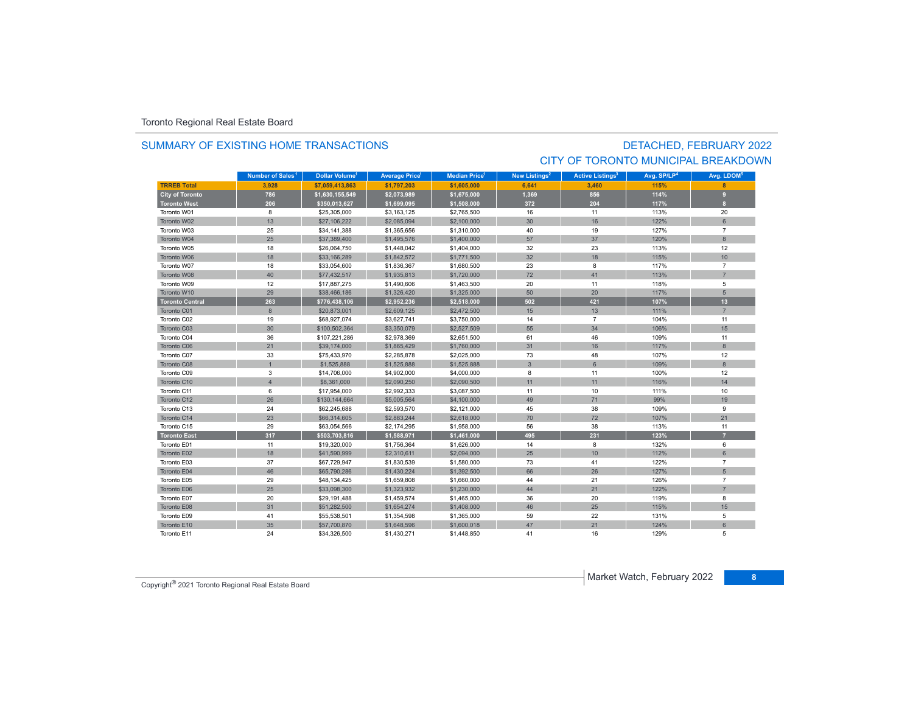Toronto Regional Real Estate Board

## SUMMARY OF EXISTING HOME TRANSACTIONS

## DETACHED, FEBRUARY 2022
## CITY OF TORONTO MUNICIPAL BREAKDOWN

| | Number of Sales[1] | Dollar Volume[1] | Average Price[1] | Median Price[1] | New Listings[2] | Active Listings[3] | Avg. SP/LP[4] | Avg. LDOM[5] |
|---|---|---|---|---|---|---|---|---|
| **TRREB Total** | **3,928** | **$7,059,413,863** | **$1,797,203** | **$1,605,000** | **6,641** | **3,460** | **115%** | **8** |
| **City of Toronto** | **786** | **$1,630,155,549** | **$2,073,989** | **$1,675,000** | **1,369** | **856** | **114%** | **9** |
| **Toronto West** | **206** | **$350,013,627** | **$1,699,095** | **$1,508,000** | **372** | **204** | **117%** | **8** |
| Toronto W01 | 8 | $25,305,000 | $3,163,125 | $2,765,500 | 16 | 11 | 113% | 20 |
| Toronto W02 | 13 | $27,106,222 | $2,085,094 | $2,100,000 | 30 | 16 | 122% | 6 |
| Toronto W03 | 25 | $34,141,388 | $1,365,656 | $1,310,000 | 40 | 19 | 127% | 7 |
| Toronto W04 | 25 | $37,389,400 | $1,495,576 | $1,400,000 | 57 | 37 | 120% | 8 |
| Toronto W05 | 18 | $26,064,750 | $1,448,042 | $1,404,000 | 32 | 23 | 113% | 12 |
| Toronto W06 | 18 | $33,166,289 | $1,842,572 | $1,771,500 | 32 | 18 | 115% | 10 |
| Toronto W07 | 18 | $33,054,600 | $1,836,367 | $1,680,500 | 23 | 8 | 117% | 7 |
| Toronto W08 | 40 | $77,432,517 | $1,935,813 | $1,720,000 | 72 | 41 | 113% | 7 |
| Toronto W09 | 12 | $17,887,275 | $1,490,606 | $1,463,500 | 20 | 11 | 118% | 5 |
| Toronto W10 | 29 | $38,466,186 | $1,326,420 | $1,325,000 | 50 | 20 | 117% | 5 |
| **Toronto Central** | **263** | **$776,438,106** | **$2,952,236** | **$2,518,000** | **502** | **421** | **107%** | **13** |
| Toronto C01 | 8 | $20,873,001 | $2,609,125 | $2,472,500 | 15 | 13 | 111% | 7 |
| Toronto C02 | 19 | $68,927,074 | $3,627,741 | $3,750,000 | 14 | 7 | 104% | 11 |
| Toronto C03 | 30 | $100,502,364 | $3,350,079 | $2,527,509 | 55 | 34 | 106% | 15 |
| Toronto C04 | 36 | $107,221,286 | $2,978,369 | $2,651,500 | 61 | 46 | 109% | 11 |
| Toronto C06 | 21 | $39,174,000 | $1,865,429 | $1,760,000 | 31 | 16 | 117% | 8 |
| Toronto C07 | 33 | $75,433,970 | $2,285,878 | $2,025,000 | 73 | 48 | 107% | 12 |
| Toronto C08 | 1 | $1,525,888 | $1,525,888 | $1,525,888 | 3 | 6 | 109% | 8 |
| Toronto C09 | 3 | $14,706,000 | $4,902,000 | $4,000,000 | 8 | 11 | 100% | 12 |
| Toronto C10 | 4 | $8,361,000 | $2,090,250 | $2,090,500 | 11 | 11 | 116% | 14 |
| Toronto C11 | 6 | $17,954,000 | $2,992,333 | $3,087,500 | 11 | 10 | 111% | 10 |
| Toronto C12 | 26 | $130,144,664 | $5,005,564 | $4,100,000 | 49 | 71 | 99% | 19 |
| Toronto C13 | 24 | $62,245,688 | $2,593,570 | $2,121,000 | 45 | 38 | 109% | 9 |
| Toronto C14 | 23 | $66,314,605 | $2,883,244 | $2,618,000 | 70 | 72 | 107% | 21 |
| Toronto C15 | 29 | $63,054,566 | $2,174,295 | $1,958,000 | 56 | 38 | 113% | 11 |
| **Toronto East** | **317** | **$503,703,816** | **$1,588,971** | **$1,461,000** | **495** | **231** | **123%** | **7** |
| Toronto E01 | 11 | $19,320,000 | $1,756,364 | $1,626,000 | 14 | 8 | 132% | 6 |
| Toronto E02 | 18 | $41,590,999 | $2,310,611 | $2,094,000 | 25 | 10 | 112% | 6 |
| Toronto E03 | 37 | $67,729,947 | $1,830,539 | $1,580,000 | 73 | 41 | 122% | 7 |
| Toronto E04 | 46 | $65,790,286 | $1,430,224 | $1,392,500 | 66 | 26 | 127% | 5 |
| Toronto E05 | 29 | $48,134,425 | $1,659,808 | $1,660,000 | 44 | 21 | 126% | 7 |
| Toronto E06 | 25 | $33,098,300 | $1,323,932 | $1,230,000 | 44 | 21 | 122% | 7 |
| Toronto E07 | 20 | $29,191,488 | $1,459,574 | $1,465,000 | 36 | 20 | 119% | 8 |
| Toronto E08 | 31 | $51,282,500 | $1,654,274 | $1,408,000 | 46 | 25 | 115% | 15 |
| Toronto E09 | 41 | $55,538,501 | $1,354,598 | $1,365,000 | 59 | 22 | 131% | 5 |
| Toronto E10 | 35 | $57,700,870 | $1,648,596 | $1,600,018 | 47 | 21 | 124% | 6 |
| Toronto E11 | 24 | $34,326,500 | $1,430,271 | $1,448,850 | 41 | 16 | 129% | 5 |

Copyright® 2021 Toronto Regional Real Estate Board

Market Watch, February 2022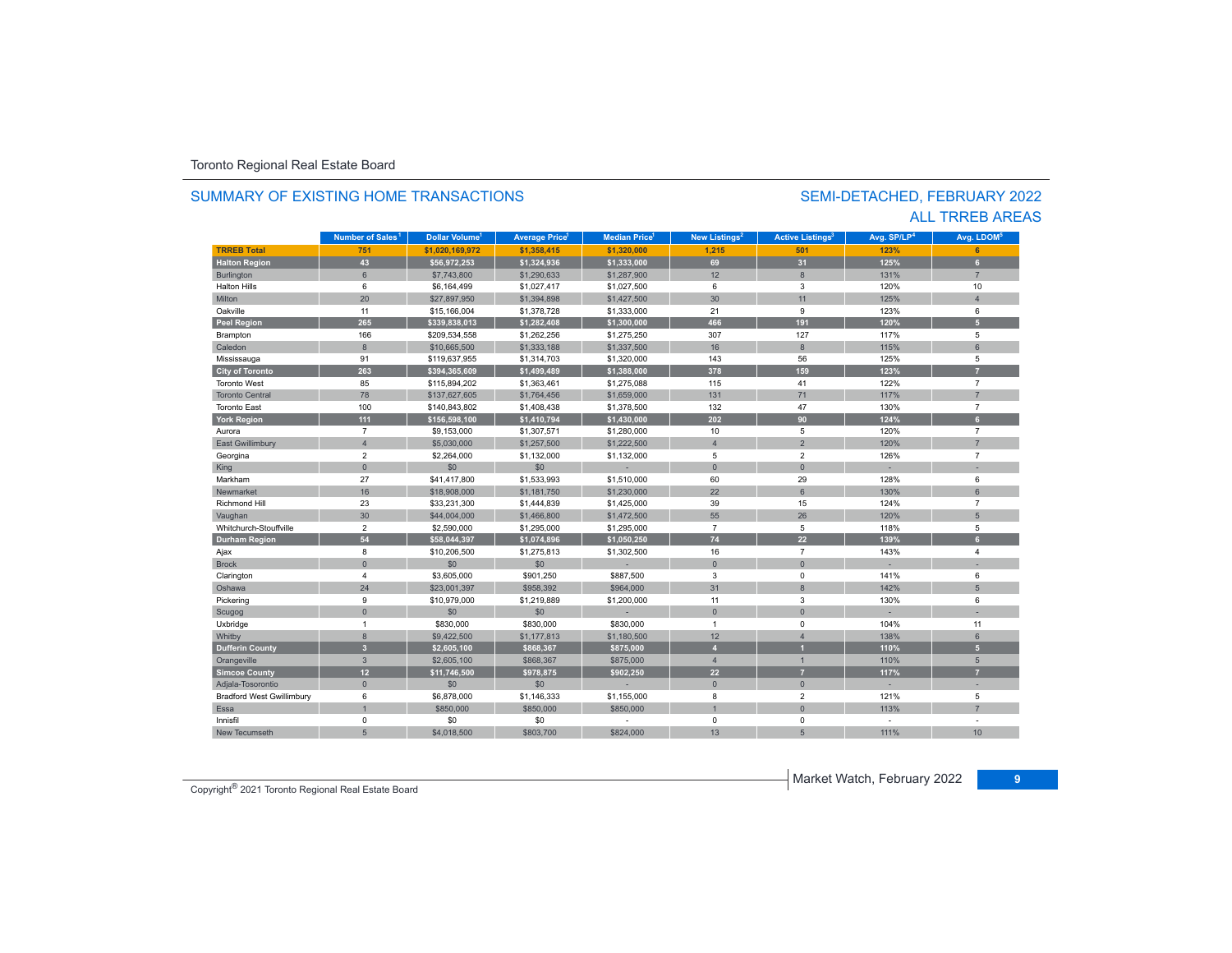Toronto Regional Real Estate Board

## SUMMARY OF EXISTING HOME TRANSACTIONS

## SEMI-DETACHED, FEBRUARY 2022
## ALL TRREB AREAS

| | Number of Sales[1] | Dollar Volume[1] | Average Price[1] | Median Price[1] | New Listings[2] | Active Listings[3] | Avg. SP/LP[4] | Avg. LDOM[5] |
|---|---|---|---|---|---|---|---|---|
| **TRREB Total** | **751** | **$1,020,169,972** | **$1,358,415** | **$1,320,000** | **1,215** | **501** | **123%** | **6** |
| **Halton Region** | **43** | **$56,972,253** | **$1,324,936** | **$1,333,000** | **69** | **31** | **125%** | **6** |
| Burlington | 6 | $7,743,800 | $1,290,633 | $1,287,900 | 12 | 8 | 131% | 7 |
| Halton Hills | 6 | $6,164,499 | $1,027,417 | $1,027,500 | 6 | 3 | 120% | 10 |
| Milton | 20 | $27,897,950 | $1,394,898 | $1,427,500 | 30 | 11 | 125% | 4 |
| Oakville | 11 | $15,166,004 | $1,378,728 | $1,333,000 | 21 | 9 | 123% | 6 |
| **Peel Region** | **265** | **$339,838,013** | **$1,282,408** | **$1,300,000** | **466** | **191** | **120%** | **5** |
| Brampton | 166 | $209,534,558 | $1,262,256 | $1,275,250 | 307 | 127 | 117% | 5 |
| Caledon | 8 | $10,665,500 | $1,333,188 | $1,337,500 | 16 | 8 | 115% | 6 |
| Mississauga | 91 | $119,637,955 | $1,314,703 | $1,320,000 | 143 | 56 | 125% | 5 |
| **City of Toronto** | **263** | **$394,365,609** | **$1,499,489** | **$1,388,000** | **378** | **159** | **123%** | **7** |
| Toronto West | 85 | $115,894,202 | $1,363,461 | $1,275,088 | 115 | 41 | 122% | 7 |
| Toronto Central | 78 | $137,627,605 | $1,764,456 | $1,659,000 | 131 | 71 | 117% | 7 |
| Toronto East | 100 | $140,843,802 | $1,408,438 | $1,378,500 | 132 | 47 | 130% | 7 |
| **York Region** | **111** | **$156,598,100** | **$1,410,794** | **$1,430,000** | **202** | **90** | **124%** | **6** |
| Aurora | 7 | $9,153,000 | $1,307,571 | $1,280,000 | 10 | 5 | 120% | 7 |
| East Gwillimbury | 4 | $5,030,000 | $1,257,500 | $1,222,500 | 4 | 2 | 120% | 7 |
| Georgina | 2 | $2,264,000 | $1,132,000 | $1,132,000 | 5 | 2 | 126% | 7 |
| King | 0 | $0 | - | - | 0 | 0 | - | - |
| Markham | 27 | $41,417,800 | $1,533,993 | $1,510,000 | 60 | 29 | 128% | 6 |
| Newmarket | 16 | $18,908,000 | $1,181,750 | $1,230,000 | 22 | 6 | 130% | 6 |
| Richmond Hill | 23 | $33,231,300 | $1,444,839 | $1,425,000 | 39 | 15 | 124% | 7 |
| Vaughan | 30 | $44,004,000 | $1,466,800 | $1,472,500 | 55 | 26 | 120% | 5 |
| Whitchurch-Stouffville | 2 | $2,590,000 | $1,295,000 | $1,295,000 | 7 | 5 | 118% | 5 |
| **Durham Region** | **54** | **$58,044,397** | **$1,074,896** | **$1,050,250** | **74** | **22** | **139%** | **6** |
| Ajax | 8 | $10,206,500 | $1,275,813 | $1,302,500 | 16 | 7 | 143% | 4 |
| Brock | 0 | $0 | $0 | - | 0 | 0 | - | - |
| Clarington | 4 | $3,605,000 | $901,250 | $887,500 | 3 | 0 | 141% | 6 |
| Oshawa | 24 | $23,001,397 | $958,392 | $964,000 | 31 | 8 | 142% | 5 |
| Pickering | 9 | $10,979,000 | $1,219,889 | $1,200,000 | 11 | 3 | 130% | 6 |
| Scugog | 0 | $0 | $0 | - | 0 | 0 | - | - |
| Uxbridge | 1 | $830,000 | $830,000 | $830,000 | 1 | 0 | 104% | 11 |
| Whitby | 8 | $9,422,500 | $1,177,813 | $1,180,500 | 12 | 4 | 138% | 6 |
| **Dufferin County** | **3** | **$2,605,100** | **$868,367** | **$875,000** | **4** | **1** | **110%** | **5** |
| Orangeville | 3 | $2,605,100 | $868,367 | $875,000 | 4 | 1 | 110% | 5 |
| **Simcoe County** | **12** | **$11,746,500** | **$978,875** | **$902,250** | **22** | **7** | **117%** | **7** |
| Adjala-Tosorontio | 0 | $0 | $0 | - | 0 | 0 | - | - |
| Bradford West Gwillimbury | 6 | $6,878,000 | $1,146,333 | $1,155,000 | 8 | 2 | 121% | 5 |
| Essa | 1 | $850,000 | $850,000 | $850,000 | 1 | 0 | 113% | 7 |
| Innisfil | 0 | $0 | $0 | - | 0 | 0 | - | - |
| New Tecumseth | 5 | $4,018,500 | $803,700 | $824,000 | 13 | 5 | 111% | 10 |

Copyright® 2021 Toronto Regional Real Estate Board

Market Watch, February 2022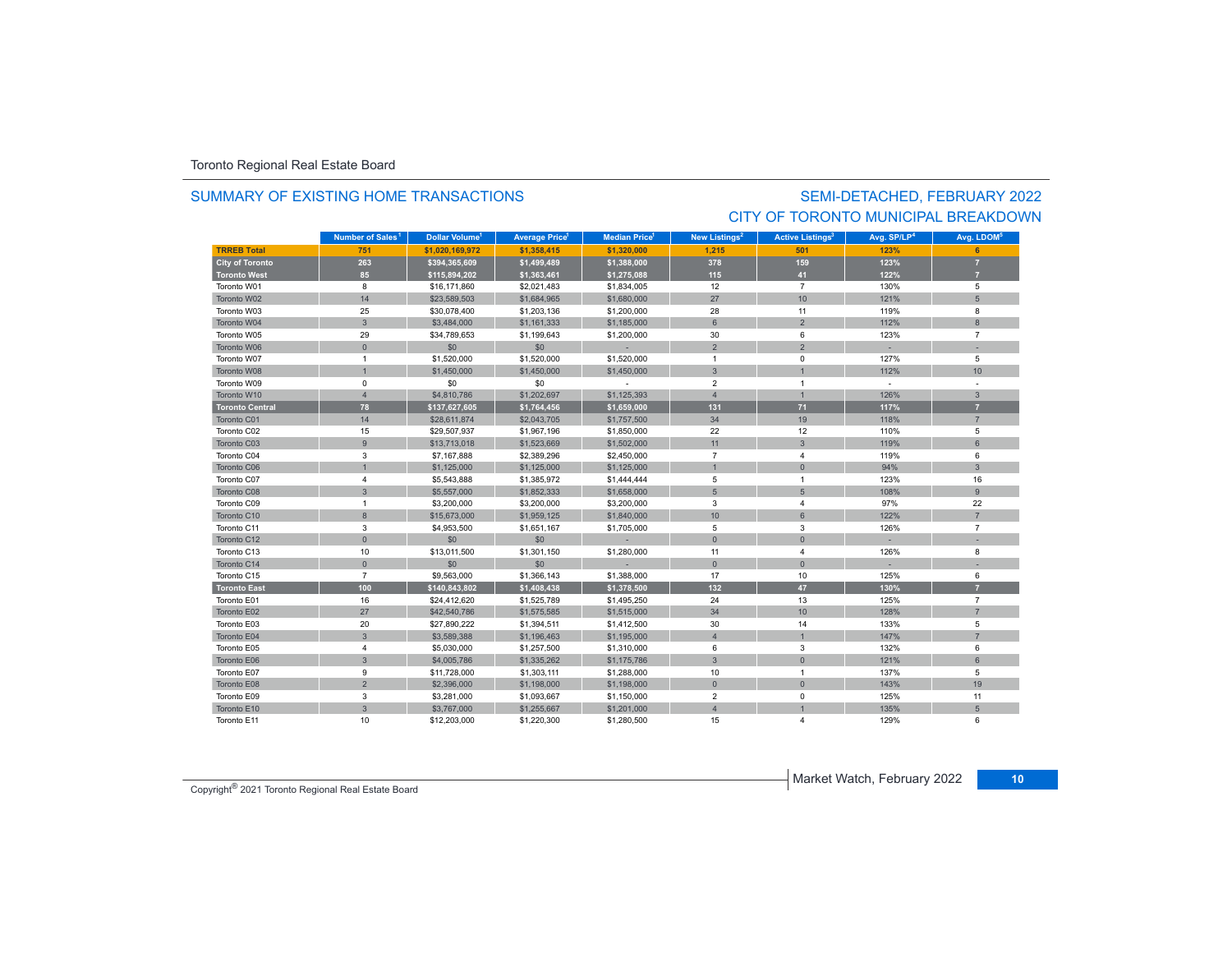Toronto Regional Real Estate Board

## SUMMARY OF EXISTING HOME TRANSACTIONS

## SEMI-DETACHED, FEBRUARY 2022
## CITY OF TORONTO MUNICIPAL BREAKDOWN

| | Number of Sales[1] | Dollar Volume[1] | Average Price[1] | Median Price[1] | New Listings[2] | Active Listings[3] | Avg. SP/LP[4] | Avg. LDOM[5] |
|---|---|---|---|---|---|---|---|---|
| **TRREB Total** | **751** | **$1,020,169,972** | **$1,358,415** | **$1,320,000** | **1,215** | **501** | **123%** | **6** |
| **City of Toronto** | **263** | **$394,365,609** | **$1,499,489** | **$1,388,000** | **378** | **159** | **123%** | **7** |
| **Toronto West** | **85** | **$115,894,202** | **$1,363,461** | **$1,275,088** | **115** | **41** | **122%** | **7** |
| Toronto W01 | 8 | $16,171,860 | $2,021,483 | $1,834,005 | 12 | 7 | 130% | 5 |
| Toronto W02 | 14 | $23,589,503 | $1,684,965 | $1,680,000 | 27 | 10 | 121% | 5 |
| Toronto W03 | 25 | $30,078,400 | $1,203,136 | $1,200,000 | 28 | 11 | 119% | 8 |
| Toronto W04 | 3 | $3,484,000 | $1,161,333 | $1,185,000 | 6 | 2 | 112% | 8 |
| Toronto W05 | 29 | $34,789,653 | $1,199,643 | $1,200,000 | 30 | 6 | 123% | 7 |
| Toronto W06 | 0 | $0 | $0 | - | 2 | 2 | - | - |
| Toronto W07 | 1 | $1,520,000 | $1,520,000 | $1,520,000 | 1 | 0 | 127% | 5 |
| Toronto W08 | 1 | $1,450,000 | $1,450,000 | $1,450,000 | 3 | 1 | 112% | 10 |
| Toronto W09 | 0 | $0 | $0 | - | 2 | 1 | - | - |
| Toronto W10 | 4 | $4,810,786 | $1,202,697 | $1,125,393 | 4 | 1 | 126% | 3 |
| **Toronto Central** | **78** | **$137,627,605** | **$1,764,456** | **$1,659,000** | **131** | **71** | **117%** | **7** |
| Toronto C01 | 14 | $28,611,874 | $2,043,705 | $1,757,500 | 34 | 19 | 118% | 7 |
| Toronto C02 | 15 | $29,507,937 | $1,967,196 | $1,850,000 | 22 | 12 | 110% | 5 |
| Toronto C03 | 9 | $13,713,018 | $1,523,669 | $1,502,000 | 11 | 3 | 119% | 6 |
| Toronto C04 | 3 | $7,167,888 | $2,389,296 | $2,450,000 | 7 | 4 | 119% | 6 |
| Toronto C06 | 1 | $1,125,000 | $1,125,000 | $1,125,000 | 1 | 0 | 94% | 3 |
| Toronto C07 | 4 | $5,543,888 | $1,385,972 | $1,444,444 | 5 | 1 | 123% | 16 |
| Toronto C08 | 3 | $5,557,000 | $1,852,333 | $1,658,000 | 5 | 5 | 108% | 9 |
| Toronto C09 | 1 | $3,200,000 | $3,200,000 | $3,200,000 | 3 | 4 | 97% | 22 |
| Toronto C10 | 8 | $15,673,000 | $1,959,125 | $1,840,000 | 10 | 6 | 122% | 7 |
| Toronto C11 | 3 | $4,953,500 | $1,651,167 | $1,705,000 | 5 | 3 | 126% | 7 |
| Toronto C12 | 0 | $0 | $0 | - | 0 | 0 | - | - |
| Toronto C13 | 10 | $13,011,500 | $1,301,150 | $1,280,000 | 11 | 4 | 126% | 8 |
| Toronto C14 | 0 | $0 | $0 | - | 0 | 0 | - | - |
| Toronto C15 | 7 | $9,563,000 | $1,366,143 | $1,388,000 | 17 | 10 | 125% | 6 |
| **Toronto East** | **100** | **$140,843,802** | **$1,408,438** | **$1,378,500** | **132** | **47** | **130%** | **7** |
| Toronto E01 | 16 | $24,412,620 | $1,525,789 | $1,495,250 | 24 | 13 | 125% | 7 |
| Toronto E02 | 27 | $42,540,786 | $1,575,585 | $1,515,000 | 34 | 10 | 128% | 7 |
| Toronto E03 | 20 | $27,890,222 | $1,394,511 | $1,412,500 | 30 | 14 | 133% | 5 |
| Toronto E04 | 3 | $3,589,388 | $1,196,463 | $1,195,000 | 4 | 1 | 147% | 7 |
| Toronto E05 | 4 | $5,030,000 | $1,257,500 | $1,310,000 | 6 | 3 | 132% | 6 |
| Toronto E06 | 3 | $4,005,786 | $1,335,262 | $1,175,786 | 3 | 0 | 121% | 6 |
| Toronto E07 | 9 | $11,728,000 | $1,303,111 | $1,288,000 | 10 | 1 | 137% | 5 |
| Toronto E08 | 2 | $2,396,000 | $1,198,000 | $1,198,000 | 0 | 0 | 143% | 19 |
| Toronto E09 | 3 | $3,281,000 | $1,093,667 | $1,150,000 | 2 | 0 | 125% | 11 |
| Toronto E10 | 3 | $3,767,000 | $1,255,667 | $1,201,000 | 4 | 1 | 135% | 5 |
| Toronto E11 | 10 | $12,203,000 | $1,220,300 | $1,280,500 | 15 | 4 | 129% | 6 |

Copyright® 2021 Toronto Regional Real Estate Board

Market Watch, February 2022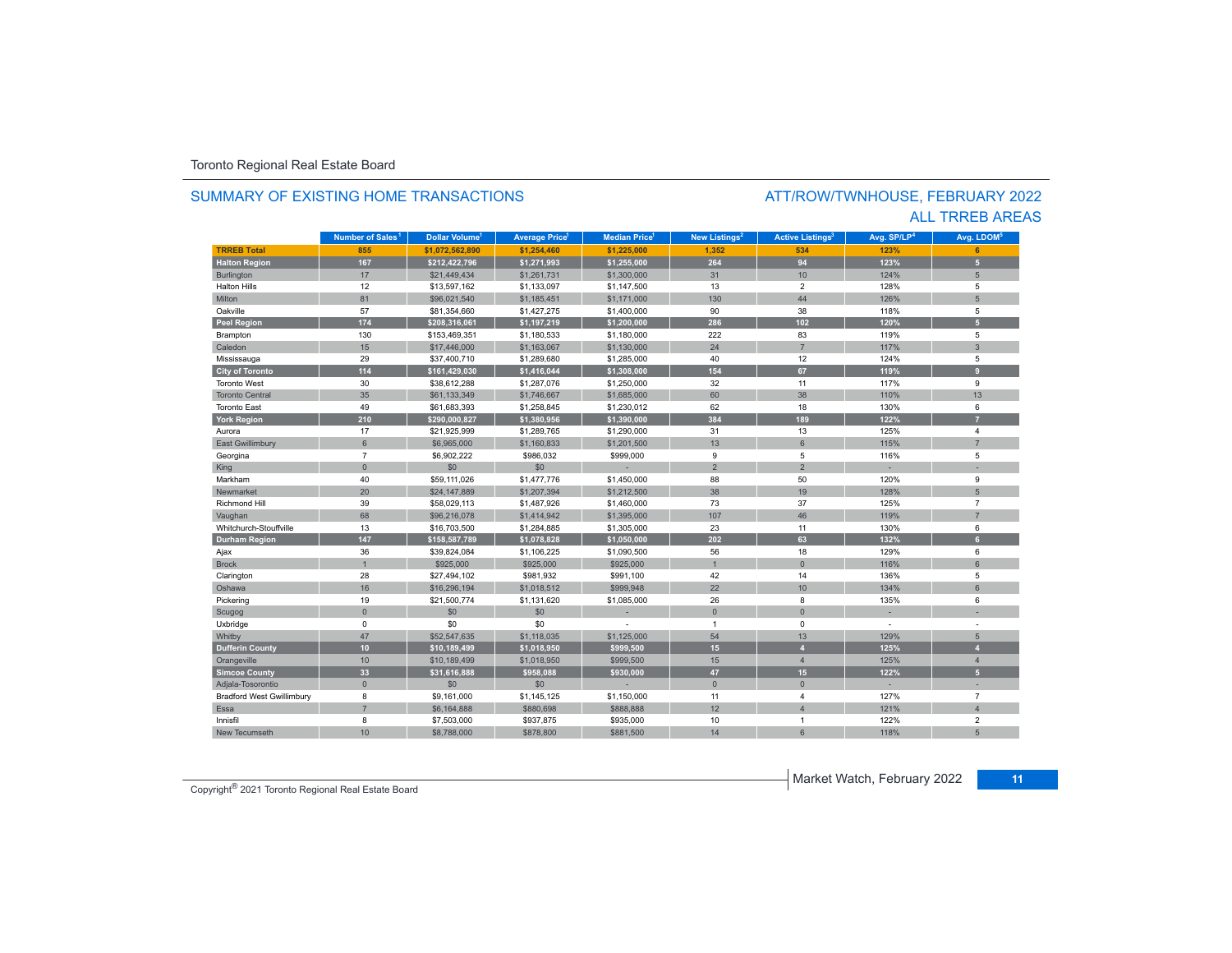Toronto Regional Real Estate Board

## SUMMARY OF EXISTING HOME TRANSACTIONS

## ATT/ROW/TWNHOUSE, FEBRUARY 2022
## ALL TRREB AREAS

| | Number of Sales[1] | Dollar Volume[1] | Average Price[1] | Median Price[1] | New Listings[2] | Active Listings[3] | Avg. SP/LP[4] | Avg. LDOM[5] |
|---|---|---|---|---|---|---|---|---|
| **TRREB Total** | **855** | **$1,072,562,890** | **$1,254,460** | **$1,225,000** | **1,352** | **534** | **123%** | **6** |
| **Halton Region** | **167** | **$212,422,796** | **$1,271,993** | **$1,255,000** | **264** | **94** | **123%** | **5** |
| Burlington | 17 | $21,449,434 | $1,261,731 | $1,300,000 | 31 | 10 | 124% | 5 |
| Halton Hills | 12 | $13,597,162 | $1,133,097 | $1,147,500 | 13 | 2 | 128% | 5 |
| Milton | 81 | $96,021,540 | $1,185,451 | $1,171,000 | 130 | 44 | 126% | 5 |
| Oakville | 57 | $81,354,660 | $1,427,275 | $1,400,000 | 90 | 38 | 118% | 5 |
| **Peel Region** | **174** | **$208,316,061** | **$1,197,219** | **$1,200,000** | **286** | **102** | **120%** | **5** |
| Brampton | 130 | $153,469,351 | $1,180,533 | $1,180,000 | 222 | 83 | 119% | 5 |
| Caledon | 15 | $17,446,000 | $1,163,067 | $1,130,000 | 24 | 7 | 117% | 3 |
| Mississauga | 29 | $37,400,710 | $1,289,680 | $1,285,000 | 40 | 12 | 124% | 5 |
| **City of Toronto** | **114** | **$161,429,030** | **$1,416,044** | **$1,308,000** | **154** | **67** | **119%** | **9** |
| Toronto West | 30 | $38,612,288 | $1,287,076 | $1,250,000 | 32 | 11 | 117% | 9 |
| Toronto Central | 35 | $61,133,349 | $1,746,667 | $1,685,000 | 60 | 38 | 110% | 13 |
| Toronto East | 49 | $61,683,393 | $1,258,845 | $1,230,012 | 62 | 18 | 130% | 6 |
| **York Region** | **210** | **$290,000,827** | **$1,380,956** | **$1,390,000** | **384** | **189** | **122%** | **7** |
| Aurora | 17 | $21,925,999 | $1,289,765 | $1,290,000 | 31 | 13 | 125% | 4 |
| East Gwillimbury | 6 | $6,965,000 | $1,160,833 | $1,201,500 | 13 | 6 | 115% | 7 |
| Georgina | 7 | $6,902,222 | $986,032 | $999,000 | 9 | 5 | 116% | 5 |
| King | 0 | $0 | $0 | - | 2 | 2 | - | - |
| Markham | 40 | $59,111,026 | $1,477,776 | $1,450,000 | 88 | 50 | 120% | 9 |
| Newmarket | 20 | $24,147,889 | $1,207,394 | $1,212,500 | 38 | 19 | 128% | 5 |
| Richmond Hill | 39 | $58,029,113 | $1,487,926 | $1,460,000 | 73 | 37 | 125% | 7 |
| Vaughan | 68 | $96,216,078 | $1,414,942 | $1,395,000 | 107 | 46 | 119% | 7 |
| Whitchurch-Stouffville | 13 | $16,703,500 | $1,284,885 | $1,305,000 | 23 | 11 | 130% | 6 |
| **Durham Region** | **147** | **$158,587,789** | **$1,078,828** | **$1,050,000** | **202** | **63** | **132%** | **6** |
| Ajax | 36 | $39,824,084 | $1,106,225 | $1,090,500 | 56 | 18 | 129% | 6 |
| Brock | 1 | $925,000 | $925,000 | $925,000 | 1 | 0 | 116% | 6 |
| Clarington | 28 | $27,494,102 | $981,932 | $991,100 | 42 | 14 | 136% | 5 |
| Oshawa | 16 | $16,296,194 | $1,018,512 | $999,948 | 22 | 10 | 134% | 6 |
| Pickering | 19 | $21,500,774 | $1,131,620 | $1,085,000 | 26 | 8 | 135% | 6 |
| Scugog | 0 | $0 | $0 | - | 0 | 0 | - | - |
| Uxbridge | 0 | $0 | $0 | - | 1 | 0 | - | - |
| Whitby | 47 | $52,547,635 | $1,118,035 | $1,125,000 | 54 | 13 | 129% | 5 |
| **Dufferin County** | **10** | **$10,189,499** | **$1,018,950** | **$999,500** | **15** | **4** | **125%** | **4** |
| Orangeville | 10 | $10,189,499 | $1,018,950 | $999,500 | 15 | 4 | 125% | 4 |
| **Simcoe County** | **33** | **$31,616,888** | **$958,088** | **$930,000** | **47** | **15** | **122%** | **5** |
| Adjala-Tosorontio | 0 | $0 | $0 | - | 0 | 0 | - | - |
| Bradford West Gwillimbury | 8 | $9,161,000 | $1,145,125 | $1,150,000 | 11 | 4 | 127% | 7 |
| Essa | 7 | $6,164,888 | $880,698 | $888,888 | 12 | 4 | 121% | 4 |
| Innisfil | 8 | $7,503,000 | $937,875 | $935,000 | 10 | 1 | 122% | 2 |
| New Tecumseth | 10 | $8,788,000 | $878,800 | $881,500 | 14 | 6 | 118% | 5 |

Copyright® 2021 Toronto Regional Real Estate Board

Market Watch, February 2022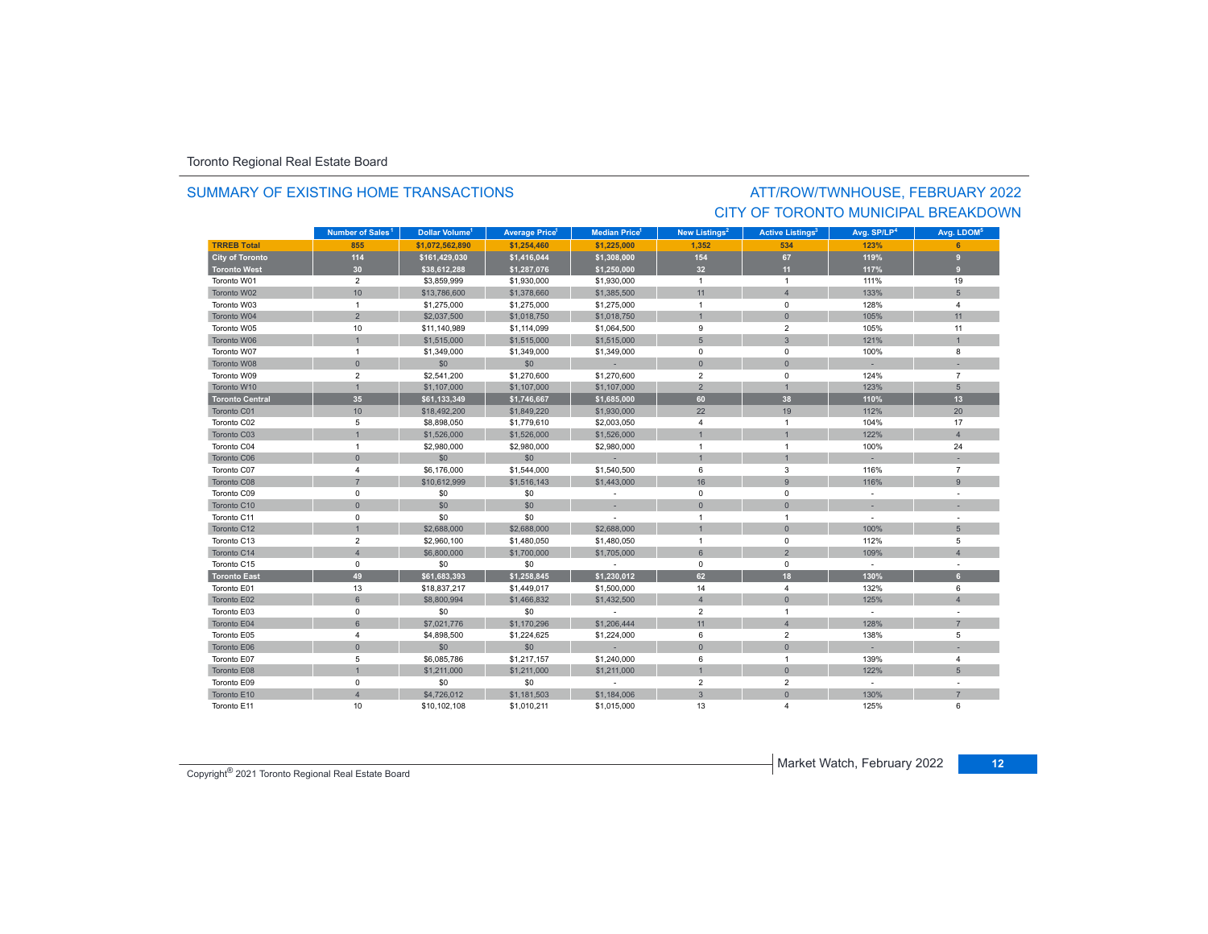Toronto Regional Real Estate Board

## SUMMARY OF EXISTING HOME TRANSACTIONS

## ATT/ROW/TWNHOUSE, FEBRUARY 2022
## CITY OF TORONTO MUNICIPAL BREAKDOWN

| | Number of Sales[1] | Dollar Volume[1] | Average Price[1] | Median Price[1] | New Listings[2] | Active Listings[3] | Avg. SP/LP[4] | Avg. LDOM[5] |
|---|---|---|---|---|---|---|---|---|
| **TRREB Total** | **855** | **$1,072,562,890** | **$1,254,460** | **$1,225,000** | **1,352** | **534** | **123%** | **6** |
| **City of Toronto** | **114** | **$161,429,030** | **$1,416,044** | **$1,308,000** | **154** | **67** | **119%** | **9** |
| **Toronto West** | **30** | **$38,612,288** | **$1,287,076** | **$1,250,000** | **32** | **11** | **117%** | **9** |
| Toronto W01 | 2 | $3,859,999 | $1,930,000 | $1,930,000 | 1 | 1 | 111% | 19 |
| Toronto W02 | 10 | $13,786,600 | $1,378,660 | $1,385,500 | 11 | 4 | 133% | 5 |
| Toronto W03 | 1 | $1,275,000 | $1,275,000 | $1,275,000 | 1 | 0 | 128% | 4 |
| Toronto W04 | 2 | $2,037,500 | $1,018,750 | $1,018,750 | 1 | 0 | 105% | 11 |
| Toronto W05 | 10 | $11,140,989 | $1,114,099 | $1,064,500 | 9 | 2 | 105% | 11 |
| Toronto W06 | 1 | $1,515,000 | $1,515,000 | $1,515,000 | 5 | 3 | 121% | 1 |
| Toronto W07 | 1 | $1,349,000 | $1,349,000 | $1,349,000 | 0 | 0 | 100% | 8 |
| Toronto W08 | 0 | $0 | $0 | - | 0 | 0 | - | - |
| Toronto W09 | 2 | $2,541,200 | $1,270,600 | $1,270,600 | 2 | 0 | 124% | 7 |
| Toronto W10 | 1 | $1,107,000 | $1,107,000 | $1,107,000 | 2 | 1 | 123% | 5 |
| **Toronto Central** | **35** | **$61,133,349** | **$1,746,667** | **$1,685,000** | **60** | **38** | **110%** | **13** |
| Toronto C01 | 10 | $18,492,200 | $1,849,220 | $1,930,000 | 22 | 19 | 112% | 20 |
| Toronto C02 | 5 | $8,898,050 | $1,779,610 | $2,003,050 | 4 | 1 | 104% | 17 |
| Toronto C03 | 1 | $1,526,000 | $1,526,000 | $1,526,000 | 1 | 1 | 122% | 4 |
| Toronto C04 | 1 | $2,980,000 | $2,980,000 | $2,980,000 | 1 | 1 | 100% | 24 |
| Toronto C06 | 0 | $0 | $0 | - | 1 | 1 | - | - |
| Toronto C07 | 4 | $6,176,000 | $1,544,000 | $1,540,500 | 6 | 3 | 116% | 7 |
| Toronto C08 | 7 | $10,612,999 | $1,516,143 | $1,443,000 | 16 | 9 | 116% | 9 |
| Toronto C09 | 0 | $0 | $0 | - | 0 | 0 | - | - |
| Toronto C10 | 0 | $0 | $0 | - | 0 | 0 | - | - |
| Toronto C11 | 0 | $0 | $0 | - | 1 | 1 | - | - |
| Toronto C12 | 1 | $2,688,000 | $2,688,000 | $2,688,000 | 1 | 0 | 100% | 5 |
| Toronto C13 | 2 | $2,960,100 | $1,480,050 | $1,480,050 | 1 | 0 | 112% | 5 |
| Toronto C14 | 4 | $6,800,000 | $1,700,000 | $1,705,000 | 6 | 2 | 109% | 4 |
| Toronto C15 | 0 | $0 | $0 | - | 0 | 0 | - | - |
| **Toronto East** | **49** | **$61,683,393** | **$1,258,845** | **$1,230,012** | **62** | **18** | **130%** | **6** |
| Toronto E01 | 13 | $18,837,217 | $1,449,017 | $1,500,000 | 14 | 4 | 132% | 6 |
| Toronto E02 | 6 | $8,800,994 | $1,466,832 | $1,432,500 | 4 | 0 | 125% | 4 |
| Toronto E03 | 0 | $0 | $0 | - | 2 | 1 | - | - |
| Toronto E04 | 6 | $7,021,776 | $1,170,296 | $1,206,444 | 11 | 4 | 128% | 7 |
| Toronto E05 | 4 | $4,898,500 | $1,224,625 | $1,224,000 | 6 | 2 | 138% | 5 |
| Toronto E06 | 0 | $0 | $0 | - | 0 | 0 | - | - |
| Toronto E07 | 5 | $6,085,786 | $1,217,157 | $1,240,000 | 6 | 1 | 139% | 4 |
| Toronto E08 | 1 | $1,211,000 | $1,211,000 | $1,211,000 | 1 | 0 | 122% | 5 |
| Toronto E09 | 0 | $0 | $0 | - | 2 | 2 | - | - |
| Toronto E10 | 4 | $4,726,012 | $1,181,503 | $1,184,006 | 3 | 0 | 130% | 7 |
| Toronto E11 | 10 | $10,102,108 | $1,010,211 | $1,015,000 | 13 | 4 | 125% | 6 |

Copyright® 2021 Toronto Regional Real Estate Board

Market Watch, February 2022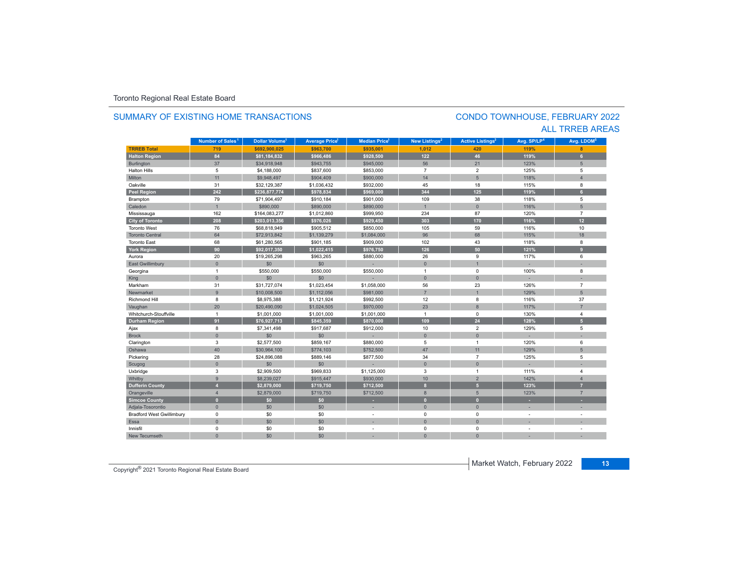Toronto Regional Real Estate Board

## SUMMARY OF EXISTING HOME TRANSACTIONS

## CONDO TOWNHOUSE, FEBRUARY 2022
## ALL TRREB AREAS

| | Number of Sales[1] | Dollar Volume[1] | Average Price[1] | Median Price[1] | New Listings[2] | Active Listings[3] | Avg. SP/LP[4] | Avg. LDOM[5] |
|---|---|---|---|---|---|---|---|---|
| **TRREB Total** | **719** | **$692,900,025** | **$963,700** | **$935,001** | **1,012** | **420** | **119%** | **8** |
| **Halton Region** | **84** | **$81,184,832** | **$966,486** | **$928,500** | **122** | **46** | **119%** | **6** |
| Burlington | 37 | $34,918,948 | $943,755 | $945,000 | 56 | 21 | 123% | 5 |
| Halton Hills | 5 | $4,188,000 | $837,600 | $853,000 | 7 | 2 | 125% | 5 |
| Milton | 11 | $9,948,497 | $904,409 | $900,000 | 14 | 5 | 118% | 4 |
| Oakville | 31 | $32,129,387 | $1,036,432 | $932,000 | 45 | 18 | 115% | 8 |
| **Peel Region** | **242** | **$236,877,774** | **$978,834** | **$969,000** | **344** | **125** | **119%** | **6** |
| Brampton | 79 | $71,904,497 | $910,184 | $901,000 | 109 | 38 | 118% | 5 |
| Caledon | 1 | $890,000 | $890,000 | $890,000 | 1 | 0 | 116% | 5 |
| Mississauga | 162 | $164,083,277 | $1,012,860 | $999,950 | 234 | 87 | 120% | 7 |
| **City of Toronto** | **208** | **$203,013,356** | **$976,026** | **$929,450** | **303** | **170** | **116%** | **12** |
| Toronto West | 76 | $68,818,949 | $905,512 | $850,000 | 105 | 59 | 116% | 10 |
| Toronto Central | 64 | $72,913,842 | $1,139,279 | $1,084,000 | 96 | 68 | 115% | 18 |
| Toronto East | 68 | $61,280,565 | $901,185 | $909,000 | 102 | 43 | 118% | 8 |
| **York Region** | **90** | **$92,017,350** | **$1,022,415** | **$976,750** | **126** | **50** | **121%** | **9** |
| Aurora | 20 | $19,265,298 | $963,265 | $880,000 | 26 | 9 | 117% | 6 |
| East Gwillimbury | 0 | $0 | $0 | - | 0 | 1 | - | - |
| Georgina | 1 | $550,000 | $550,000 | $550,000 | 1 | 0 | 100% | 8 |
| King | 0 | $0 | $0 | - | 0 | 0 | - | - |
| Markham | 31 | $31,727,074 | $1,023,454 | $1,058,000 | 56 | 23 | 126% | 7 |
| Newmarket | 9 | $10,008,500 | $1,112,056 | $981,000 | 7 | 1 | 129% | 5 |
| Richmond Hill | 8 | $8,975,388 | $1,121,924 | $992,500 | 12 | 8 | 116% | 37 |
| Vaughan | 20 | $20,490,090 | $1,024,505 | $970,000 | 23 | 8 | 117% | 7 |
| Whitchurch-Stouffville | 1 | $1,001,000 | $1,001,000 | $1,001,000 | 1 | 0 | 130% | 4 |
| **Durham Region** | **91** | **$76,927,713** | **$845,359** | **$870,000** | **109** | **24** | **128%** | **5** |
| Ajax | 8 | $7,341,498 | $917,687 | $912,000 | 10 | 2 | 129% | 5 |
| Brock | 0 | $0 | $0 | - | 0 | 0 | - | - |
| Clarington | 3 | $2,577,500 | $859,167 | $880,000 | 5 | 1 | 120% | 6 |
| Oshawa | 40 | $30,964,100 | $774,103 | $752,500 | 47 | 11 | 129% | 5 |
| Pickering | 28 | $24,896,088 | $889,146 | $877,500 | 34 | 7 | 125% | 5 |
| Scugog | 0 | $0 | $0 | - | 0 | 0 | - | - |
| Uxbridge | 3 | $2,909,500 | $969,833 | $1,125,000 | 3 | 1 | 111% | 4 |
| Whitby | 9 | $8,239,027 | $915,447 | $930,000 | 10 | 2 | 142% | 4 |
| **Dufferin County** | **4** | **$2,879,000** | **$719,750** | **$712,500** | **8** | **5** | **123%** | **7** |
| Orangeville | 4 | $2,879,000 | $719,750 | $712,500 | 8 | 5 | 123% | 7 |
| **Simcoe County** | **0** | **$0** | **$0** | **-** | **0** | **0** | **-** | **-** |
| Adjala-Tosorontio | 0 | $0 | $0 | - | 0 | 0 | - | - |
| Bradford West Gwillimbury | 0 | $0 | $0 | - | 0 | 0 | - | - |
| Essa | 0 | $0 | $0 | - | 0 | 0 | - | - |
| Innisfil | 0 | $0 | $0 | - | 0 | 0 | - | - |
| New Tecumseth | 0 | $0 | $0 | - | 0 | 0 | - | - |

Copyright® 2021 Toronto Regional Real Estate Board

Market Watch, February 2022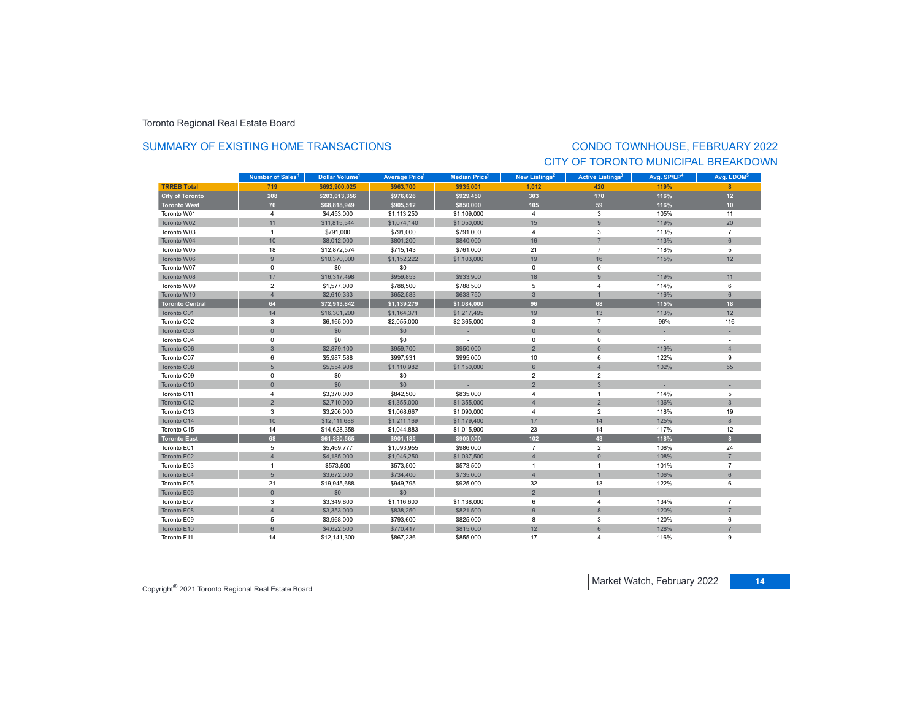Toronto Regional Real Estate Board

## SUMMARY OF EXISTING HOME TRANSACTIONS

## CONDO TOWNHOUSE, FEBRUARY 2022
## CITY OF TORONTO MUNICIPAL BREAKDOWN

| | Number of Sales[1] | Dollar Volume[1] | Average Price[1] | Median Price[1] | New Listings[2] | Active Listings[3] | Avg. SP/LP[4] | Avg. LDOM[5] |
|---|---|---|---|---|---|---|---|---|
| **TRREB Total** | **719** | **$692,900,025** | **$963,700** | **$935,001** | **1,012** | **420** | **119%** | **8** |
| **City of Toronto** | **208** | **$203,013,356** | **$976,026** | **$929,450** | **303** | **170** | **116%** | **12** |
| **Toronto West** | **76** | **$68,818,949** | **$905,512** | **$850,000** | **105** | **59** | **116%** | **10** |
| Toronto W01 | 4 | $4,453,000 | $1,113,250 | $1,109,000 | 4 | 3 | 105% | 11 |
| Toronto W02 | 11 | $11,815,544 | $1,074,140 | $1,050,000 | 15 | 9 | 119% | 20 |
| Toronto W03 | 1 | $791,000 | $791,000 | $791,000 | 4 | 3 | 113% | 7 |
| Toronto W04 | 10 | $8,012,000 | $801,200 | $840,000 | 16 | 7 | 113% | 6 |
| Toronto W05 | 18 | $12,872,574 | $715,143 | $761,000 | 21 | 7 | 118% | 5 |
| Toronto W06 | 9 | $10,370,000 | $1,152,222 | $1,103,000 | 19 | 16 | 115% | 12 |
| Toronto W07 | 0 | $0 | $0 | - | 0 | 0 | - | - |
| Toronto W08 | 17 | $16,317,498 | $959,853 | $933,900 | 18 | 9 | 119% | 11 |
| Toronto W09 | 2 | $1,577,000 | $788,500 | $788,500 | 5 | 4 | 114% | 6 |
| Toronto W10 | 4 | $2,610,333 | $652,583 | $633,750 | 3 | 1 | 116% | 6 |
| **Toronto Central** | **64** | **$72,913,842** | **$1,139,279** | **$1,084,000** | **96** | **68** | **115%** | **18** |
| Toronto C01 | 14 | $16,301,200 | $1,164,371 | $1,217,495 | 19 | 13 | 113% | 12 |
| Toronto C02 | 3 | $6,165,000 | $2,055,000 | $2,365,000 | 3 | 7 | 96% | 116 |
| Toronto C03 | 0 | $0 | $0 | - | 0 | 0 | - | - |
| Toronto C04 | 0 | $0 | $0 | - | 0 | 0 | - | - |
| Toronto C06 | 3 | $2,879,100 | $959,700 | $950,000 | 2 | 0 | 119% | 4 |
| Toronto C07 | 6 | $5,987,588 | $997,931 | $995,000 | 10 | 6 | 122% | 9 |
| Toronto C08 | 5 | $5,554,908 | $1,110,982 | $1,150,000 | 6 | 4 | 102% | 55 |
| Toronto C09 | 0 | $0 | $0 | - | 2 | 2 | - | - |
| Toronto C10 | 0 | $0 | $0 | - | 2 | 3 | - | - |
| Toronto C11 | 4 | $3,370,000 | $842,500 | $835,000 | 4 | 1 | 114% | 5 |
| Toronto C12 | 2 | $2,710,000 | $1,355,000 | $1,355,000 | 4 | 2 | 136% | 3 |
| Toronto C13 | 3 | $3,206,000 | $1,068,667 | $1,090,000 | 4 | 2 | 118% | 19 |
| Toronto C14 | 10 | $12,111,688 | $1,211,169 | $1,179,400 | 17 | 14 | 125% | 8 |
| Toronto C15 | 14 | $14,628,358 | $1,044,883 | $1,015,900 | 23 | 14 | 117% | 12 |
| **Toronto East** | **68** | **$61,280,565** | **$901,185** | **$909,000** | **102** | **43** | **118%** | **8** |
| Toronto E01 | 5 | $5,469,777 | $1,093,955 | $986,000 | 7 | 2 | 108% | 24 |
| Toronto E02 | 4 | $4,185,000 | $1,046,250 | $1,037,500 | 4 | 0 | 108% | 7 |
| Toronto E03 | 1 | $573,500 | $573,500 | $573,500 | 1 | 1 | 101% | 7 |
| Toronto E04 | 5 | $3,672,000 | $734,400 | $735,000 | 4 | 1 | 106% | 6 |
| Toronto E05 | 21 | $19,945,688 | $949,795 | $925,000 | 32 | 13 | 122% | 6 |
| Toronto E06 | 0 | $0 | $0 | - | 2 | 1 | - | - |
| Toronto E07 | 3 | $3,349,800 | $1,116,600 | $1,138,000 | 6 | 4 | 134% | 7 |
| Toronto E08 | 4 | $3,353,000 | $838,250 | $821,500 | 9 | 8 | 120% | 7 |
| Toronto E09 | 5 | $3,968,000 | $793,600 | $825,000 | 8 | 3 | 120% | 6 |
| Toronto E10 | 6 | $4,622,500 | $770,417 | $815,000 | 12 | 6 | 128% | 7 |
| Toronto E11 | 14 | $12,141,300 | $867,236 | $855,000 | 17 | 4 | 116% | 9 |

Copyright® 2021 Toronto Regional Real Estate Board

Market Watch, February 2022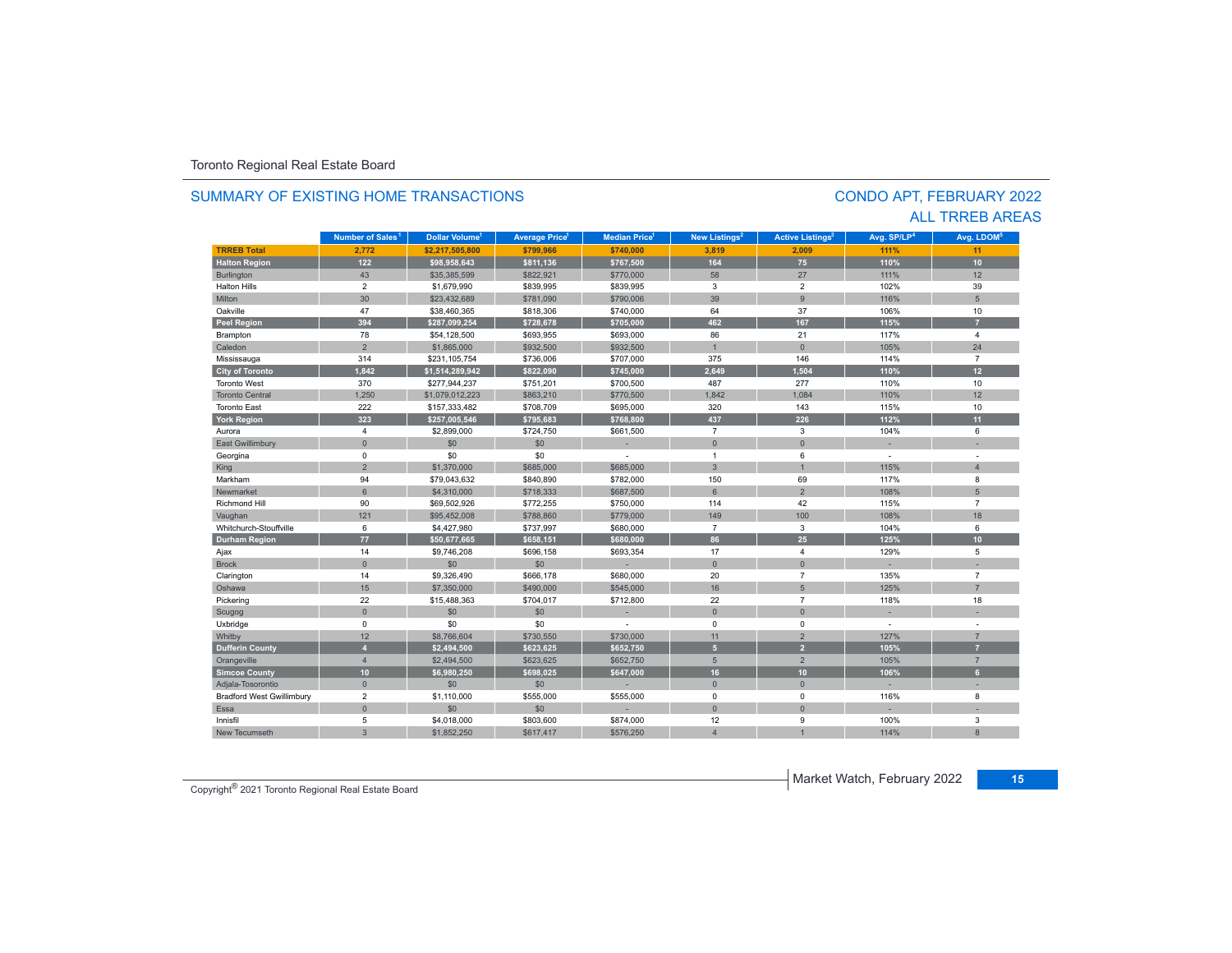Toronto Regional Real Estate Board

## SUMMARY OF EXISTING HOME TRANSACTIONS

## CONDO APT, FEBRUARY 2022
## ALL TRREB AREAS

| | Number of Sales[1] | Dollar Volume[1] | Average Price[1] | Median Price[1] | New Listings[2] | Active Listings[3] | Avg. SP/LP[4] | Avg. LDOM[5] |
|---|---|---|---|---|---|---|---|---|
| **TRREB Total** | **2,772** | **$2,217,505,800** | **$799,966** | **$740,000** | **3,819** | **2,009** | **111%** | **11** |
| **Halton Region** | **122** | **$98,958,643** | **$811,136** | **$767,500** | **164** | **75** | **110%** | **10** |
| Burlington | 43 | $35,385,599 | $822,921 | $770,000 | 58 | 27 | 111% | 12 |
| Halton Hills | 2 | $1,679,990 | $839,995 | $839,995 | 3 | 2 | 102% | 39 |
| Milton | 30 | $23,432,689 | $781,090 | $790,006 | 39 | 9 | 116% | 5 |
| Oakville | 47 | $38,460,365 | $818,306 | $740,000 | 64 | 37 | 106% | 10 |
| **Peel Region** | **394** | **$287,099,254** | **$728,678** | **$705,000** | **462** | **167** | **115%** | **7** |
| Brampton | 78 | $54,128,500 | $693,955 | $693,000 | 86 | 21 | 117% | 4 |
| Caledon | 2 | $1,865,000 | $932,500 | $932,500 | 1 | 0 | 105% | 24 |
| Mississauga | 314 | $231,105,754 | $736,006 | $707,000 | 375 | 146 | 114% | 7 |
| **City of Toronto** | **1,842** | **$1,514,289,942** | **$822,090** | **$745,000** | **2,649** | **1,504** | **110%** | **12** |
| Toronto West | 370 | $277,944,237 | $751,201 | $700,500 | 487 | 277 | 110% | 10 |
| Toronto Central | 1,250 | $1,079,012,223 | $863,210 | $770,500 | 1,842 | 1,084 | 110% | 12 |
| Toronto East | 222 | $157,333,482 | $708,709 | $695,000 | 320 | 143 | 115% | 10 |
| **York Region** | **323** | **$257,005,546** | **$795,683** | **$768,800** | **437** | **226** | **112%** | **11** |
| Aurora | 4 | $2,899,000 | $724,750 | $661,500 | 7 | 3 | 104% | 6 |
| East Gwillimbury | 0 | $0 | $0 | - | 0 | 0 | - | - |
| Georgina | 0 | $0 | $0 | - | 1 | 6 | - | - |
| King | 2 | $1,370,000 | $685,000 | $685,000 | 3 | 1 | 115% | 4 |
| Markham | 94 | $79,043,632 | $840,890 | $782,000 | 150 | 69 | 117% | 8 |
| Newmarket | 6 | $4,310,000 | $718,333 | $687,500 | 6 | 2 | 108% | 5 |
| Richmond Hill | 90 | $69,502,926 | $772,255 | $750,000 | 114 | 42 | 115% | 7 |
| Vaughan | 121 | $95,452,008 | $788,860 | $779,000 | 149 | 100 | 108% | 18 |
| Whitchurch-Stouffville | 6 | $4,427,980 | $737,997 | $680,000 | 7 | 3 | 104% | 6 |
| **Durham Region** | **77** | **$50,677,665** | **$658,151** | **$680,000** | **86** | **25** | **125%** | **10** |
| Ajax | 14 | $9,746,208 | $696,158 | $693,354 | 17 | 4 | 129% | 5 |
| Brock | 0 | $0 | $0 | - | 0 | 0 | - | - |
| Clarington | 14 | $9,326,490 | $666,178 | $680,000 | 20 | 7 | 135% | 7 |
| Oshawa | 15 | $7,350,000 | $490,000 | $545,000 | 16 | 5 | 125% | 7 |
| Pickering | 22 | $15,488,363 | $704,017 | $712,800 | 22 | 7 | 118% | 18 |
| Scugog | 0 | $0 | $0 | - | 0 | 0 | - | - |
| Uxbridge | 0 | $0 | $0 | - | 0 | 0 | - | - |
| Whitby | 12 | $8,766,604 | $730,550 | $730,000 | 11 | 2 | 127% | 7 |
| **Dufferin County** | **4** | **$2,494,500** | **$623,625** | **$652,750** | **5** | **2** | **105%** | **7** |
| Orangeville | 4 | $2,494,500 | $623,625 | $652,750 | 5 | 2 | 105% | 7 |
| **Simcoe County** | **10** | **$6,980,250** | **$698,025** | **$647,000** | **16** | **10** | **106%** | **6** |
| Adjala-Tosorontio | 0 | $0 | $0 | - | 0 | 0 | - | - |
| Bradford West Gwillimbury | 2 | $1,110,000 | $555,000 | $555,000 | 0 | 0 | 116% | 8 |
| Essa | 0 | $0 | $0 | - | 0 | 0 | - | - |
| Innisfil | 5 | $4,018,000 | $803,600 | $874,000 | 12 | 9 | 100% | 3 |
| New Tecumseth | 3 | $1,852,250 | $617,417 | $576,250 | 4 | 1 | 114% | 8 |

Copyright® 2021 Toronto Regional Real Estate Board

Market Watch, February 2022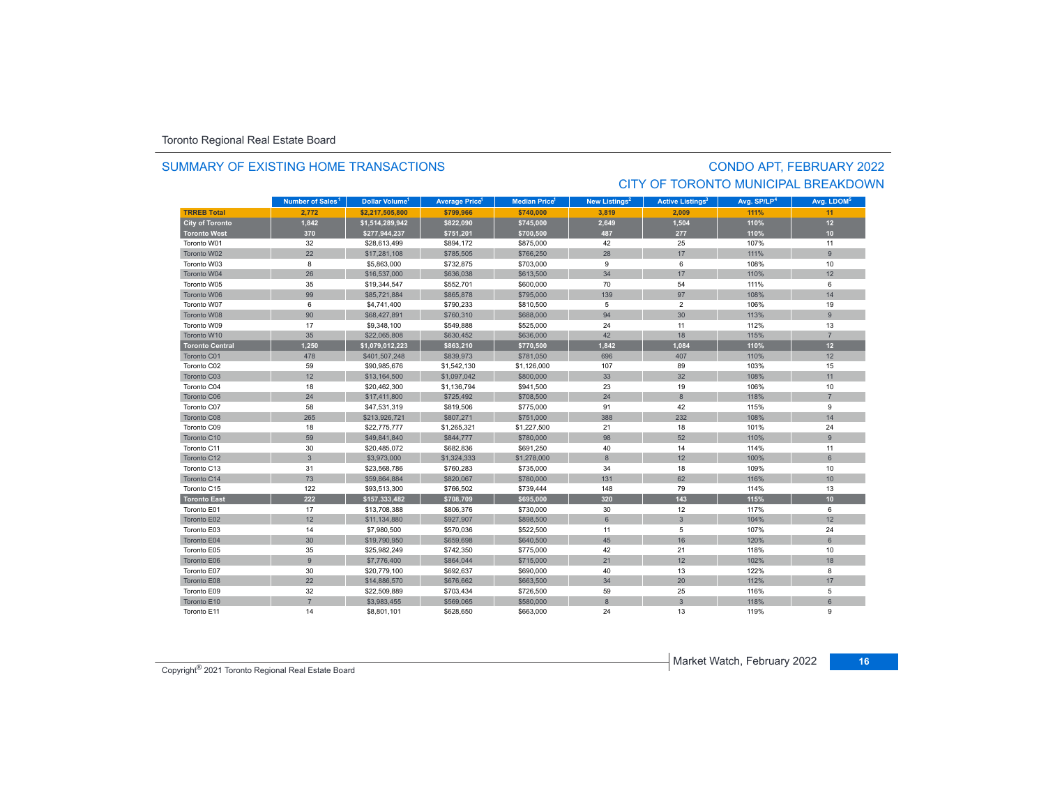Toronto Regional Real Estate Board

## SUMMARY OF EXISTING HOME TRANSACTIONS

## CONDO APT, FEBRUARY 2022
## CITY OF TORONTO MUNICIPAL BREAKDOWN

| | Number of Sales[1] | Dollar Volume[1] | Average Price[1] | Median Price[1] | New Listings[2] | Active Listings[3] | Avg. SP/LP[4] | Avg. LDOM[5] |
|---|---|---|---|---|---|---|---|---|
| **TRREB Total** | **2,772** | **$2,217,505,800** | **$799,966** | **$740,000** | **3,819** | **2,009** | **111%** | **11** |
| **City of Toronto** | **1,842** | **$1,514,289,942** | **$822,090** | **$745,000** | **2,649** | **1,504** | **110%** | **12** |
| **Toronto West** | **370** | **$277,944,237** | **$751,201** | **$700,500** | **487** | **277** | **110%** | **10** |
| Toronto W01 | 32 | $28,613,499 | $894,172 | $875,000 | 42 | 25 | 107% | 11 |
| Toronto W02 | 22 | $17,281,108 | $785,505 | $766,250 | 28 | 17 | 111% | 9 |
| Toronto W03 | 8 | $5,863,000 | $732,875 | $703,000 | 9 | 6 | 108% | 10 |
| Toronto W04 | 26 | $16,537,000 | $636,038 | $613,500 | 34 | 17 | 110% | 12 |
| Toronto W05 | 35 | $19,344,547 | $552,701 | $600,000 | 70 | 54 | 111% | 6 |
| Toronto W06 | 99 | $85,721,884 | $865,878 | $795,000 | 139 | 97 | 108% | 14 |
| Toronto W07 | 6 | $4,741,400 | $790,233 | $810,500 | 5 | 2 | 106% | 19 |
| Toronto W08 | 90 | $68,427,891 | $760,310 | $688,000 | 94 | 30 | 113% | 9 |
| Toronto W09 | 17 | $9,348,100 | $549,888 | $525,000 | 24 | 11 | 112% | 13 |
| Toronto W10 | 35 | $22,065,808 | $630,452 | $636,000 | 42 | 18 | 115% | 7 |
| **Toronto Central** | **1,250** | **$1,079,012,223** | **$863,210** | **$770,500** | **1,842** | **1,084** | **110%** | **12** |
| Toronto C01 | 478 | $401,507,248 | $839,973 | $781,050 | 696 | 407 | 110% | 12 |
| Toronto C02 | 59 | $90,985,676 | $1,542,130 | $1,126,000 | 107 | 89 | 103% | 15 |
| Toronto C03 | 12 | $13,164,500 | $1,097,042 | $800,000 | 33 | 32 | 108% | 11 |
| Toronto C04 | 18 | $20,462,300 | $1,136,794 | $941,500 | 23 | 19 | 106% | 10 |
| Toronto C06 | 24 | $17,411,800 | $725,492 | $708,500 | 24 | 8 | 118% | 7 |
| Toronto C07 | 58 | $47,531,319 | $819,506 | $775,000 | 91 | 42 | 115% | 9 |
| Toronto C08 | 265 | $213,926,721 | $807,271 | $751,000 | 388 | 232 | 108% | 14 |
| Toronto C09 | 18 | $22,775,777 | $1,265,321 | $1,227,500 | 21 | 18 | 101% | 24 |
| Toronto C10 | 59 | $49,841,840 | $844,777 | $780,000 | 98 | 52 | 110% | 9 |
| Toronto C11 | 30 | $20,485,072 | $682,836 | $691,250 | 40 | 14 | 114% | 11 |
| Toronto C12 | 3 | $3,973,000 | $1,324,333 | $1,278,000 | 8 | 12 | 100% | 6 |
| Toronto C13 | 31 | $23,568,786 | $760,283 | $735,000 | 34 | 18 | 109% | 10 |
| Toronto C14 | 73 | $59,864,884 | $820,067 | $780,000 | 131 | 62 | 116% | 10 |
| Toronto C15 | 122 | $93,513,300 | $766,502 | $739,444 | 148 | 79 | 114% | 13 |
| **Toronto East** | **222** | **$157,333,482** | **$708,709** | **$695,000** | **320** | **143** | **115%** | **10** |
| Toronto E01 | 17 | $13,708,388 | $806,376 | $730,000 | 30 | 12 | 117% | 6 |
| Toronto E02 | 12 | $11,134,880 | $927,907 | $898,500 | 6 | 3 | 104% | 12 |
| Toronto E03 | 14 | $7,980,500 | $570,036 | $522,500 | 11 | 5 | 107% | 24 |
| Toronto E04 | 30 | $19,790,950 | $659,698 | $640,500 | 45 | 16 | 120% | 6 |
| Toronto E05 | 35 | $25,982,249 | $742,350 | $775,000 | 42 | 21 | 118% | 10 |
| Toronto E06 | 9 | $7,776,400 | $864,044 | $715,000 | 21 | 12 | 102% | 18 |
| Toronto E07 | 30 | $20,779,100 | $692,637 | $690,000 | 40 | 13 | 122% | 8 |
| Toronto E08 | 22 | $14,886,570 | $676,662 | $663,500 | 34 | 20 | 112% | 17 |
| Toronto E09 | 32 | $22,509,889 | $703,434 | $726,500 | 59 | 25 | 116% | 5 |
| Toronto E10 | 7 | $3,983,455 | $569,065 | $580,000 | 8 | 3 | 118% | 6 |
| Toronto E11 | 14 | $8,801,101 | $628,650 | $663,000 | 24 | 13 | 119% | 9 |

Copyright® 2021 Toronto Regional Real Estate Board

Market Watch, February 2022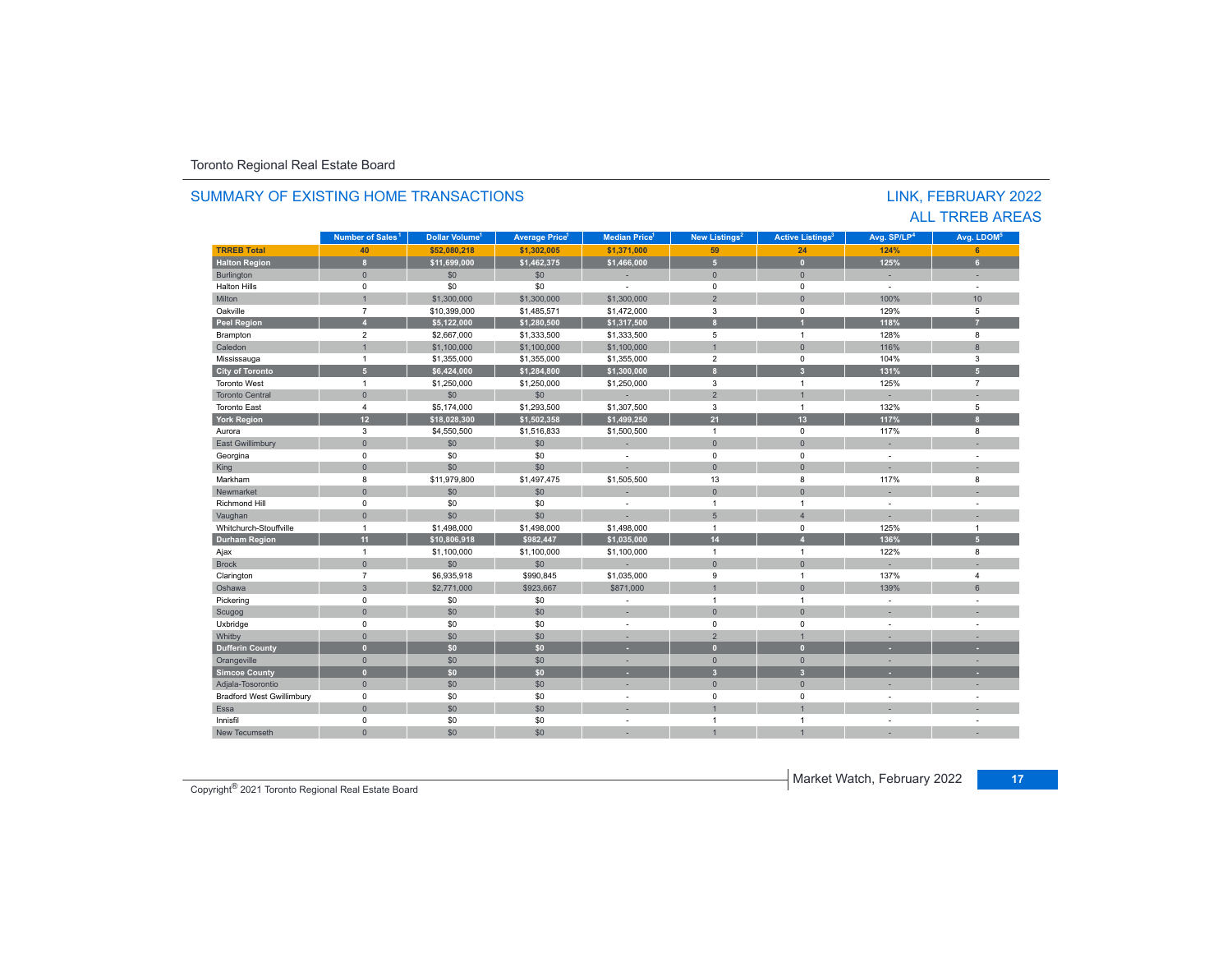Toronto Regional Real Estate Board

## SUMMARY OF EXISTING HOME TRANSACTIONS

## LINK, FEBRUARY 2022
## ALL TRREB AREAS

| | Number of Sales[1] | Dollar Volume[1] | Average Price[1] | Median Price[1] | New Listings[2] | Active Listings[3] | Avg. SP/LP[4] | Avg. LDOM[5] |
|---|---|---|---|---|---|---|---|---|
| **TRREB Total** | **40** | **$52,080,218** | **$1,302,005** | **$1,371,000** | **59** | **24** | **124%** | **6** |
| **Halton Region** | **8** | **$11,699,000** | **$1,462,375** | **$1,466,000** | **5** | **0** | **125%** | **6** |
| Burlington | 0 | $0 | $0 | - | 0 | 0 | - | - |
| Halton Hills | 0 | $0 | $0 | - | 0 | 0 | - | - |
| Milton | 1 | $1,300,000 | $1,300,000 | $1,300,000 | 2 | 0 | 100% | 10 |
| Oakville | 7 | $10,399,000 | $1,485,571 | $1,472,000 | 3 | 0 | 129% | 5 |
| **Peel Region** | **4** | **$5,122,000** | **$1,280,500** | **$1,317,500** | **8** | **1** | **118%** | **7** |
| Brampton | 2 | $2,667,000 | $1,333,500 | $1,333,500 | 5 | 1 | 128% | 8 |
| Caledon | 1 | $1,100,000 | $1,100,000 | $1,100,000 | 1 | 0 | 116% | 8 |
| Mississauga | 1 | $1,355,000 | $1,355,000 | $1,355,000 | 2 | 0 | 104% | 3 |
| **City of Toronto** | **5** | **$6,424,000** | **$1,284,800** | **$1,300,000** | **8** | **3** | **131%** | **5** |
| Toronto West | 1 | $1,250,000 | $1,250,000 | $1,250,000 | 3 | 1 | 125% | 7 |
| Toronto Central | 0 | $0 | $0 | - | 2 | 1 | - | - |
| Toronto East | 4 | $5,174,000 | $1,293,500 | $1,307,500 | 3 | 1 | 132% | 5 |
| **York Region** | **12** | **$18,028,300** | **$1,502,358** | **$1,499,250** | **21** | **13** | **117%** | **8** |
| Aurora | 3 | $4,550,500 | $1,516,833 | $1,500,500 | 1 | 0 | 117% | 8 |
| East Gwillimbury | 0 | $0 | $0 | - | 0 | 0 | - | - |
| Georgina | 0 | $0 | $0 | - | 0 | 0 | - | - |
| King | 0 | $0 | $0 | - | 0 | 0 | - | - |
| Markham | 8 | $11,979,800 | $1,497,475 | $1,505,500 | 13 | 8 | 117% | 8 |
| Newmarket | 0 | $0 | $0 | - | 0 | 0 | - | - |
| Richmond Hill | 0 | $0 | $0 | - | 1 | 1 | - | - |
| Vaughan | 0 | $0 | $0 | - | 5 | 4 | - | - |
| Whitchurch-Stouffville | 1 | $1,498,000 | $1,498,000 | $1,498,000 | 1 | 0 | 125% | 1 |
| **Durham Region** | **11** | **$10,806,918** | **$982,447** | **$1,035,000** | **14** | **4** | **136%** | **5** |
| Ajax | 1 | $1,100,000 | $1,100,000 | $1,100,000 | 1 | 1 | 122% | 8 |
| Brock | 0 | $0 | $0 | - | 0 | 0 | - | - |
| Clarington | 7 | $6,935,918 | $990,845 | $1,035,000 | 9 | 1 | 137% | 4 |
| Oshawa | 3 | $2,771,000 | $923,667 | $871,000 | 1 | 0 | 139% | 6 |
| Pickering | 0 | $0 | $0 | - | 1 | 1 | - | - |
| Scugog | 0 | $0 | $0 | - | 0 | 0 | - | - |
| Uxbridge | 0 | $0 | $0 | - | 0 | 0 | - | - |
| Whitby | 0 | $0 | $0 | - | 2 | 1 | - | - |
| **Dufferin County** | **0** | **$0** | **$0** | **-** | **0** | **0** | **-** | **-** |
| Orangeville | 0 | $0 | $0 | - | 0 | 0 | - | - |
| **Simcoe County** | **0** | **$0** | **$0** | **-** | **3** | **3** | **-** | **-** |
| Adjala-Tosorontio | 0 | $0 | $0 | - | 0 | 0 | - | - |
| Bradford West Gwillimbury | 0 | $0 | $0 | - | 0 | 0 | - | - |
| Essa | 0 | $0 | $0 | - | 1 | 1 | - | - |
| Innisfil | 0 | $0 | $0 | - | 1 | 1 | - | - |
| New Tecumseth | 0 | $0 | $0 | - | 1 | 1 | - | - |

Copyright® 2021 Toronto Regional Real Estate Board

Market Watch, February 2022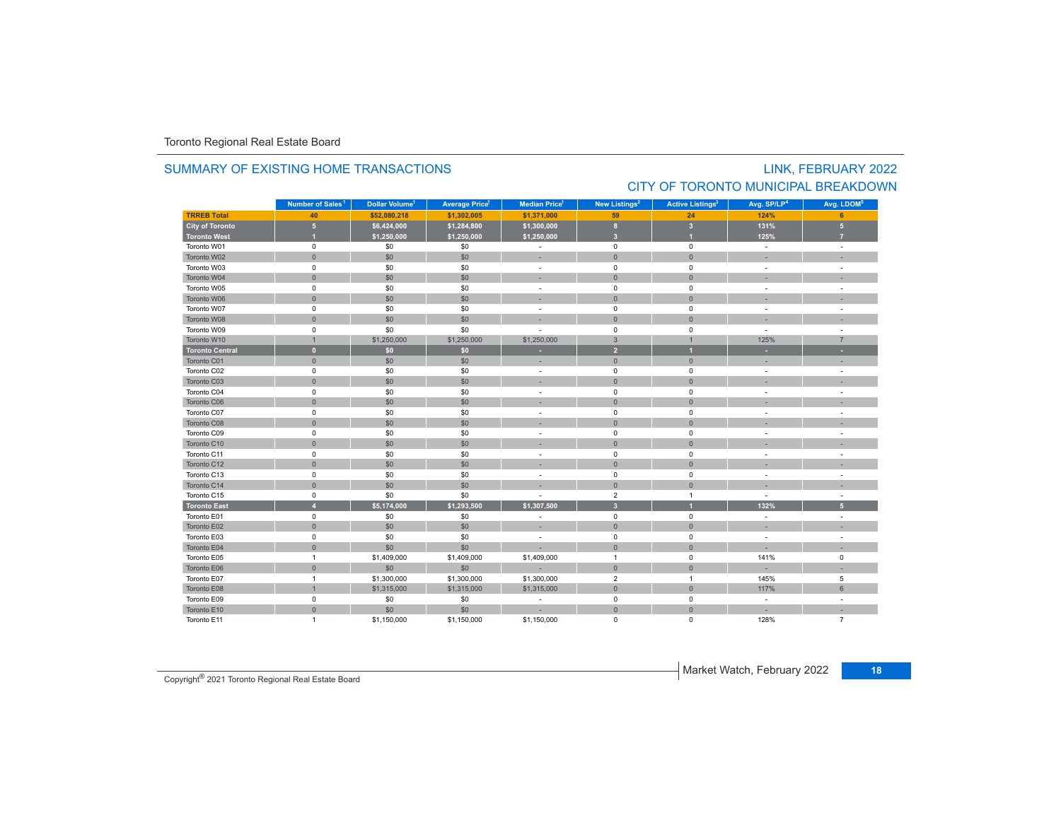Toronto Regional Real Estate Board

## SUMMARY OF EXISTING HOME TRANSACTIONS

## LINK, FEBRUARY 2022
## CITY OF TORONTO MUNICIPAL BREAKDOWN

| | Number of Sales[1] | Dollar Volume[1] | Average Price[1] | Median Price[1] | New Listings[2] | Active Listings[3] | Avg. SP/LP[4] | Avg. LDOM[5] |
|---|---|---|---|---|---|---|---|---|
| **TRREB Total** | **40** | **$52,080,218** | **$1,302,005** | **$1,371,000** | **59** | **24** | **124%** | **6** |
| **City of Toronto** | **5** | **$6,424,000** | **$1,284,800** | **$1,300,000** | **8** | **3** | **131%** | **5** |
| **Toronto West** | **1** | **$1,250,000** | **$1,250,000** | **$1,250,000** | **3** | **1** | **125%** | **7** |
| Toronto W01 | 0 | $0 | $0 | - | 0 | 0 | - | - |
| Toronto W02 | 0 | $0 | $0 | - | 0 | 0 | - | - |
| Toronto W03 | 0 | $0 | $0 | - | 0 | 0 | - | - |
| Toronto W04 | 0 | $0 | $0 | - | 0 | 0 | - | - |
| Toronto W05 | 0 | $0 | $0 | - | 0 | 0 | - | - |
| Toronto W06 | 0 | $0 | $0 | - | 0 | 0 | - | - |
| Toronto W07 | 0 | $0 | $0 | - | 0 | 0 | - | - |
| Toronto W08 | 0 | $0 | $0 | - | 0 | 0 | - | - |
| Toronto W09 | 0 | $0 | $0 | - | 0 | 0 | - | - |
| Toronto W10 | 1 | $1,250,000 | $1,250,000 | $1,250,000 | 3 | 1 | 125% | 7 |
| **Toronto Central** | **0** | **$0** | **$0** | **-** | **2** | **1** | **-** | **-** |
| Toronto C01 | 0 | $0 | $0 | - | 0 | 0 | - | - |
| Toronto C02 | 0 | $0 | $0 | - | 0 | 0 | - | - |
| Toronto C03 | 0 | $0 | $0 | - | 0 | 0 | - | - |
| Toronto C04 | 0 | $0 | $0 | - | 0 | 0 | - | - |
| Toronto C06 | 0 | $0 | $0 | - | 0 | 0 | - | - |
| Toronto C07 | 0 | $0 | $0 | - | 0 | 0 | - | - |
| Toronto C08 | 0 | $0 | $0 | - | 0 | 0 | - | - |
| Toronto C09 | 0 | $0 | $0 | - | 0 | 0 | - | - |
| Toronto C10 | 0 | $0 | $0 | - | 0 | 0 | - | - |
| Toronto C11 | 0 | $0 | $0 | - | 0 | 0 | - | - |
| Toronto C12 | 0 | $0 | $0 | - | 0 | 0 | - | - |
| Toronto C13 | 0 | $0 | $0 | - | 0 | 0 | - | - |
| Toronto C14 | 0 | $0 | $0 | - | 0 | 0 | - | - |
| Toronto C15 | 0 | $0 | $0 | - | 2 | 1 | - | - |
| **Toronto East** | **4** | **$5,174,000** | **$1,293,500** | **$1,307,500** | **3** | **1** | **132%** | **5** |
| Toronto E01 | 0 | $0 | $0 | - | 0 | 0 | - | - |
| Toronto E02 | 0 | $0 | $0 | - | 0 | 0 | - | - |
| Toronto E03 | 0 | $0 | $0 | - | 0 | 0 | - | - |
| Toronto E04 | 0 | $0 | $0 | - | 0 | 0 | - | - |
| Toronto E05 | 1 | $1,409,000 | $1,409,000 | $1,409,000 | 1 | 0 | 141% | 0 |
| Toronto E06 | 0 | $0 | $0 | - | 0 | 0 | - | - |
| Toronto E07 | 1 | $1,300,000 | $1,300,000 | $1,300,000 | 2 | 1 | 145% | 5 |
| Toronto E08 | 1 | $1,315,000 | $1,315,000 | $1,315,000 | 0 | 0 | 117% | 6 |
| Toronto E09 | 0 | $0 | $0 | - | 0 | 0 | - | - |
| Toronto E10 | 0 | $0 | $0 | - | 0 | 0 | - | - |
| Toronto E11 | 1 | $1,150,000 | $1,150,000 | $1,150,000 | 0 | 0 | 128% | 7 |

Copyright® 2021 Toronto Regional Real Estate Board

Market Watch, February 2022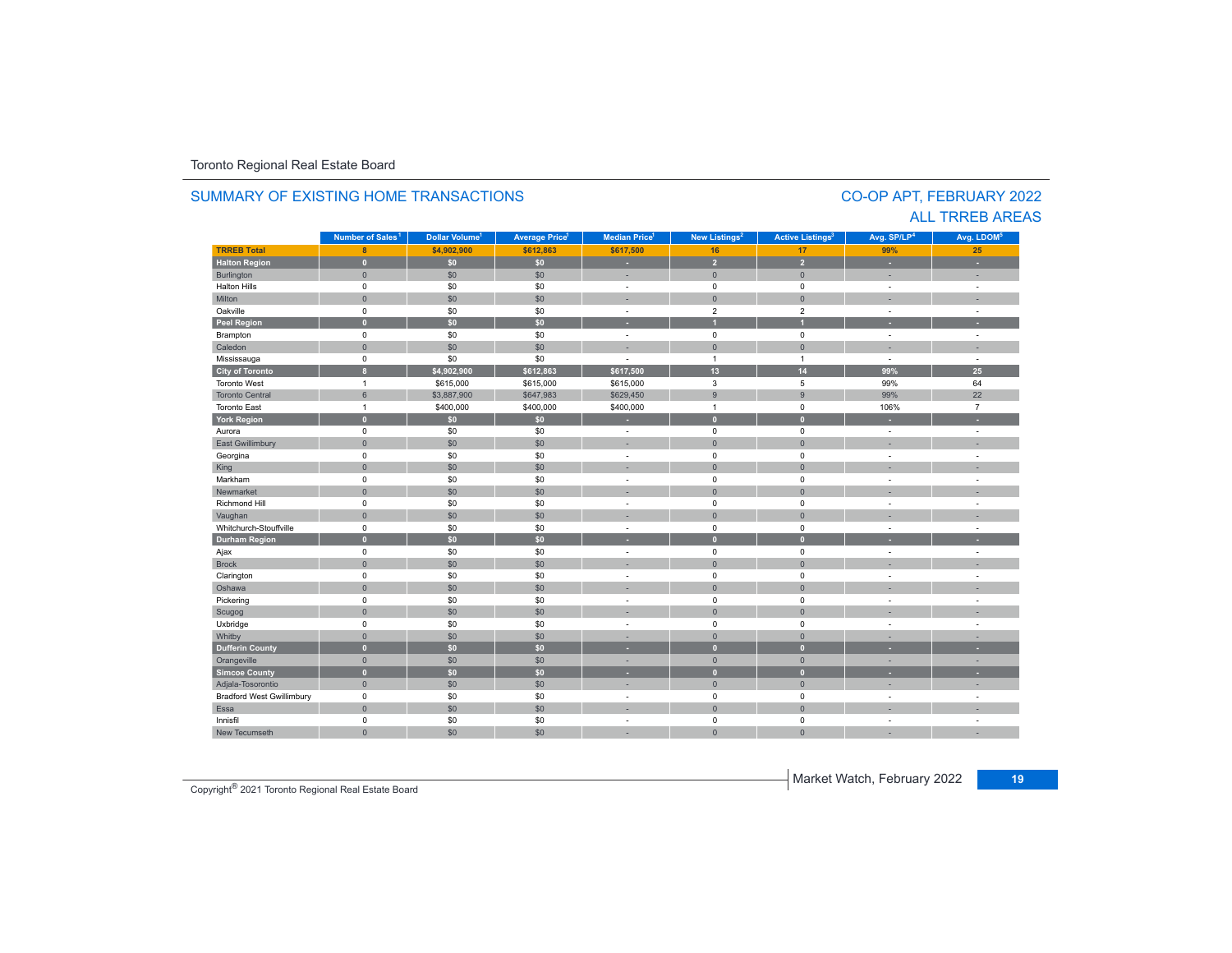Toronto Regional Real Estate Board

## SUMMARY OF EXISTING HOME TRANSACTIONS

## CO-OP APT, FEBRUARY 2022
## ALL TRREB AREAS

| | Number of Sales[1] | Dollar Volume[1] | Average Price[1] | Median Price[1] | New Listings[2] | Active Listings[3] | Avg. SP/LP[4] | Avg. LDOM[5] |
|---|---|---|---|---|---|---|---|---|
| **TRREB Total** | **8** | **$4,902,900** | **$612,863** | **$617,500** | **16** | **17** | **99%** | **25** |
| **Halton Region** | **0** | **$0** | **$0** | **-** | **2** | **2** | **-** | **-** |
| Burlington | 0 | $0 | $0 | - | 0 | 0 | - | - |
| Halton Hills | 0 | $0 | $0 | - | 0 | 0 | - | - |
| Milton | 0 | $0 | $0 | - | 0 | 0 | - | - |
| Oakville | 0 | $0 | $0 | - | 2 | 2 | - | - |
| **Peel Region** | **0** | **$0** | **$0** | **-** | **1** | **1** | **-** | **-** |
| Brampton | 0 | $0 | $0 | - | 0 | 0 | - | - |
| Caledon | 0 | $0 | $0 | - | 0 | 0 | - | - |
| Mississauga | 0 | $0 | $0 | - | 1 | 1 | - | - |
| **City of Toronto** | **8** | **$4,902,900** | **$612,863** | **$617,500** | **13** | **14** | **99%** | **25** |
| Toronto West | 1 | $615,000 | $615,000 | $615,000 | 3 | 5 | 99% | 64 |
| Toronto Central | 6 | $3,887,900 | $647,983 | $629,450 | 9 | 9 | 99% | 22 |
| Toronto East | 1 | $400,000 | $400,000 | $400,000 | 1 | 0 | 106% | 7 |
| **York Region** | **0** | **$0** | **$0** | **-** | **0** | **0** | **-** | **-** |
| Aurora | 0 | $0 | $0 | - | 0 | 0 | - | - |
| East Gwillimbury | 0 | $0 | $0 | - | 0 | 0 | - | - |
| Georgina | 0 | $0 | $0 | - | 0 | 0 | - | - |
| King | 0 | $0 | $0 | - | 0 | 0 | - | - |
| Markham | 0 | $0 | $0 | - | 0 | 0 | - | - |
| Newmarket | 0 | $0 | $0 | - | 0 | 0 | - | - |
| Richmond Hill | 0 | $0 | $0 | - | 0 | 0 | - | - |
| Vaughan | 0 | $0 | $0 | - | 0 | 0 | - | - |
| Whitchurch-Stouffville | 0 | $0 | $0 | - | 0 | 0 | - | - |
| **Durham Region** | **0** | **$0** | **$0** | **-** | **0** | **0** | **-** | **-** |
| Ajax | 0 | $0 | $0 | - | 0 | 0 | - | - |
| Brock | 0 | $0 | $0 | - | 0 | 0 | - | - |
| Clarington | 0 | $0 | $0 | - | 0 | 0 | - | - |
| Oshawa | 0 | $0 | $0 | - | 0 | 0 | - | - |
| Pickering | 0 | $0 | $0 | - | 0 | 0 | - | - |
| Scugog | 0 | $0 | $0 | - | 0 | 0 | - | - |
| Uxbridge | 0 | $0 | $0 | - | 0 | 0 | - | - |
| Whitby | 0 | $0 | $0 | - | 0 | 0 | - | - |
| **Dufferin County** | **0** | **$0** | **$0** | **-** | **0** | **0** | **-** | **-** |
| Orangeville | 0 | $0 | $0 | - | 0 | 0 | - | - |
| **Simcoe County** | **0** | **$0** | **$0** | **-** | **0** | **0** | **-** | **-** |
| Adjala-Tosorontio | 0 | $0 | $0 | - | 0 | 0 | - | - |
| Bradford West Gwillimbury | 0 | $0 | $0 | - | 0 | 0 | - | - |
| Essa | 0 | $0 | $0 | - | 0 | 0 | - | - |
| Innisfil | 0 | $0 | $0 | - | 0 | 0 | - | - |
| New Tecumseth | 0 | $0 | $0 | - | 0 | 0 | - | - |

Copyright® 2021 Toronto Regional Real Estate Board

Market Watch, February 2022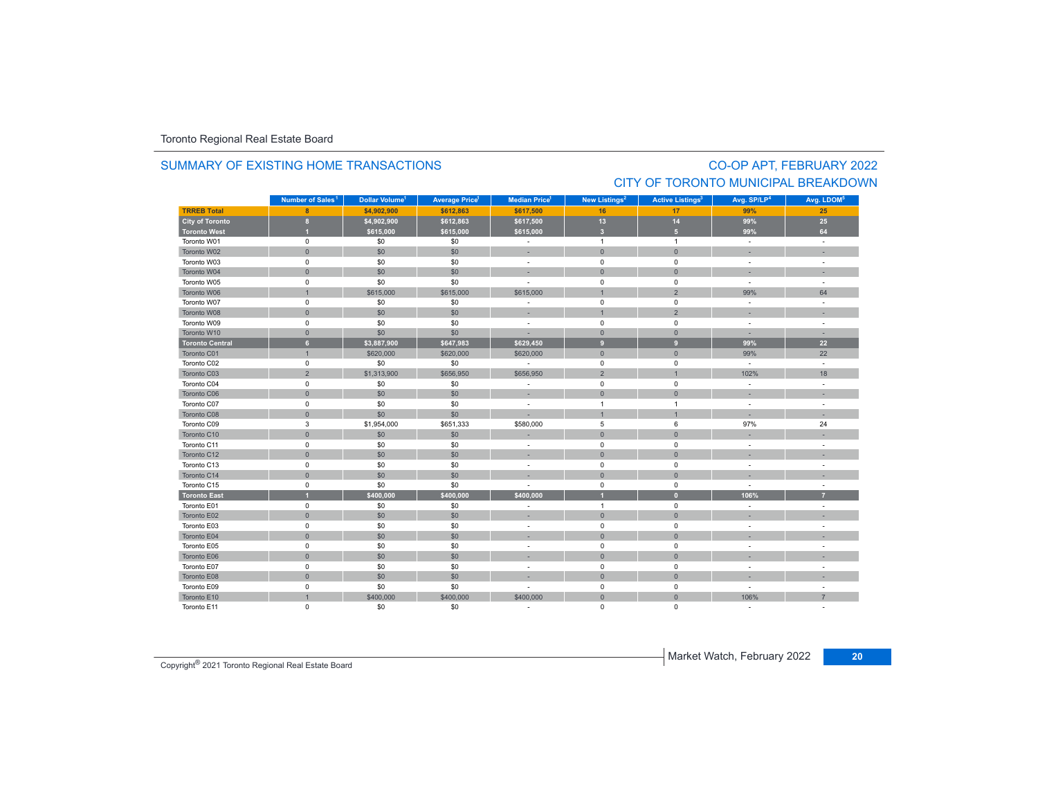Toronto Regional Real Estate Board

## SUMMARY OF EXISTING HOME TRANSACTIONS

## CO-OP APT, FEBRUARY 2022
## CITY OF TORONTO MUNICIPAL BREAKDOWN

| | Number of Sales[1] | Dollar Volume[1] | Average Price[1] | Median Price[1] | New Listings[2] | Active Listings[3] | Avg. SP/LP[4] | Avg. LDOM[5] |
|---|---|---|---|---|---|---|---|---|
| **TRREB Total** | **8** | **$4,902,900** | **$612,863** | **$617,500** | **16** | **17** | **99%** | **25** |
| **City of Toronto** | **8** | **$4,902,900** | **$612,863** | **$617,500** | **13** | **14** | **99%** | **25** |
| **Toronto West** | **1** | **$615,000** | **$615,000** | **$615,000** | **3** | **5** | **99%** | **64** |
| Toronto W01 | 0 | $0 | $0 | - | 1 | 1 | - | - |
| Toronto W02 | 0 | $0 | $0 | - | 0 | 0 | - | - |
| Toronto W03 | 0 | $0 | $0 | - | 0 | 0 | - | - |
| Toronto W04 | 0 | $0 | $0 | - | 0 | 0 | - | - |
| Toronto W05 | 0 | $0 | $0 | - | 0 | 0 | - | - |
| Toronto W06 | 1 | $615,000 | $615,000 | $615,000 | 1 | 2 | 99% | 64 |
| Toronto W07 | 0 | $0 | $0 | - | 0 | 0 | - | - |
| Toronto W08 | 0 | $0 | $0 | - | 1 | 2 | - | - |
| Toronto W09 | 0 | $0 | $0 | - | 0 | 0 | - | - |
| Toronto W10 | 0 | $0 | $0 | - | 0 | 0 | - | - |
| **Toronto Central** | **6** | **$3,887,900** | **$647,983** | **$629,450** | **9** | **9** | **99%** | **22** |
| Toronto C01 | 1 | $620,000 | $620,000 | $620,000 | 0 | 0 | 99% | 22 |
| Toronto C02 | 0 | $0 | $0 | - | 0 | 0 | - | - |
| Toronto C03 | 2 | $1,313,900 | $656,950 | $656,950 | 2 | 1 | 102% | 18 |
| Toronto C04 | 0 | $0 | $0 | - | 0 | 0 | - | - |
| Toronto C06 | 0 | $0 | $0 | - | 0 | 0 | - | - |
| Toronto C07 | 0 | $0 | $0 | - | 1 | 1 | - | - |
| Toronto C08 | 0 | $0 | $0 | - | 1 | 1 | - | - |
| Toronto C09 | 3 | $1,954,000 | $651,333 | $580,000 | 5 | 6 | 97% | 24 |
| Toronto C10 | 0 | $0 | $0 | - | 0 | 0 | - | - |
| Toronto C11 | 0 | $0 | $0 | - | 0 | 0 | - | - |
| Toronto C12 | 0 | $0 | $0 | - | 0 | 0 | - | - |
| Toronto C13 | 0 | $0 | $0 | - | 0 | 0 | - | - |
| Toronto C14 | 0 | $0 | $0 | - | 0 | 0 | - | - |
| Toronto C15 | 0 | $0 | $0 | - | 0 | 0 | - | - |
| **Toronto East** | **1** | **$400,000** | **$400,000** | **$400,000** | **1** | **0** | **106%** | **7** |
| Toronto E01 | 0 | $0 | $0 | - | 1 | 0 | - | - |
| Toronto E02 | 0 | $0 | $0 | - | 0 | 0 | - | - |
| Toronto E03 | 0 | $0 | $0 | - | 0 | 0 | - | - |
| Toronto E04 | 0 | $0 | $0 | - | 0 | 0 | - | - |
| Toronto E05 | 0 | $0 | $0 | - | 0 | 0 | - | - |
| Toronto E06 | 0 | $0 | $0 | - | 0 | 0 | - | - |
| Toronto E07 | 0 | $0 | $0 | - | 0 | 0 | - | - |
| Toronto E08 | 0 | $0 | $0 | - | 0 | 0 | - | - |
| Toronto E09 | 0 | $0 | $0 | - | 0 | 0 | - | - |
| Toronto E10 | 1 | $400,000 | $400,000 | $400,000 | 0 | 0 | 106% | 7 |
| Toronto E11 | 0 | $0 | $0 | - | 0 | 0 | - | - |

Copyright® 2021 Toronto Regional Real Estate Board

Market Watch, February 2022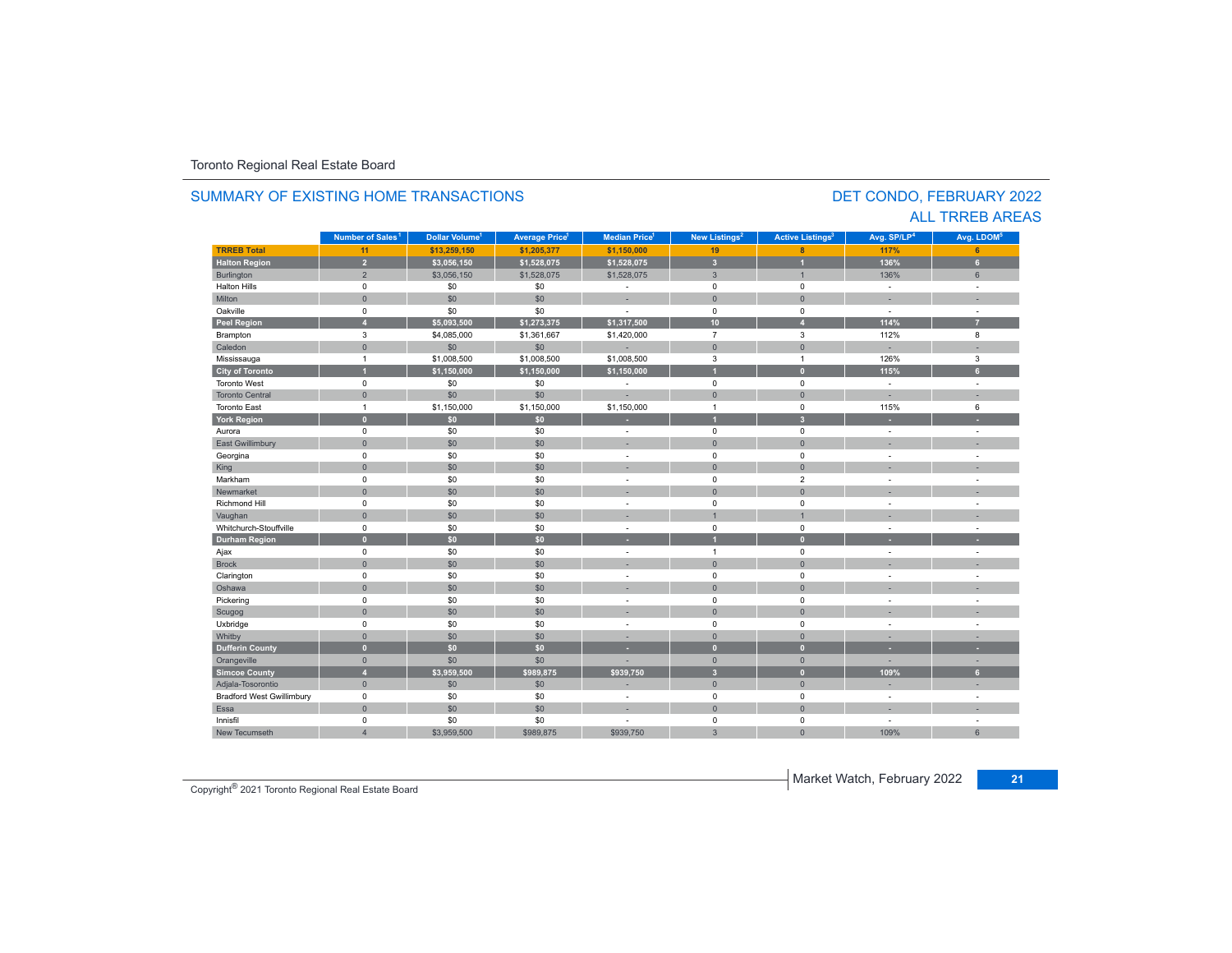Toronto Regional Real Estate Board

## SUMMARY OF EXISTING HOME TRANSACTIONS

## DET CONDO, FEBRUARY 2022
## ALL TRREB AREAS

| | Number of Sales[1] | Dollar Volume[1] | Average Price[1] | Median Price[1] | New Listings[2] | Active Listings[3] | Avg. SP/LP[4] | Avg. LDOM[5] |
|---|---|---|---|---|---|---|---|---|
| **TRREB Total** | **11** | **$13,259,150** | **$1,205,377** | **$1,150,000** | **19** | **8** | **117%** | **6** |
| **Halton Region** | **2** | **$3,056,150** | **$1,528,075** | **$1,528,075** | **3** | **1** | **136%** | **6** |
| Burlington | 2 | $3,056,150 | $1,528,075 | $1,528,075 | 3 | 1 | 136% | 6 |
| Halton Hills | 0 | $0 | $0 | - | 0 | 0 | - | - |
| Milton | 0 | $0 | $0 | - | 0 | 0 | - | - |
| Oakville | 0 | $0 | $0 | - | 0 | 0 | - | - |
| **Peel Region** | **4** | **$5,093,500** | **$1,273,375** | **$1,317,500** | **10** | **4** | **114%** | **7** |
| Brampton | 3 | $4,085,000 | $1,361,667 | $1,420,000 | 7 | 3 | 112% | 8 |
| Caledon | 0 | $0 | $0 | - | 0 | 0 | - | - |
| Mississauga | 1 | $1,008,500 | $1,008,500 | $1,008,500 | 3 | 1 | 126% | 3 |
| **City of Toronto** | **1** | **$1,150,000** | **$1,150,000** | **$1,150,000** | **1** | **0** | **115%** | **6** |
| Toronto West | 0 | $0 | $0 | - | 0 | 0 | - | - |
| Toronto Central | 0 | $0 | $0 | - | 0 | 0 | - | - |
| Toronto East | 1 | $1,150,000 | $1,150,000 | $1,150,000 | 1 | 0 | 115% | 6 |
| **York Region** | **0** | **$0** | **$0** | **-** | **1** | **3** | **-** | **-** |
| Aurora | 0 | $0 | $0 | - | 0 | 0 | - | - |
| East Gwillimbury | 0 | $0 | $0 | - | 0 | 0 | - | - |
| Georgina | 0 | $0 | $0 | - | 0 | 0 | - | - |
| King | 0 | $0 | $0 | - | 0 | 0 | - | - |
| Markham | 0 | $0 | $0 | - | 0 | 2 | - | - |
| Newmarket | 0 | $0 | $0 | - | 0 | 0 | - | - |
| Richmond Hill | 0 | $0 | $0 | - | 0 | 0 | - | - |
| Vaughan | 0 | $0 | $0 | - | 1 | 1 | - | - |
| Whitchurch-Stouffville | 0 | $0 | $0 | - | 0 | 0 | - | - |
| **Durham Region** | **0** | **$0** | **$0** | **-** | **1** | **0** | **-** | **-** |
| Ajax | 0 | $0 | $0 | - | 1 | 0 | - | - |
| Brock | 0 | $0 | $0 | - | 0 | 0 | - | - |
| Clarington | 0 | $0 | $0 | - | 0 | 0 | - | - |
| Oshawa | 0 | $0 | $0 | - | 0 | 0 | - | - |
| Pickering | 0 | $0 | $0 | - | 0 | 0 | - | - |
| Scugog | 0 | $0 | $0 | - | 0 | 0 | - | - |
| Uxbridge | 0 | $0 | $0 | - | 0 | 0 | - | - |
| Whitby | 0 | $0 | $0 | - | 0 | 0 | - | - |
| **Dufferin County** | **0** | **$0** | **$0** | **-** | **0** | **0** | **-** | **-** |
| Orangeville | 0 | $0 | $0 | - | 0 | 0 | - | - |
| **Simcoe County** | **4** | **$3,959,500** | **$989,875** | **$939,750** | **3** | **0** | **109%** | **6** |
| Adjala-Tosorontio | 0 | $0 | $0 | - | 0 | 0 | - | - |
| Bradford West Gwillimbury | 0 | $0 | $0 | - | 0 | 0 | - | - |
| Essa | 0 | $0 | $0 | - | 0 | 0 | - | - |
| Innisfil | 0 | $0 | $0 | - | 0 | 0 | - | - |
| New Tecumseth | 4 | $3,959,500 | $989,875 | $939,750 | 3 | 0 | 109% | 6 |

Copyright® 2021 Toronto Regional Real Estate Board

Market Watch, February 2022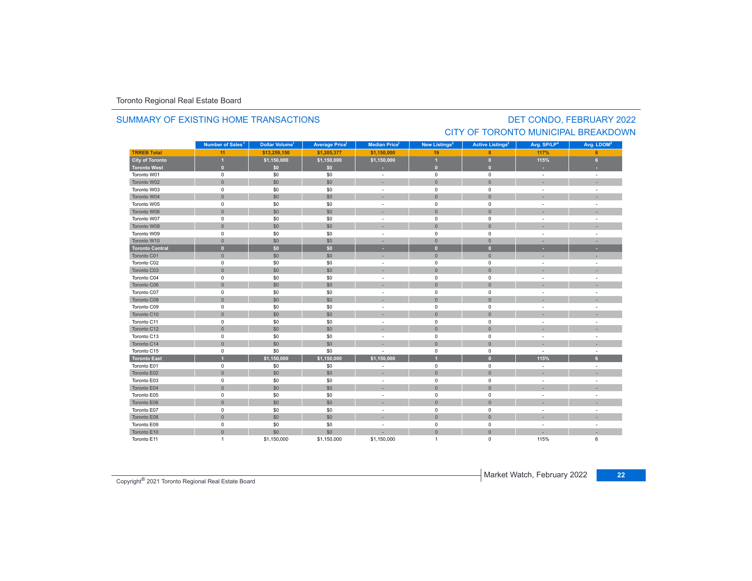Toronto Regional Real Estate Board

## SUMMARY OF EXISTING HOME TRANSACTIONS

## DET CONDO, FEBRUARY 2022
## CITY OF TORONTO MUNICIPAL BREAKDOWN

| | Number of Sales[1] | Dollar Volume[1] | Average Price[1] | Median Price[1] | New Listings[2] | Active Listings[3] | Avg. SP/LP[4] | Avg. LDOM[5] |
|---|---|---|---|---|---|---|---|---|
| **TRREB Total** | **11** | **$13,259,150** | **$1,205,377** | **$1,150,000** | **19** | **8** | **117%** | **6** |
| **City of Toronto** | **1** | **$1,150,000** | **$1,150,000** | **$1,150,000** | **1** | **0** | **115%** | **6** |
| **Toronto West** | **0** | **$0** | **$0** | **-** | **0** | **0** | **-** | **-** |
| Toronto W01 | 0 | $0 | $0 | - | 0 | 0 | - | - |
| Toronto W02 | 0 | $0 | $0 | - | 0 | 0 | - | - |
| Toronto W03 | 0 | $0 | $0 | - | 0 | 0 | - | - |
| Toronto W04 | 0 | $0 | $0 | - | 0 | 0 | - | - |
| Toronto W05 | 0 | $0 | $0 | - | 0 | 0 | - | - |
| Toronto W06 | 0 | $0 | $0 | - | 0 | 0 | - | - |
| Toronto W07 | 0 | $0 | $0 | - | 0 | 0 | - | - |
| Toronto W08 | 0 | $0 | $0 | - | 0 | 0 | - | - |
| Toronto W09 | 0 | $0 | $0 | - | 0 | 0 | - | - |
| Toronto W10 | 0 | $0 | $0 | - | 0 | 0 | - | - |
| **Toronto Central** | **0** | **$0** | **$0** | **-** | **0** | **0** | **-** | **-** |
| Toronto C01 | 0 | $0 | $0 | - | 0 | 0 | - | - |
| Toronto C02 | 0 | $0 | $0 | - | 0 | 0 | - | - |
| Toronto C03 | 0 | $0 | $0 | - | 0 | 0 | - | - |
| Toronto C04 | 0 | $0 | $0 | - | 0 | 0 | - | - |
| Toronto C06 | 0 | $0 | $0 | - | 0 | 0 | - | - |
| Toronto C07 | 0 | $0 | $0 | - | 0 | 0 | - | - |
| Toronto C08 | 0 | $0 | $0 | - | 0 | 0 | - | - |
| Toronto C09 | 0 | $0 | $0 | - | 0 | 0 | - | - |
| Toronto C10 | 0 | $0 | $0 | - | 0 | 0 | - | - |
| Toronto C11 | 0 | $0 | $0 | - | 0 | 0 | - | - |
| Toronto C12 | 0 | $0 | $0 | - | 0 | 0 | - | - |
| Toronto C13 | 0 | $0 | $0 | - | 0 | 0 | - | - |
| Toronto C14 | 0 | $0 | $0 | - | 0 | 0 | - | - |
| Toronto C15 | 0 | $0 | $0 | - | 0 | 0 | - | - |
| **Toronto East** | **1** | **$1,150,000** | **$1,150,000** | **$1,150,000** | **1** | **0** | **115%** | **6** |
| Toronto E01 | 0 | $0 | $0 | - | 0 | 0 | - | - |
| Toronto E02 | 0 | $0 | $0 | - | 0 | 0 | - | - |
| Toronto E03 | 0 | $0 | $0 | - | 0 | 0 | - | - |
| Toronto E04 | 0 | $0 | $0 | - | 0 | 0 | - | - |
| Toronto E05 | 0 | $0 | $0 | - | 0 | 0 | - | - |
| Toronto E06 | 0 | $0 | $0 | - | 0 | 0 | - | - |
| Toronto E07 | 0 | $0 | $0 | - | 0 | 0 | - | - |
| Toronto E08 | 0 | $0 | $0 | - | 0 | 0 | - | - |
| Toronto E09 | 0 | $0 | $0 | - | 0 | 0 | - | - |
| Toronto E10 | 0 | $0 | $0 | - | 0 | 0 | - | - |
| Toronto E11 | 1 | $1,150,000 | $1,150,000 | $1,150,000 | 1 | 0 | 115% | 6 |

Copyright® 2021 Toronto Regional Real Estate Board

Market Watch, February 2022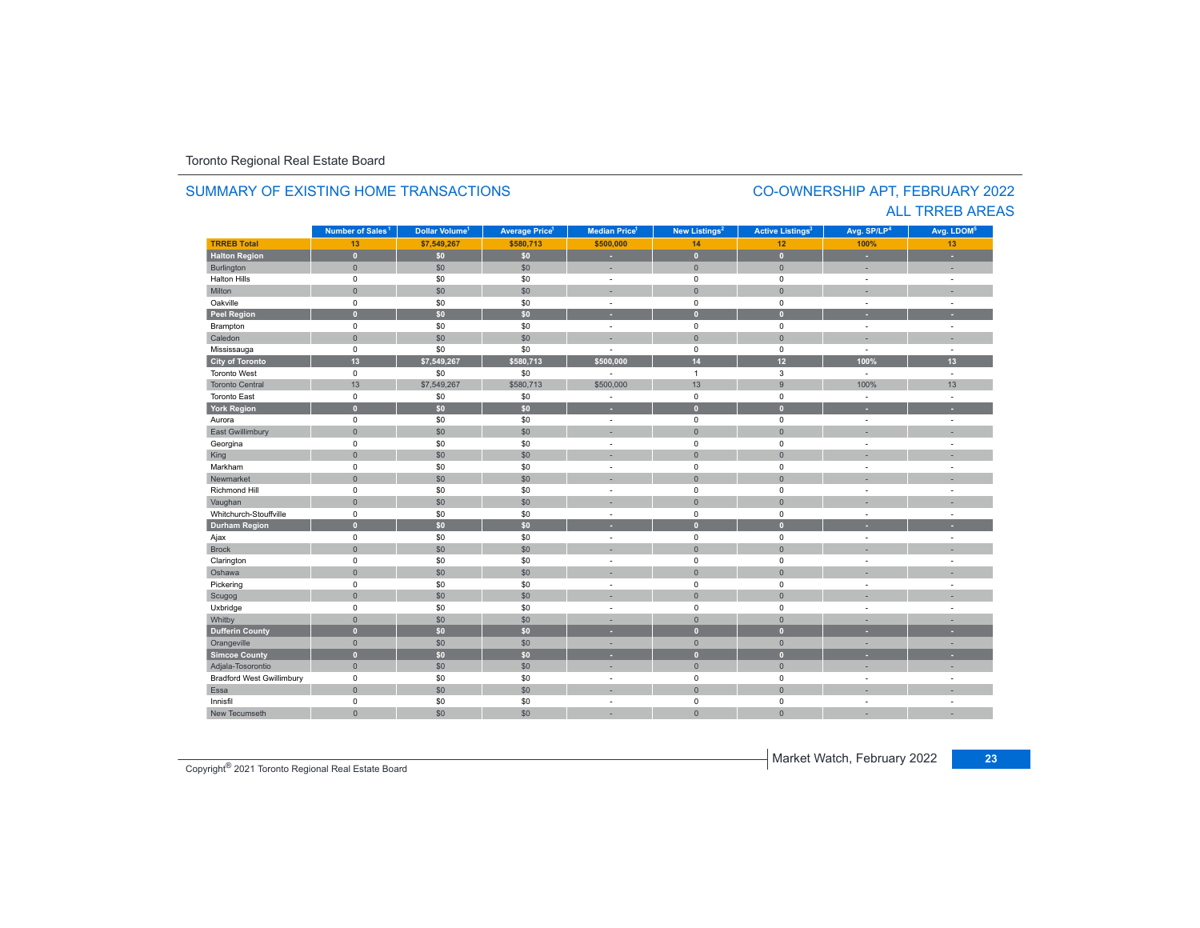Toronto Regional Real Estate Board

## SUMMARY OF EXISTING HOME TRANSACTIONS

## CO-OWNERSHIP APT, FEBRUARY 2022
## ALL TRREB AREAS

| | Number of Sales[1] | Dollar Volume[1] | Average Price[1] | Median Price[1] | New Listings[2] | Active Listings[3] | Avg. SP/LP[4] | Avg. LDOM[5] |
|---|---|---|---|---|---|---|---|---|
| **TRREB Total** | **13** | **$7,549,267** | **$580,713** | **$500,000** | **14** | **12** | **100%** | **13** |
| **Halton Region** | **0** | **$0** | **$0** | **-** | **0** | **0** | **-** | **-** |
| Burlington | 0 | $0 | $0 | - | 0 | 0 | - | - |
| Halton Hills | 0 | $0 | $0 | - | 0 | 0 | - | - |
| Milton | 0 | $0 | $0 | - | 0 | 0 | - | - |
| Oakville | 0 | $0 | $0 | - | 0 | 0 | - | - |
| **Peel Region** | **0** | **$0** | **$0** | **-** | **0** | **0** | **-** | **-** |
| Brampton | 0 | $0 | $0 | - | 0 | 0 | - | - |
| Caledon | 0 | $0 | $0 | - | 0 | 0 | - | - |
| Mississauga | 0 | $0 | $0 | - | 0 | 0 | - | - |
| **City of Toronto** | **13** | **$7,549,267** | **$580,713** | **$500,000** | **14** | **12** | **100%** | **13** |
| Toronto West | 0 | $0 | $0 | - | 1 | 3 | - | - |
| Toronto Central | 13 | $7,549,267 | $580,713 | $500,000 | 13 | 9 | 100% | 13 |
| Toronto East | 0 | $0 | $0 | - | 0 | 0 | - | - |
| **York Region** | **0** | **$0** | **$0** | **-** | **0** | **0** | **-** | **-** |
| Aurora | 0 | $0 | $0 | - | 0 | 0 | - | - |
| East Gwillimbury | 0 | $0 | $0 | - | 0 | 0 | - | - |
| Georgina | 0 | $0 | $0 | - | 0 | 0 | - | - |
| King | 0 | $0 | $0 | - | 0 | 0 | - | - |
| Markham | 0 | $0 | $0 | - | 0 | 0 | - | - |
| Newmarket | 0 | $0 | $0 | - | 0 | 0 | - | - |
| Richmond Hill | 0 | $0 | $0 | - | 0 | 0 | - | - |
| Vaughan | 0 | $0 | $0 | - | 0 | 0 | - | - |
| Whitchurch-Stouffville | 0 | $0 | $0 | - | 0 | 0 | - | - |
| **Durham Region** | **0** | **$0** | **$0** | **-** | **0** | **0** | **-** | **-** |
| Ajax | 0 | $0 | $0 | - | 0 | 0 | - | - |
| Brock | 0 | $0 | $0 | - | 0 | 0 | - | - |
| Clarington | 0 | $0 | $0 | - | 0 | 0 | - | - |
| Oshawa | 0 | $0 | $0 | - | 0 | 0 | - | - |
| Pickering | 0 | $0 | $0 | - | 0 | 0 | - | - |
| Scugog | 0 | $0 | $0 | - | 0 | 0 | - | - |
| Uxbridge | 0 | $0 | $0 | - | 0 | 0 | - | - |
| Whitby | 0 | $0 | $0 | - | 0 | 0 | - | - |
| **Dufferin County** | **0** | **$0** | **$0** | **-** | **0** | **0** | **-** | **-** |
| Orangeville | 0 | $0 | $0 | - | 0 | 0 | - | - |
| **Simcoe County** | **0** | **$0** | **$0** | **-** | **0** | **0** | **-** | **-** |
| Adjala-Tosorontio | 0 | $0 | $0 | - | 0 | 0 | - | - |
| Bradford West Gwillimbury | 0 | $0 | $0 | - | 0 | 0 | - | - |
| Essa | 0 | $0 | $0 | - | 0 | 0 | - | - |
| Innisfil | 0 | $0 | $0 | - | 0 | 0 | - | - |
| New Tecumseth | 0 | $0 | $0 | - | 0 | 0 | - | - |

Copyright® 2021 Toronto Regional Real Estate Board

Market Watch, February 2022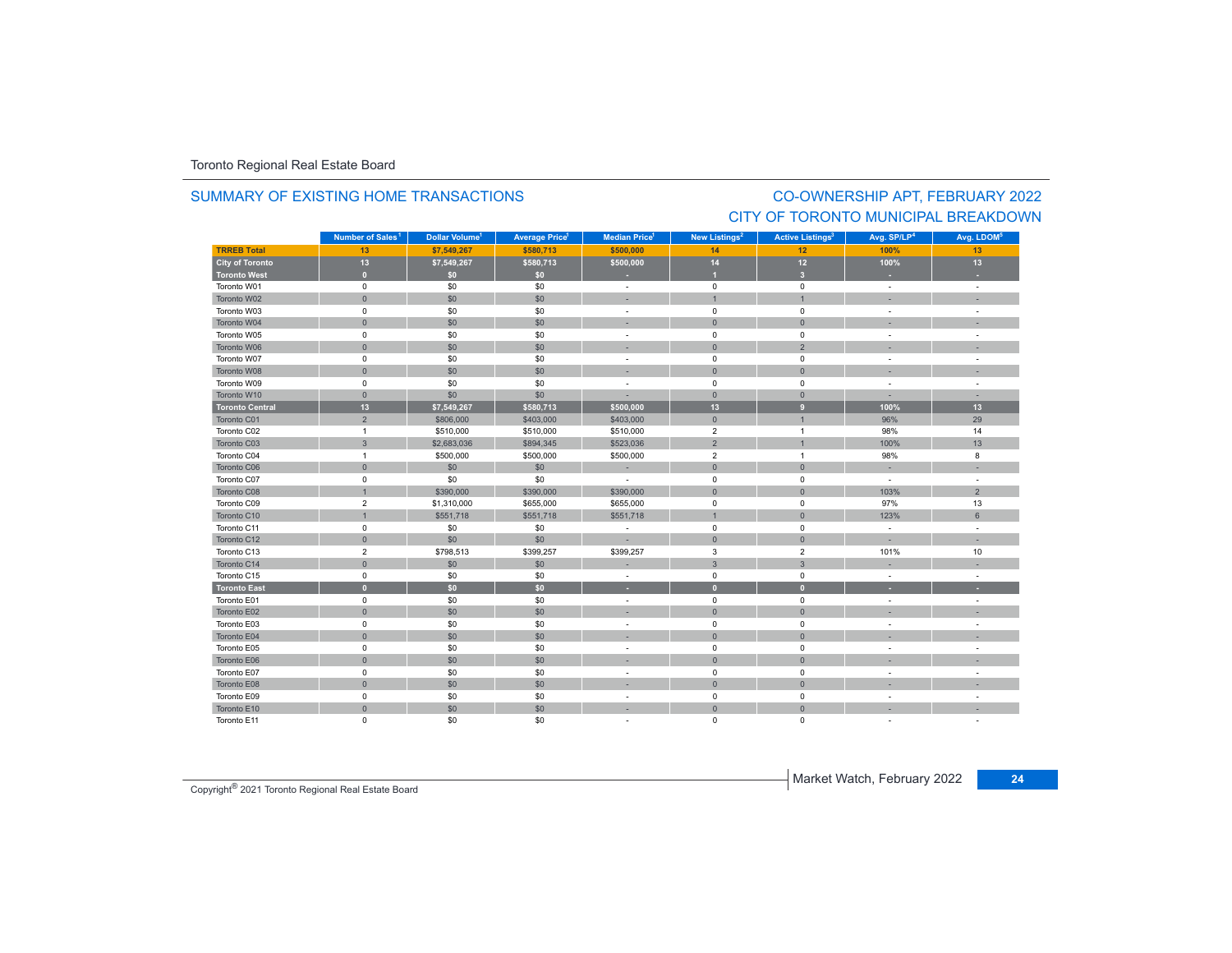Toronto Regional Real Estate Board

## SUMMARY OF EXISTING HOME TRANSACTIONS

## CO-OWNERSHIP APT, FEBRUARY 2022
## CITY OF TORONTO MUNICIPAL BREAKDOWN

| | Number of Sales[1] | Dollar Volume[1] | Average Price[1] | Median Price[1] | New Listings[2] | Active Listings[3] | Avg. SP/LP[4] | Avg. LDOM[5] |
|---|---|---|---|---|---|---|---|---|
| **TRREB Total** | **13** | **$7,549,267** | **$580,713** | **$500,000** | **14** | **12** | **100%** | **13** |
| **City of Toronto** | **13** | **$7,549,267** | **$580,713** | **$500,000** | **14** | **12** | **100%** | **13** |
| **Toronto West** | **0** | **$0** | **$0** | **-** | **1** | **3** | **-** | **-** |
| Toronto W01 | 0 | $0 | $0 | - | 0 | 0 | - | - |
| Toronto W02 | 0 | $0 | $0 | - | 1 | 1 | - | - |
| Toronto W03 | 0 | $0 | $0 | - | 0 | 0 | - | - |
| Toronto W04 | 0 | $0 | $0 | - | 0 | 0 | - | - |
| Toronto W05 | 0 | $0 | $0 | - | 0 | 0 | - | - |
| Toronto W06 | 0 | $0 | $0 | - | 0 | 2 | - | - |
| Toronto W07 | 0 | $0 | $0 | - | 0 | 0 | - | - |
| Toronto W08 | 0 | $0 | $0 | - | 0 | 0 | - | - |
| Toronto W09 | 0 | $0 | $0 | - | 0 | 0 | - | - |
| Toronto W10 | 0 | $0 | $0 | - | 0 | 0 | - | - |
| **Toronto Central** | **13** | **$7,549,267** | **$580,713** | **$500,000** | **13** | **9** | **100%** | **13** |
| Toronto C01 | 2 | $806,000 | $403,000 | $403,000 | 0 | 1 | 96% | 29 |
| Toronto C02 | 1 | $510,000 | $510,000 | $510,000 | 2 | 1 | 98% | 14 |
| Toronto C03 | 3 | $2,683,036 | $894,345 | $523,036 | 2 | 1 | 100% | 13 |
| Toronto C04 | 1 | $500,000 | $500,000 | $500,000 | 2 | 1 | 98% | 8 |
| Toronto C06 | 0 | $0 | $0 | - | 0 | 0 | - | - |
| Toronto C07 | 0 | $0 | $0 | - | 0 | 0 | - | - |
| Toronto C08 | 1 | $390,000 | $390,000 | $390,000 | 0 | 0 | 103% | 2 |
| Toronto C09 | 2 | $1,310,000 | $655,000 | $655,000 | 0 | 0 | 97% | 13 |
| Toronto C10 | 1 | $551,718 | $551,718 | $551,718 | 1 | 0 | 123% | 6 |
| Toronto C11 | 0 | $0 | $0 | - | 0 | 0 | - | - |
| Toronto C12 | 0 | $0 | $0 | - | 0 | 0 | - | - |
| Toronto C13 | 2 | $798,513 | $399,257 | $399,257 | 3 | 2 | 101% | 10 |
| Toronto C14 | 0 | $0 | $0 | - | 3 | 3 | - | - |
| Toronto C15 | 0 | $0 | $0 | - | 0 | 0 | - | - |
| **Toronto East** | **0** | **$0** | **$0** | **-** | **0** | **0** | **-** | **-** |
| Toronto E01 | 0 | $0 | $0 | - | 0 | 0 | - | - |
| Toronto E02 | 0 | $0 | $0 | - | 0 | 0 | - | - |
| Toronto E03 | 0 | $0 | $0 | - | 0 | 0 | - | - |
| Toronto E04 | 0 | $0 | $0 | - | 0 | 0 | - | - |
| Toronto E05 | 0 | $0 | $0 | - | 0 | 0 | - | - |
| Toronto E06 | 0 | $0 | $0 | - | 0 | 0 | - | - |
| Toronto E07 | 0 | $0 | $0 | - | 0 | 0 | - | - |
| Toronto E08 | 0 | $0 | $0 | - | 0 | 0 | - | - |
| Toronto E09 | 0 | $0 | $0 | - | 0 | 0 | - | - |
| Toronto E10 | 0 | $0 | $0 | - | 0 | 0 | - | - |
| Toronto E11 | 0 | $0 | $0 | - | 0 | 0 | - | - |

Copyright® 2021 Toronto Regional Real Estate Board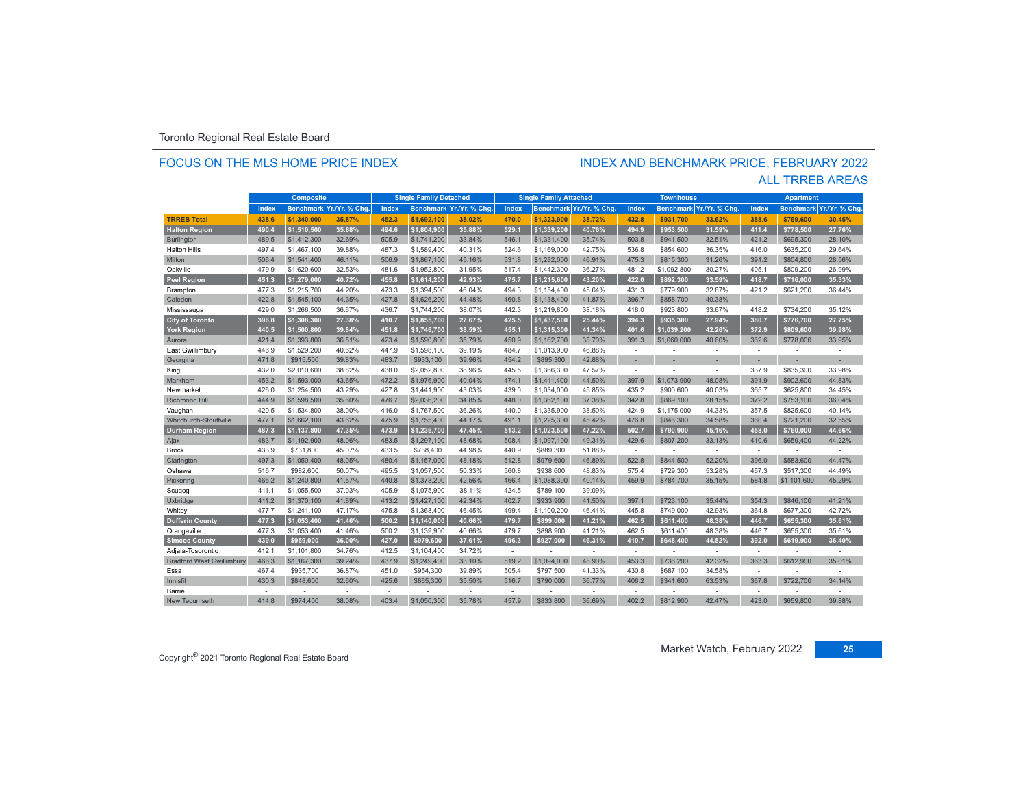Toronto Regional Real Estate Board

## FOCUS ON THE MLS HOME PRICE INDEX

## INDEX AND BENCHMARK PRICE, FEBRUARY 2022
## ALL TRREB AREAS

| | Composite | | | Single Family Detached | | | Single Family Attached | | | Townhouse | | | Apartment | | |
|---|---|---|---|---|---|---|---|---|---|---|---|---|---|---|---|
| | Index | Benchmark | Yr./Yr. % Chg. | Index | Benchmark | Yr./Yr. % Chg. | Index | Benchmark | Yr./Yr. % Chg. | Index | Benchmark | Yr./Yr. % Chg. | Index | Benchmark | Yr./Yr. % Chg. |
| **TRREB Total** | **438.6** | **$1,340,000** | **35.87%** | **452.3** | **$1,692,100** | **38.02%** | **470.0** | **$1,323,900** | **38.72%** | **432.8** | **$931,700** | **33.62%** | **388.6** | **$769,600** | **30.45%** |
| **Halton Region** | **490.4** | **$1,510,500** | **35.88%** | **494.6** | **$1,804,900** | **35.88%** | **529.1** | **$1,339,200** | **40.76%** | **494.9** | **$953,500** | **31.59%** | **411.4** | **$778,500** | **27.76%** |
| Burlington | 489.5 | $1,412,300 | 32.69% | 505.9 | $1,741,200 | 33.84% | 546.1 | $1,331,400 | 35.74% | 503.8 | $941,500 | 32.51% | 421.2 | $695,300 | 28.10% |
| Halton Hills | 497.4 | $1,467,100 | 39.88% | 487.3 | $1,589,400 | 40.31% | 524.6 | $1,169,000 | 42.75% | 536.8 | $854,600 | 36.35% | 416.0 | $635,200 | 29.64% |
| Milton | 506.4 | $1,541,400 | 46.11% | 506.9 | $1,867,100 | 45.16% | 531.8 | $1,282,000 | 46.91% | 475.3 | $815,300 | 31.26% | 391.2 | $804,800 | 28.56% |
| Oakville | 479.9 | $1,620,600 | 32.53% | 481.6 | $1,952,800 | 31.95% | 517.4 | $1,442,300 | 36.27% | 481.2 | $1,092,800 | 30.27% | 405.1 | $809,200 | 26.99% |
| **Peel Region** | **451.3** | **$1,279,000** | **40.72%** | **455.8** | **$1,614,200** | **42.93%** | **475.7** | **$1,215,600** | **43.20%** | **422.0** | **$892,300** | **33.59%** | **418.7** | **$716,000** | **35.33%** |
| Brampton | 477.3 | $1,215,700 | 44.20% | 473.3 | $1,394,500 | 46.04% | 494.3 | $1,154,400 | 45.64% | 431.3 | $779,900 | 32.87% | 421.2 | $621,200 | 36.44% |
| Caledon | 422.8 | $1,545,100 | 44.35% | 427.8 | $1,626,200 | 44.48% | 460.8 | $1,138,400 | 41.87% | 396.7 | $858,700 | 40.38% | - | - | - |
| Mississauga | 429.0 | $1,266,500 | 36.67% | 436.7 | $1,744,200 | 38.07% | 442.3 | $1,219,800 | 38.18% | 418.0 | $923,800 | 33.67% | 418.2 | $734,200 | 35.12% |
| **City of Toronto** | **396.8** | **$1,308,300** | **27.38%** | **410.7** | **$1,855,700** | **27.67%** | **425.5** | **$1,437,500** | **25.44%** | **394.3** | **$935,300** | **27.94%** | **380.7** | **$776,700** | **27.75%** |
| **York Region** | **440.5** | **$1,500,800** | **39.84%** | **451.8** | **$1,746,700** | **38.59%** | **455.1** | **$1,315,300** | **41.34%** | **401.6** | **$1,039,200** | **42.26%** | **372.9** | **$809,600** | **39.98%** |
| Aurora | 421.4 | $1,393,800 | 36.51% | 423.4 | $1,590,800 | 35.79% | 450.9 | $1,162,700 | 38.70% | 391.3 | $1,060,000 | 40.60% | 362.6 | $778,000 | 33.95% |
| East Gwillimbury | 446.9 | $1,529,200 | 40.62% | 447.9 | $1,598,100 | 39.19% | 484.7 | $1,013,900 | 46.88% | - | - | - | - | - | - |
| Georgina | 471.8 | $915,500 | 39.83% | 483.7 | $933,100 | 39.96% | 454.2 | $895,300 | 42.88% | - | - | - | - | - | - |
| King | 432.0 | $2,010,600 | 38.82% | 438.0 | $2,052,800 | 38.96% | 445.5 | $1,366,300 | 47.57% | - | - | - | 337.9 | $835,300 | 33.98% |
| Markham | 453.2 | $1,593,000 | 43.65% | 472.2 | $1,976,900 | 40.04% | 474.1 | $1,411,400 | 44.50% | 397.9 | $1,073,900 | 48.08% | 391.9 | $902,600 | 44.83% |
| Newmarket | 426.0 | $1,254,500 | 43.29% | 427.8 | $1,441,900 | 43.03% | 439.0 | $1,034,000 | 45.85% | 435.2 | $900,600 | 40.03% | 365.7 | $625,800 | 34.45% |
| Richmond Hill | 444.9 | $1,598,500 | 35.60% | 476.7 | $2,036,200 | 34.85% | 448.0 | $1,362,100 | 37.38% | 342.8 | $869,100 | 28.15% | 372.2 | $753,100 | 36.04% |
| Vaughan | 420.5 | $1,534,800 | 38.00% | 416.0 | $1,767,500 | 36.26% | 440.0 | $1,335,900 | 38.50% | 424.9 | $1,175,000 | 44.33% | 357.5 | $825,600 | 40.14% |
| Whitchurch-Stouffville | 477.1 | $1,662,100 | 43.62% | 475.9 | $1,755,400 | 44.17% | 491.1 | $1,225,300 | 45.42% | 476.8 | $846,300 | 34.58% | 360.4 | $721,200 | 32.55% |
| **Durham Region** | **487.3** | **$1,137,800** | **47.35%** | **473.9** | **$1,236,700** | **47.45%** | **513.2** | **$1,023,500** | **47.22%** | **502.7** | **$790,900** | **45.16%** | **458.0** | **$760,000** | **44.66%** |
| Ajax | 483.7 | $1,192,900 | 48.06% | 483.5 | $1,297,100 | 48.68% | 508.4 | $1,097,100 | 49.31% | 429.6 | $807,200 | 33.13% | 410.6 | $659,400 | 44.22% |
| Brock | 433.9 | $731,800 | 45.07% | 433.5 | $738,400 | 44.98% | 440.9 | $889,300 | 51.88% | - | - | - | - | - | - |
| Clarington | 497.3 | $1,050,400 | 48.05% | 480.4 | $1,157,000 | 48.18% | 512.8 | $979,600 | 46.89% | 522.8 | $844,500 | 52.20% | 396.0 | $583,600 | 44.47% |
| Oshawa | 516.7 | $982,600 | 50.07% | 495.5 | $1,057,500 | 50.33% | 560.8 | $938,600 | 48.83% | 575.4 | $729,300 | 53.28% | 457.3 | $517,300 | 44.49% |
| Pickering | 465.2 | $1,240,800 | 41.57% | 440.8 | $1,373,200 | 42.56% | 466.4 | $1,088,300 | 40.14% | 459.9 | $784,700 | 35.15% | 584.8 | $1,101,600 | 45.29% |
| Scugog | 411.1 | $1,055,500 | 37.03% | 405.9 | $1,075,900 | 38.11% | 424.5 | $789,100 | 39.09% | - | - | - | - | - | - |
| Uxbridge | 411.2 | $1,370,100 | 41.89% | 413.2 | $1,427,100 | 42.34% | 402.7 | $933,900 | 41.50% | 397.1 | $723,100 | 35.44% | 354.3 | $846,100 | 41.21% |
| Whitby | 477.7 | $1,241,100 | 47.17% | 475.8 | $1,368,400 | 46.45% | 499.4 | $1,100,200 | 46.41% | 445.8 | $749,000 | 42.93% | 364.8 | $677,300 | 42.72% |
| **Dufferin County** | **477.3** | **$1,053,400** | **41.46%** | **500.2** | **$1,140,000** | **40.66%** | **479.7** | **$899,000** | **41.21%** | **462.5** | **$611,400** | **48.38%** | **446.7** | **$655,300** | **35.61%** |
| Orangeville | 477.3 | $1,053,400 | 41.46% | 500.2 | $1,139,900 | 40.66% | 479.7 | $898,900 | 41.21% | 462.5 | $611,400 | 48.38% | 446.7 | $655,300 | 35.61% |
| **Simcoe County** | **439.0** | **$959,000** | **36.00%** | **427.0** | **$979,600** | **37.61%** | **496.3** | **$927,000** | **46.31%** | **410.7** | **$648,400** | **44.82%** | **392.0** | **$619,900** | **36.40%** |
| Adjala-Tosorontio | 412.1 | $1,101,800 | 34.76% | 412.5 | $1,104,400 | 34.72% | - | - | - | - | - | - | - | - | - |
| Bradford West Gwillimbury | 466.3 | $1,167,300 | 39.24% | 437.9 | $1,249,400 | 33.10% | 519.2 | $1,094,000 | 48.90% | 453.3 | $736,200 | 42.32% | 363.3 | $612,900 | 35.01% |
| Essa | 467.4 | $935,700 | 36.87% | 451.0 | $954,300 | 39.89% | 505.4 | $797,500 | 41.33% | 430.8 | $687,100 | 34.58% | - | - | - |
| Innisfil | 430.3 | $848,600 | 32.60% | 425.6 | $865,300 | 35.50% | 516.7 | $790,000 | 36.77% | 406.2 | $341,600 | 63.53% | 367.8 | $722,700 | 34.14% |
| Barrie | - | - | - | - | - | - | - | - | - | - | - | - | - | - | - |
| New Tecumseth | 414.8 | $974,400 | 38.08% | 403.4 | $1,050,300 | 35.78% | 457.9 | $833,800 | 36.69% | 402.2 | $812,900 | 42.47% | 423.0 | $659,800 | 39.88% |

Copyright® 2021 Toronto Regional Real Estate Board

Market Watch, February 2022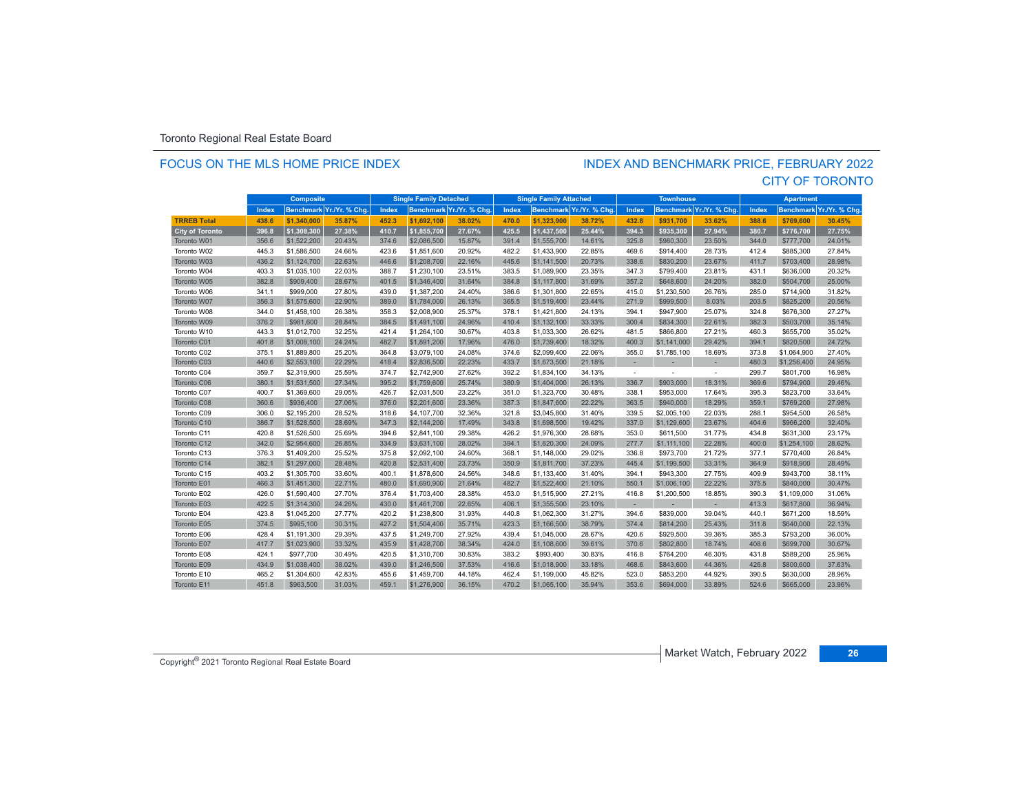Toronto Regional Real Estate Board

## FOCUS ON THE MLS HOME PRICE INDEX

## INDEX AND BENCHMARK PRICE, FEBRUARY 2022
## CITY OF TORONTO

| | Composite | | | Single Family Detached | | | Single Family Attached | | | Townhouse | | | Apartment | | |
|---|---|---|---|---|---|---|---|---|---|---|---|---|---|---|---|
| | Index | Benchmark | Yr./Yr. % Chg. | Index | Benchmark | Yr./Yr. % Chg. | Index | Benchmark | Yr./Yr. % Chg. | Index | Benchmark | Yr./Yr. % Chg. | Index | Benchmark | Yr./Yr. % Chg. |
| **TRREB Total** | **438.6** | **$1,340,000** | **35.87%** | **452.3** | **$1,692,100** | **38.02%** | **470.0** | **$1,323,900** | **38.72%** | **432.8** | **$931,700** | **33.62%** | **388.6** | **$769,600** | **30.45%** |
| **City of Toronto** | **396.8** | **$1,308,300** | **27.38%** | **410.7** | **$1,855,700** | **27.67%** | **425.5** | **$1,437,500** | **25.44%** | **394.3** | **$935,300** | **27.94%** | **380.7** | **$776,700** | **27.75%** |
| Toronto W01 | 356.6 | $1,522,200 | 20.43% | 374.6 | $2,086,500 | 15.87% | 391.4 | $1,555,700 | 14.61% | 325.8 | $980,300 | 23.50% | 344.0 | $777,700 | 24.01% |
| Toronto W02 | 445.3 | $1,586,500 | 24.66% | 423.6 | $1,851,600 | 20.92% | 482.2 | $1,433,900 | 22.85% | 469.6 | $914,400 | 28.73% | 412.4 | $885,300 | 27.84% |
| Toronto W03 | 436.2 | $1,124,700 | 22.63% | 446.6 | $1,208,700 | 22.16% | 445.6 | $1,141,500 | 20.73% | 338.6 | $830,200 | 23.67% | 411.7 | $703,400 | 28.98% |
| Toronto W04 | 403.3 | $1,035,100 | 22.03% | 388.7 | $1,230,100 | 23.51% | 383.5 | $1,089,900 | 23.35% | 347.3 | $799,400 | 23.81% | 431.1 | $636,000 | 20.32% |
| Toronto W05 | 382.8 | $909,400 | 28.67% | 401.5 | $1,346,400 | 31.64% | 384.8 | $1,117,800 | 31.69% | 357.2 | $648,600 | 24.20% | 382.0 | $504,700 | 25.00% |
| Toronto W06 | 341.1 | $999,000 | 27.80% | 439.0 | $1,387,200 | 24.40% | 386.6 | $1,301,800 | 22.65% | 415.0 | $1,230,500 | 26.76% | 285.0 | $714,900 | 31.82% |
| Toronto W07 | 356.3 | $1,575,600 | 22.90% | 389.0 | $1,784,000 | 26.13% | 365.5 | $1,519,400 | 23.44% | 271.9 | $999,500 | 8.03% | 203.5 | $825,200 | 20.56% |
| Toronto W08 | 344.0 | $1,458,100 | 26.38% | 358.3 | $2,008,900 | 25.37% | 378.1 | $1,421,800 | 24.13% | 394.1 | $947,900 | 25.07% | 324.8 | $676,300 | 27.27% |
| Toronto W09 | 376.2 | $981,600 | 28.84% | 384.5 | $1,491,100 | 24.96% | 410.4 | $1,132,100 | 33.33% | 300.4 | $834,300 | 22.61% | 382.3 | $503,700 | 35.14% |
| Toronto W10 | 443.3 | $1,012,700 | 32.25% | 421.4 | $1,264,100 | 30.67% | 403.8 | $1,033,300 | 26.62% | 481.5 | $866,800 | 27.21% | 460.3 | $655,700 | 35.02% |
| Toronto C01 | 401.8 | $1,008,100 | 24.24% | 482.7 | $1,891,200 | 17.96% | 476.0 | $1,739,400 | 18.32% | 400.3 | $1,141,000 | 29.42% | 394.1 | $820,500 | 24.72% |
| Toronto C02 | 375.1 | $1,889,800 | 25.20% | 364.8 | $3,079,100 | 24.08% | 374.6 | $2,099,400 | 22.06% | 355.0 | $1,785,100 | 18.69% | 373.8 | $1,064,900 | 27.40% |
| Toronto C03 | 440.6 | $2,553,100 | 22.29% | 418.4 | $2,836,500 | 22.23% | 433.7 | $1,673,500 | 21.18% | - | - | - | 480.3 | $1,256,400 | 24.95% |
| Toronto C04 | 359.7 | $2,319,900 | 25.59% | 374.7 | $2,742,900 | 27.62% | 392.2 | $1,834,100 | 34.13% | - | - | - | 299.7 | $801,700 | 16.98% |
| Toronto C06 | 380.1 | $1,531,500 | 27.34% | 395.2 | $1,759,600 | 25.74% | 380.9 | $1,404,000 | 26.13% | 336.7 | $903,000 | 18.31% | 369.6 | $794,900 | 29.46% |
| Toronto C07 | 400.7 | $1,369,600 | 29.05% | 426.7 | $2,031,500 | 23.22% | 351.0 | $1,323,700 | 30.48% | 338.1 | $953,000 | 17.64% | 395.3 | $823,700 | 33.64% |
| Toronto C08 | 360.6 | $936,400 | 27.06% | 376.0 | $2,201,600 | 23.36% | 387.3 | $1,847,600 | 22.22% | 363.5 | $940,000 | 18.29% | 359.1 | $769,200 | 27.98% |
| Toronto C09 | 306.0 | $2,195,200 | 28.52% | 318.6 | $4,107,700 | 32.36% | 321.8 | $3,045,800 | 31.40% | 339.5 | $2,005,100 | 22.03% | 288.1 | $954,500 | 26.58% |
| Toronto C10 | 386.7 | $1,528,500 | 28.69% | 347.3 | $2,144,200 | 17.49% | 343.8 | $1,698,500 | 19.42% | 337.0 | $1,129,600 | 23.67% | 404.6 | $966,200 | 32.40% |
| Toronto C11 | 420.8 | $1,526,500 | 25.69% | 394.6 | $2,841,100 | 29.38% | 426.2 | $1,976,300 | 28.68% | 353.0 | $611,500 | 31.77% | 434.8 | $631,300 | 23.17% |
| Toronto C12 | 342.0 | $2,954,600 | 26.85% | 334.9 | $3,631,100 | 28.02% | 394.1 | $1,620,300 | 24.09% | 277.7 | $1,111,100 | 22.28% | 400.0 | $1,254,100 | 28.62% |
| Toronto C13 | 376.3 | $1,409,200 | 25.52% | 375.8 | $2,092,100 | 24.60% | 368.1 | $1,148,000 | 29.02% | 336.8 | $973,700 | 21.72% | 377.1 | $770,400 | 26.84% |
| Toronto C14 | 382.1 | $1,297,000 | 28.48% | 420.8 | $2,531,400 | 23.73% | 350.9 | $1,811,700 | 37.23% | 445.4 | $1,199,500 | 33.31% | 364.9 | $918,900 | 28.49% |
| Toronto C15 | 403.2 | $1,305,700 | 33.60% | 400.1 | $1,878,600 | 24.56% | 348.6 | $1,133,400 | 31.40% | 394.1 | $943,300 | 27.75% | 409.9 | $943,700 | 38.11% |
| Toronto E01 | 466.3 | $1,451,300 | 22.71% | 480.0 | $1,690,900 | 21.64% | 482.7 | $1,522,400 | 21.10% | 550.1 | $1,006,100 | 22.22% | 375.5 | $840,000 | 30.47% |
| Toronto E02 | 426.0 | $1,590,400 | 27.70% | 376.4 | $1,703,400 | 28.38% | 453.0 | $1,515,900 | 27.21% | 416.8 | $1,200,500 | 18.85% | 390.3 | $1,109,000 | 31.06% |
| Toronto E03 | 422.5 | $1,314,300 | 24.26% | 430.0 | $1,461,700 | 22.65% | 406.1 | $1,355,500 | 23.10% | - | - | - | 413.3 | $617,800 | 36.94% |
| Toronto E04 | 423.8 | $1,045,200 | 27.77% | 420.2 | $1,238,800 | 31.93% | 440.8 | $1,062,300 | 31.27% | 394.6 | $839,000 | 39.04% | 440.1 | $671,200 | 18.59% |
| Toronto E05 | 374.5 | $995,100 | 30.31% | 427.2 | $1,504,400 | 35.71% | 423.3 | $1,166,500 | 38.79% | 374.4 | $814,200 | 25.43% | 311.8 | $640,000 | 22.13% |
| Toronto E06 | 428.4 | $1,191,300 | 29.39% | 437.5 | $1,249,700 | 27.92% | 439.4 | $1,045,000 | 28.67% | 420.6 | $929,500 | 39.36% | 385.3 | $793,200 | 36.00% |
| Toronto E07 | 417.7 | $1,023,900 | 33.32% | 435.9 | $1,428,700 | 38.34% | 424.0 | $1,108,600 | 39.61% | 370.6 | $802,800 | 18.74% | 408.6 | $699,700 | 30.67% |
| Toronto E08 | 424.1 | $977,700 | 30.49% | 420.5 | $1,310,700 | 30.83% | 383.2 | $993,400 | 30.83% | 416.8 | $764,200 | 46.30% | 431.8 | $589,200 | 25.96% |
| Toronto E09 | 434.9 | $1,038,400 | 38.02% | 439.0 | $1,246,500 | 37.53% | 416.6 | $1,018,900 | 33.18% | 468.6 | $843,600 | 44.36% | 426.8 | $800,600 | 37.63% |
| Toronto E10 | 465.2 | $1,304,600 | 42.83% | 455.6 | $1,459,700 | 44.18% | 462.4 | $1,199,000 | 45.82% | 523.0 | $853,200 | 44.92% | 390.5 | $630,000 | 28.96% |
| Toronto E11 | 451.8 | $963,500 | 31.03% | 459.1 | $1,276,900 | 36.15% | 470.2 | $1,065,100 | 35.94% | 353.6 | $694,000 | 33.89% | 524.6 | $665,000 | 23.96% |

Copyright® 2021 Toronto Regional Real Estate Board

Market Watch, February 2022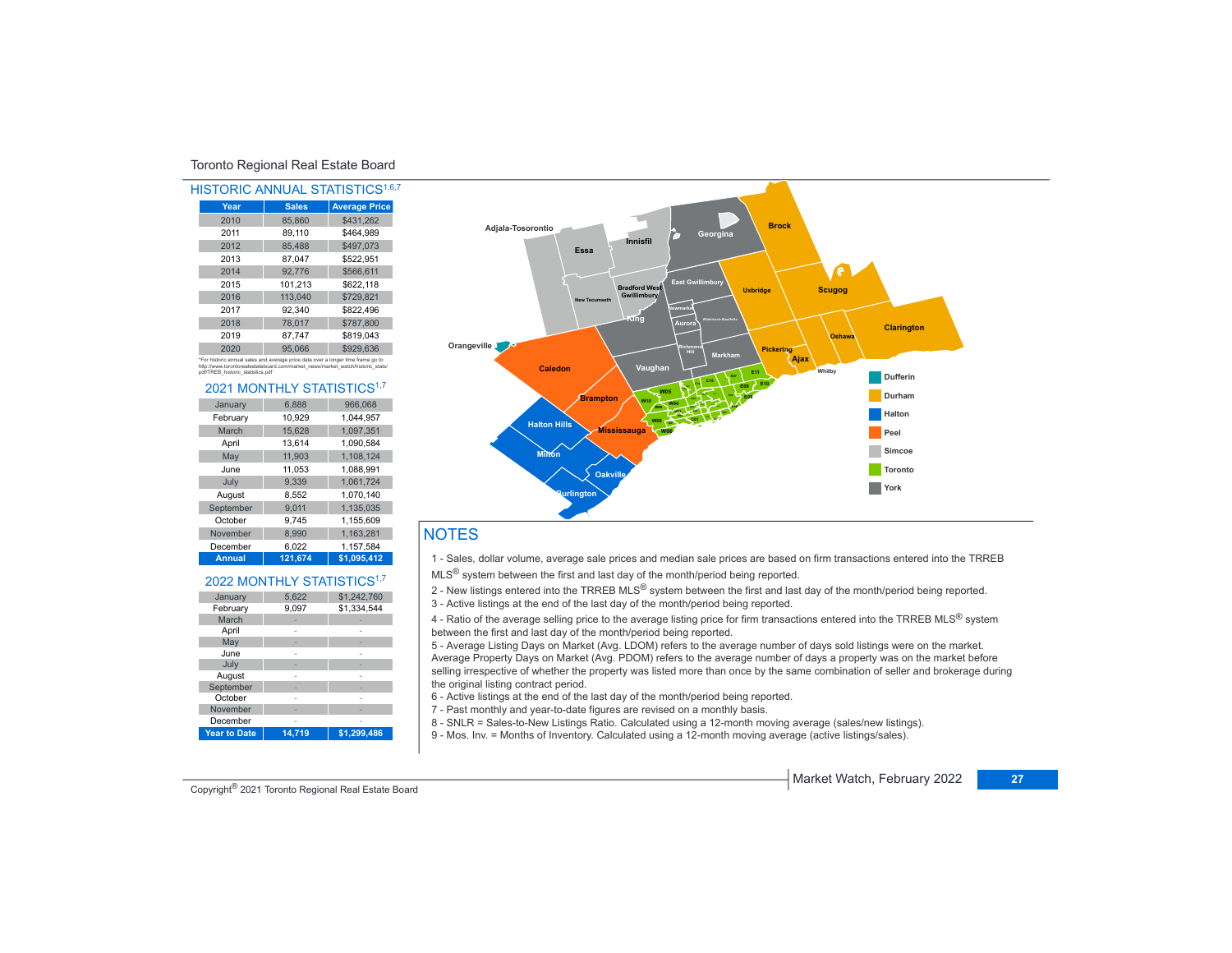Toronto Regional Real Estate Board

## HISTORIC ANNUAL STATISTICS[1,6,7]

| Year | Sales | Average Price |
|---|---|---|
| 2010 | 85,860 | $431,262 |
| 2011 | 89,110 | $464,989 |
| 2012 | 85,488 | $497,073 |
| 2013 | 87,047 | $522,951 |
| 2014 | 92,776 | $566,611 |
| 2015 | 101,213 | $622,118 |
| 2016 | 113,040 | $729,821 |
| 2017 | 92,340 | $822,496 |
| 2018 | 78,017 | $787,800 |
| 2019 | 87,747 | $819,043 |
| 2020 | 95,066 | $929,636 |

*For historic annual sales and average price data over a longer time frame go to: http://www.torontorealestateboard.com/market_news/market_watch/historic_stats/pdf/TREB_historic_statistics.pdf

## 2021 MONTHLY STATISTICS[1,7]

| | | |
|---|---|---|
| January | 6,888 | 966,068 |
| February | 10,929 | 1,044,957 |
| March | 15,628 | 1,097,351 |
| April | 13,614 | 1,090,584 |
| May | 11,903 | 1,108,124 |
| June | 11,053 | 1,088,991 |
| July | 9,339 | 1,061,724 |
| August | 8,552 | 1,070,140 |
| September | 9,011 | 1,135,035 |
| October | 9,745 | 1,155,609 |
| November | 8,990 | 1,163,281 |
| December | 6,022 | 1,157,584 |
| **Annual** | **121,674** | **$1,095,412** |

## 2022 MONTHLY STATISTICS[1,7]

| | | |
|---|---|---|
| January | 5,622 | $1,242,760 |
| February | 9,097 | $1,334,544 |
| March | - | - |
| April | - | - |
| May | - | - |
| June | - | - |
| July | - | - |
| August | - | - |
| September | - | - |
| October | - | - |
| November | - | - |
| December | - | - |
| **Year to Date** | **14,719** | **$1,299,486** |

Adjala-Tosorontio
Essa
Innisfil
Georgina
Brock
Bradford West Gwillimbury
East Gwillimbury
Uxbridge
Scugog
New Tecumseth
King
Newmarket
Aurora
Whitchurch-Stouffville
Oshawa
Clarington
Orangeville
Richmond Hill
Markham
Pickering
Ajax
Whitby
Caledon
Vaughan
Brampton
Halton Hills
Mississauga
Milton
Oakville
Burlington

Dufferin
Durham
Halton
Peel
Simcoe
Toronto
York

## NOTES

1 - Sales, dollar volume, average sale prices and median sale prices are based on firm transactions entered into the TRREB MLS® system between the first and last day of the month/period being reported.

2 - New listings entered into the TRREB MLS® system between the first and last day of the month/period being reported.

3 - Active listings at the end of the last day of the month/period being reported.

4 - Ratio of the average selling price to the average listing price for firm transactions entered into the TRREB MLS® system between the first and last day of the month/period being reported.

5 - Average Listing Days on Market (Avg. LDOM) refers to the average number of days sold listings were on the market. Average Property Days on Market (Avg. PDOM) refers to the average number of days a property was on the market before selling irrespective of whether the property was listed more than once by the same combination of seller and brokerage during the original listing contract period.

6 - Active listings at the end of the last day of the month/period being reported.

7 - Past monthly and year-to-date figures are revised on a monthly basis.

8 - SNLR = Sales-to-New Listings Ratio. Calculated using a 12-month moving average (sales/new listings).

9 - Mos. Inv. = Months of Inventory. Calculated using a 12-month moving average (active listings/sales).

Copyright® 2021 Toronto Regional Real Estate Board